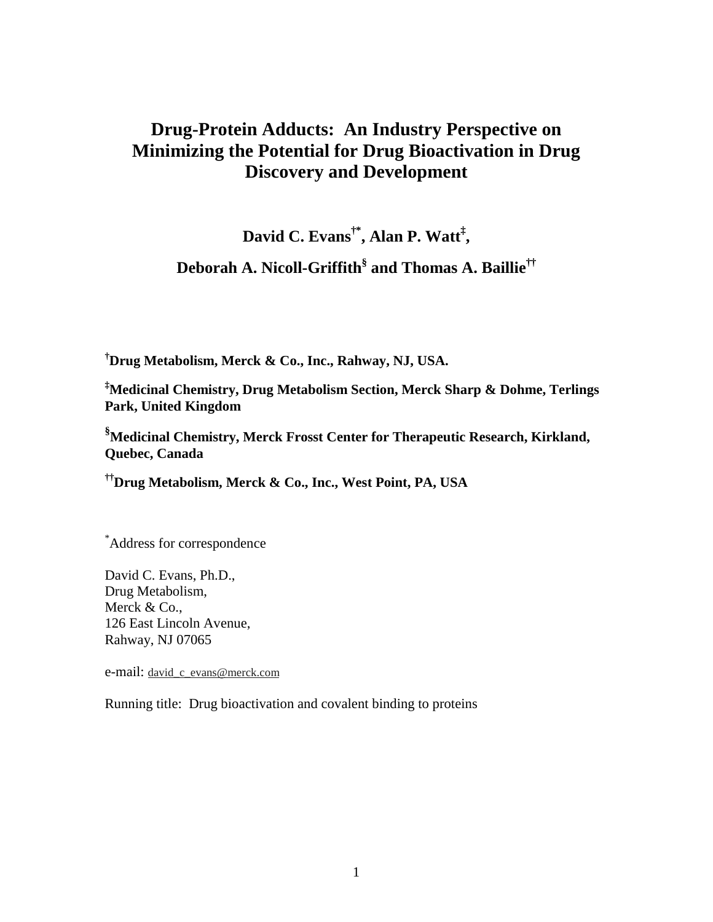# Drug-Protein Adducts: An Industry Perspective on Minimizing the Potential for Drug Bioactivation in Drug Discovery and Development

**David C. Evans[†*], Alan P. Watt[‡],**

**Deborah A. Nicoll-Griffith[§] and Thomas A. Baillie[††]**

**[†]Drug Metabolism, Merck & Co., Inc., Rahway, NJ, USA.**

**[‡]Medicinal Chemistry, Drug Metabolism Section, Merck Sharp & Dohme, Terlings Park, United Kingdom**

**[§]Medicinal Chemistry, Merck Frosst Center for Therapeutic Research, Kirkland, Quebec, Canada**

**[††]Drug Metabolism, Merck & Co., Inc., West Point, PA, USA**

[*]Address for correspondence

David C. Evans, Ph.D.,
Drug Metabolism,
Merck & Co.,
126 East Lincoln Avenue,
Rahway, NJ 07065

e-mail: david_c_evans@merck.com

Running title: Drug bioactivation and covalent binding to proteins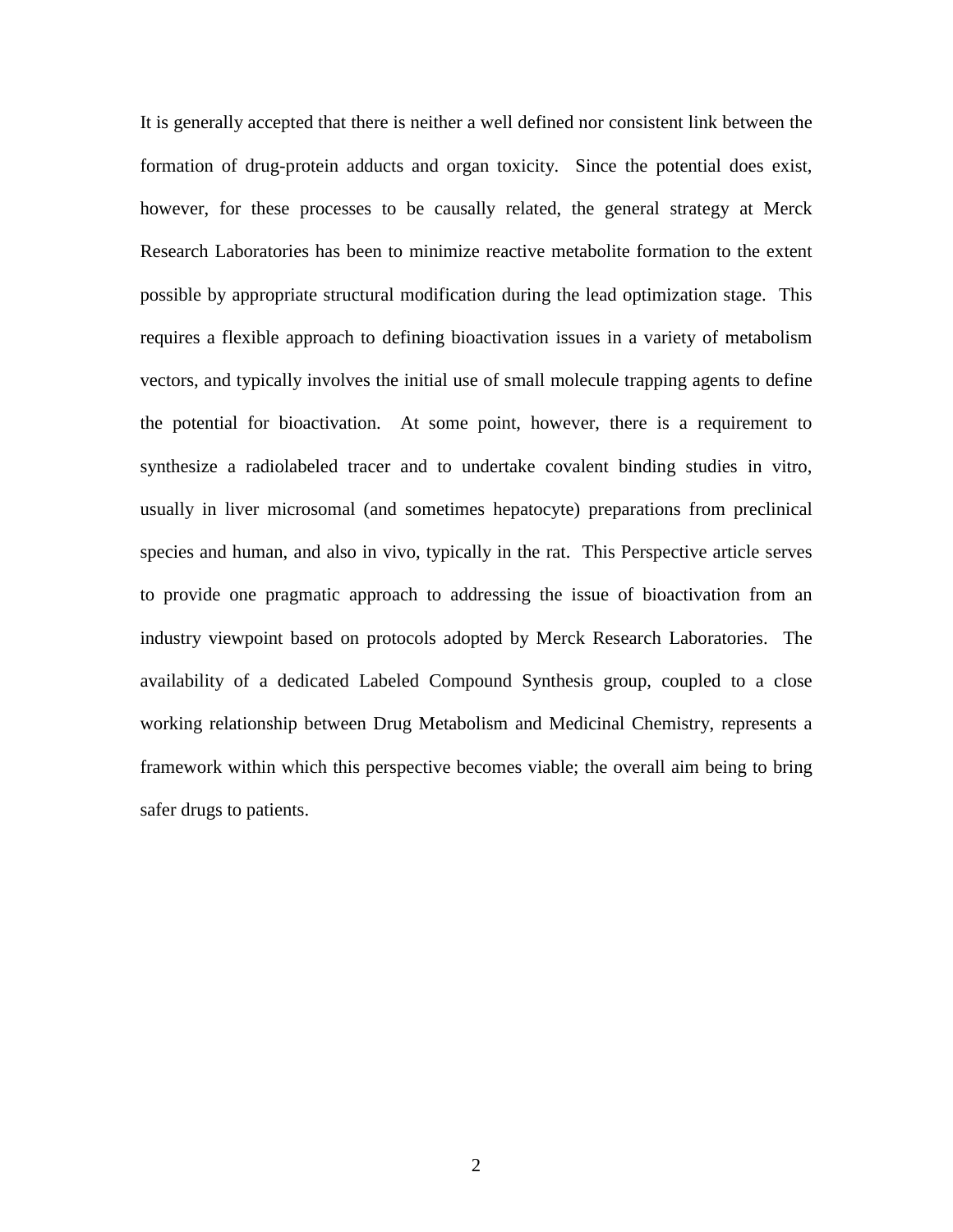It is generally accepted that there is neither a well defined nor consistent link between the formation of drug-protein adducts and organ toxicity. Since the potential does exist, however, for these processes to be causally related, the general strategy at Merck Research Laboratories has been to minimize reactive metabolite formation to the extent possible by appropriate structural modification during the lead optimization stage. This requires a flexible approach to defining bioactivation issues in a variety of metabolism vectors, and typically involves the initial use of small molecule trapping agents to define the potential for bioactivation. At some point, however, there is a requirement to synthesize a radiolabeled tracer and to undertake covalent binding studies in vitro, usually in liver microsomal (and sometimes hepatocyte) preparations from preclinical species and human, and also in vivo, typically in the rat. This Perspective article serves to provide one pragmatic approach to addressing the issue of bioactivation from an industry viewpoint based on protocols adopted by Merck Research Laboratories. The availability of a dedicated Labeled Compound Synthesis group, coupled to a close working relationship between Drug Metabolism and Medicinal Chemistry, represents a framework within which this perspective becomes viable; the overall aim being to bring safer drugs to patients.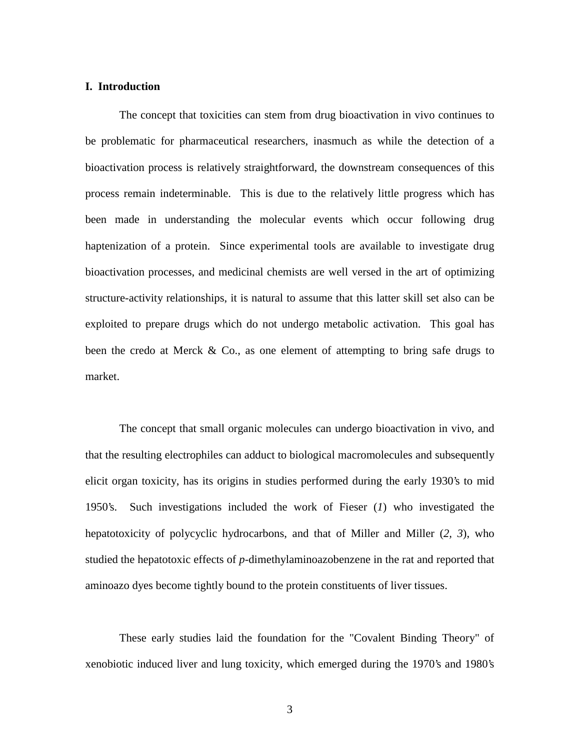## I. Introduction

The concept that toxicities can stem from drug bioactivation in vivo continues to be problematic for pharmaceutical researchers, inasmuch as while the detection of a bioactivation process is relatively straightforward, the downstream consequences of this process remain indeterminable. This is due to the relatively little progress which has been made in understanding the molecular events which occur following drug haptenization of a protein. Since experimental tools are available to investigate drug bioactivation processes, and medicinal chemists are well versed in the art of optimizing structure-activity relationships, it is natural to assume that this latter skill set also can be exploited to prepare drugs which do not undergo metabolic activation. This goal has been the credo at Merck & Co., as one element of attempting to bring safe drugs to market.

The concept that small organic molecules can undergo bioactivation in vivo, and that the resulting electrophiles can adduct to biological macromolecules and subsequently elicit organ toxicity, has its origins in studies performed during the early 1930's to mid 1950's. Such investigations included the work of Fieser (*1*) who investigated the hepatotoxicity of polycyclic hydrocarbons, and that of Miller and Miller (*2*, *3*), who studied the hepatotoxic effects of *p*-dimethylaminoazobenzene in the rat and reported that aminoazo dyes become tightly bound to the protein constituents of liver tissues.

These early studies laid the foundation for the "Covalent Binding Theory" of xenobiotic induced liver and lung toxicity, which emerged during the 1970's and 1980's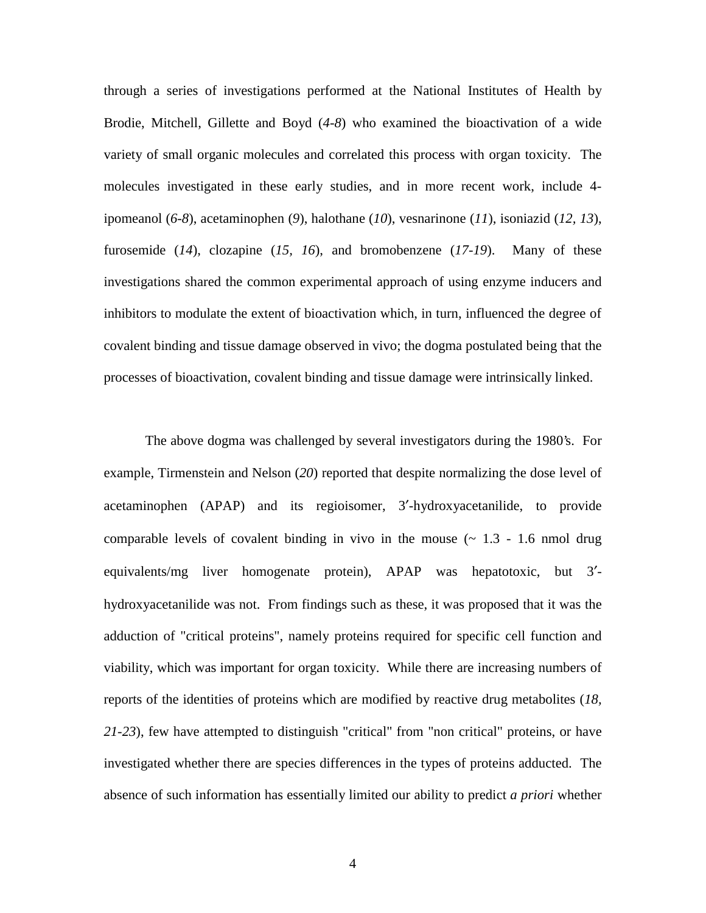through a series of investigations performed at the National Institutes of Health by Brodie, Mitchell, Gillette and Boyd (*4-8*) who examined the bioactivation of a wide variety of small organic molecules and correlated this process with organ toxicity. The molecules investigated in these early studies, and in more recent work, include 4-ipomeanol (*6-8*), acetaminophen (*9*), halothane (*10*), vesnarinone (*11*), isoniazid (*12, 13*), furosemide (*14*), clozapine (*15, 16*), and bromobenzene (*17-19*). Many of these investigations shared the common experimental approach of using enzyme inducers and inhibitors to modulate the extent of bioactivation which, in turn, influenced the degree of covalent binding and tissue damage observed in vivo; the dogma postulated being that the processes of bioactivation, covalent binding and tissue damage were intrinsically linked.

The above dogma was challenged by several investigators during the 1980's. For example, Tirmenstein and Nelson (*20*) reported that despite normalizing the dose level of acetaminophen (APAP) and its regioisomer, 3′-hydroxyacetanilide, to provide comparable levels of covalent binding in vivo in the mouse (~ 1.3 - 1.6 nmol drug equivalents/mg liver homogenate protein), APAP was hepatotoxic, but 3′-hydroxyacetanilide was not. From findings such as these, it was proposed that it was the adduction of "critical proteins", namely proteins required for specific cell function and viability, which was important for organ toxicity. While there are increasing numbers of reports of the identities of proteins which are modified by reactive drug metabolites (*18, 21-23*), few have attempted to distinguish "critical" from "non critical" proteins, or have investigated whether there are species differences in the types of proteins adducted. The absence of such information has essentially limited our ability to predict *a priori* whether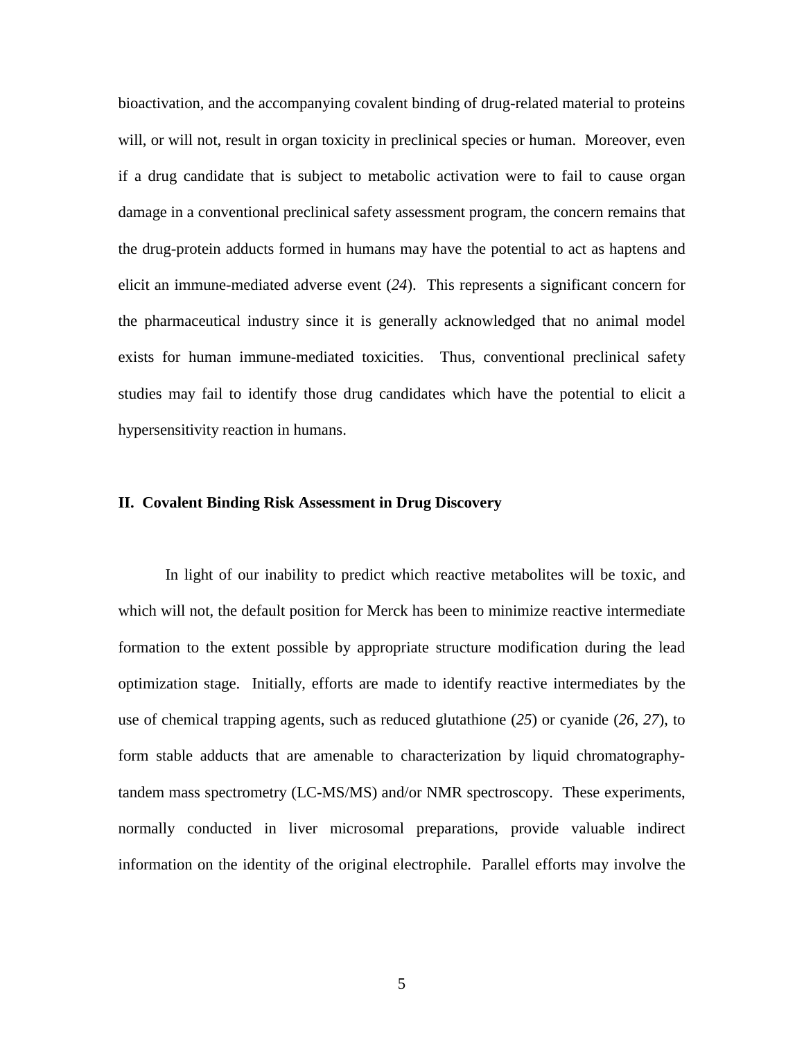bioactivation, and the accompanying covalent binding of drug-related material to proteins will, or will not, result in organ toxicity in preclinical species or human. Moreover, even if a drug candidate that is subject to metabolic activation were to fail to cause organ damage in a conventional preclinical safety assessment program, the concern remains that the drug-protein adducts formed in humans may have the potential to act as haptens and elicit an immune-mediated adverse event (*24*). This represents a significant concern for the pharmaceutical industry since it is generally acknowledged that no animal model exists for human immune-mediated toxicities. Thus, conventional preclinical safety studies may fail to identify those drug candidates which have the potential to elicit a hypersensitivity reaction in humans.

## II. Covalent Binding Risk Assessment in Drug Discovery

In light of our inability to predict which reactive metabolites will be toxic, and which will not, the default position for Merck has been to minimize reactive intermediate formation to the extent possible by appropriate structure modification during the lead optimization stage. Initially, efforts are made to identify reactive intermediates by the use of chemical trapping agents, such as reduced glutathione (*25*) or cyanide (*26*, *27*), to form stable adducts that are amenable to characterization by liquid chromatography-tandem mass spectrometry (LC-MS/MS) and/or NMR spectroscopy. These experiments, normally conducted in liver microsomal preparations, provide valuable indirect information on the identity of the original electrophile. Parallel efforts may involve the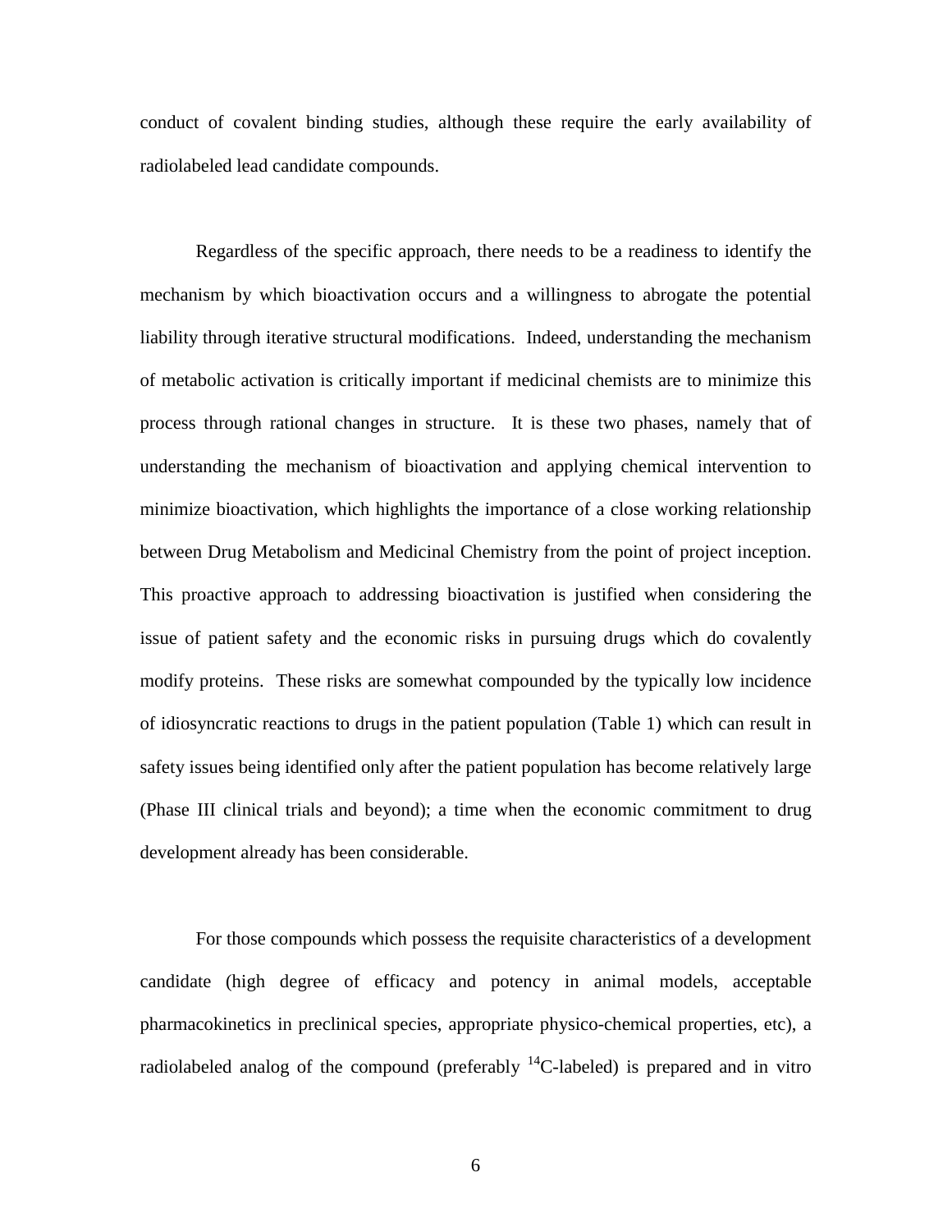conduct of covalent binding studies, although these require the early availability of radiolabeled lead candidate compounds.

Regardless of the specific approach, there needs to be a readiness to identify the mechanism by which bioactivation occurs and a willingness to abrogate the potential liability through iterative structural modifications. Indeed, understanding the mechanism of metabolic activation is critically important if medicinal chemists are to minimize this process through rational changes in structure. It is these two phases, namely that of understanding the mechanism of bioactivation and applying chemical intervention to minimize bioactivation, which highlights the importance of a close working relationship between Drug Metabolism and Medicinal Chemistry from the point of project inception. This proactive approach to addressing bioactivation is justified when considering the issue of patient safety and the economic risks in pursuing drugs which do covalently modify proteins. These risks are somewhat compounded by the typically low incidence of idiosyncratic reactions to drugs in the patient population (Table 1) which can result in safety issues being identified only after the patient population has become relatively large (Phase III clinical trials and beyond); a time when the economic commitment to drug development already has been considerable.

For those compounds which possess the requisite characteristics of a development candidate (high degree of efficacy and potency in animal models, acceptable pharmacokinetics in preclinical species, appropriate physico-chemical properties, etc), a radiolabeled analog of the compound (preferably $^{14}C$-labeled) is prepared and in vitro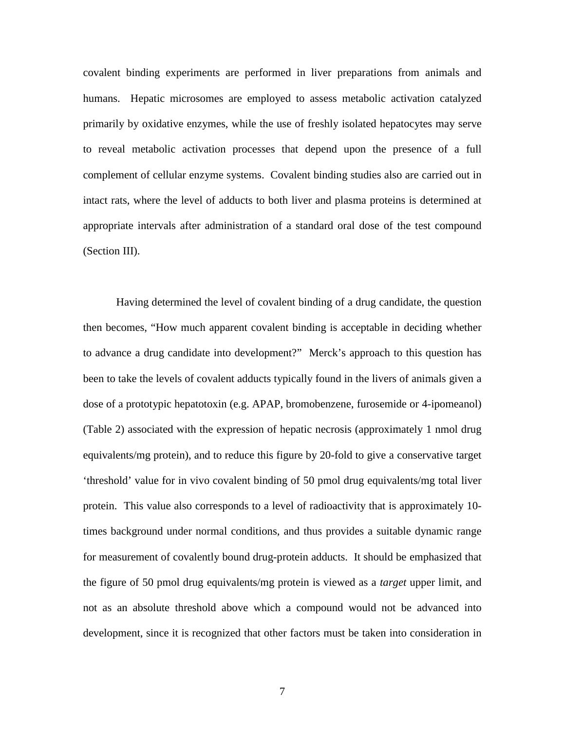covalent binding experiments are performed in liver preparations from animals and humans. Hepatic microsomes are employed to assess metabolic activation catalyzed primarily by oxidative enzymes, while the use of freshly isolated hepatocytes may serve to reveal metabolic activation processes that depend upon the presence of a full complement of cellular enzyme systems. Covalent binding studies also are carried out in intact rats, where the level of adducts to both liver and plasma proteins is determined at appropriate intervals after administration of a standard oral dose of the test compound (Section III).

Having determined the level of covalent binding of a drug candidate, the question then becomes, "How much apparent covalent binding is acceptable in deciding whether to advance a drug candidate into development?" Merck's approach to this question has been to take the levels of covalent adducts typically found in the livers of animals given a dose of a prototypic hepatotoxin (e.g. APAP, bromobenzene, furosemide or 4-ipomeanol) (Table 2) associated with the expression of hepatic necrosis (approximately 1 nmol drug equivalents/mg protein), and to reduce this figure by 20-fold to give a conservative target 'threshold' value for in vivo covalent binding of 50 pmol drug equivalents/mg total liver protein. This value also corresponds to a level of radioactivity that is approximately 10-times background under normal conditions, and thus provides a suitable dynamic range for measurement of covalently bound drug-protein adducts. It should be emphasized that the figure of 50 pmol drug equivalents/mg protein is viewed as a *target* upper limit, and not as an absolute threshold above which a compound would not be advanced into development, since it is recognized that other factors must be taken into consideration in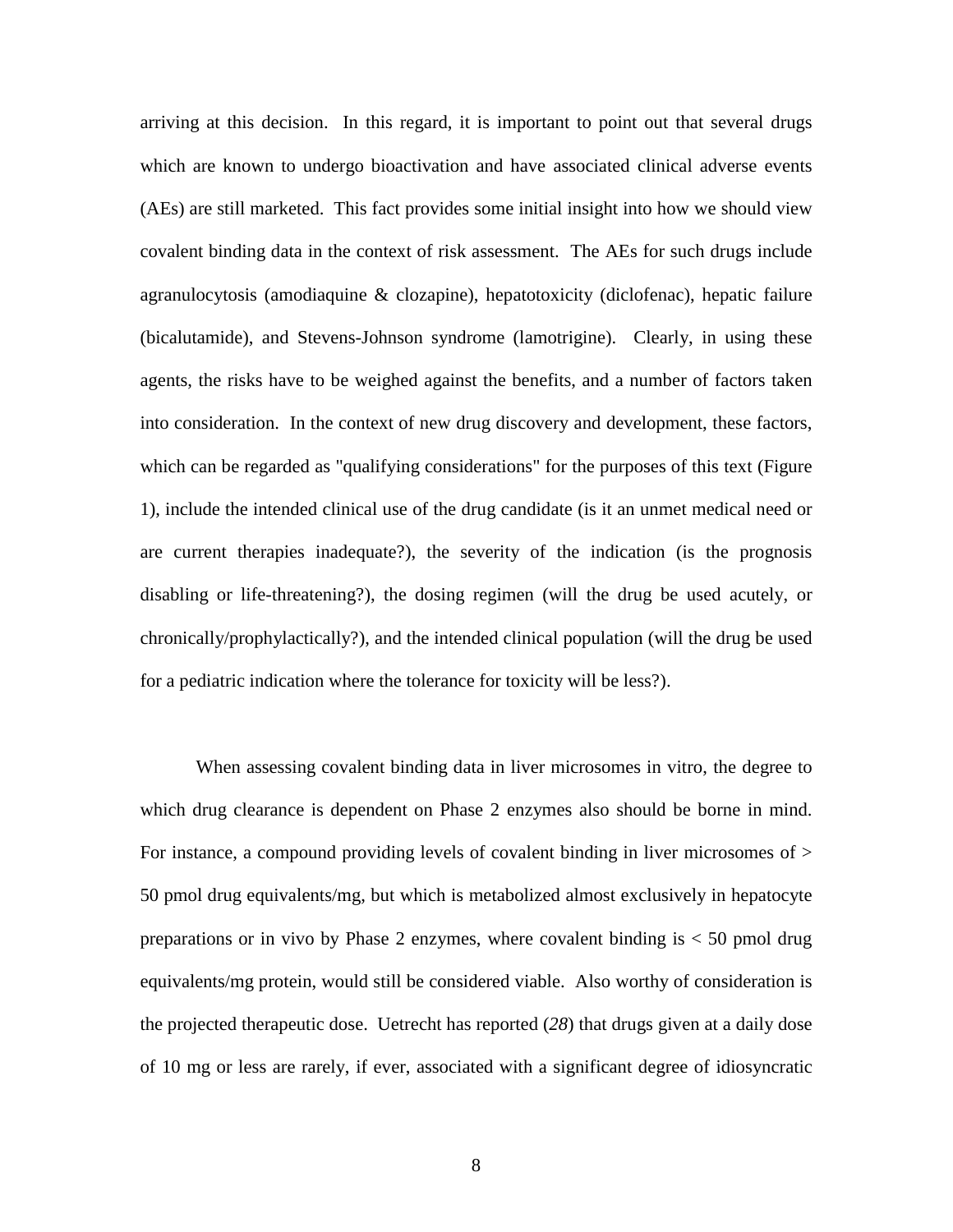arriving at this decision. In this regard, it is important to point out that several drugs which are known to undergo bioactivation and have associated clinical adverse events (AEs) are still marketed. This fact provides some initial insight into how we should view covalent binding data in the context of risk assessment. The AEs for such drugs include agranulocytosis (amodiaquine & clozapine), hepatotoxicity (diclofenac), hepatic failure (bicalutamide), and Stevens-Johnson syndrome (lamotrigine). Clearly, in using these agents, the risks have to be weighed against the benefits, and a number of factors taken into consideration. In the context of new drug discovery and development, these factors, which can be regarded as "qualifying considerations" for the purposes of this text (Figure 1), include the intended clinical use of the drug candidate (is it an unmet medical need or are current therapies inadequate?), the severity of the indication (is the prognosis disabling or life-threatening?), the dosing regimen (will the drug be used acutely, or chronically/prophylactically?), and the intended clinical population (will the drug be used for a pediatric indication where the tolerance for toxicity will be less?).

When assessing covalent binding data in liver microsomes in vitro, the degree to which drug clearance is dependent on Phase 2 enzymes also should be borne in mind. For instance, a compound providing levels of covalent binding in liver microsomes of > 50 pmol drug equivalents/mg, but which is metabolized almost exclusively in hepatocyte preparations or in vivo by Phase 2 enzymes, where covalent binding is < 50 pmol drug equivalents/mg protein, would still be considered viable. Also worthy of consideration is the projected therapeutic dose. Uetrecht has reported (*28*) that drugs given at a daily dose of 10 mg or less are rarely, if ever, associated with a significant degree of idiosyncratic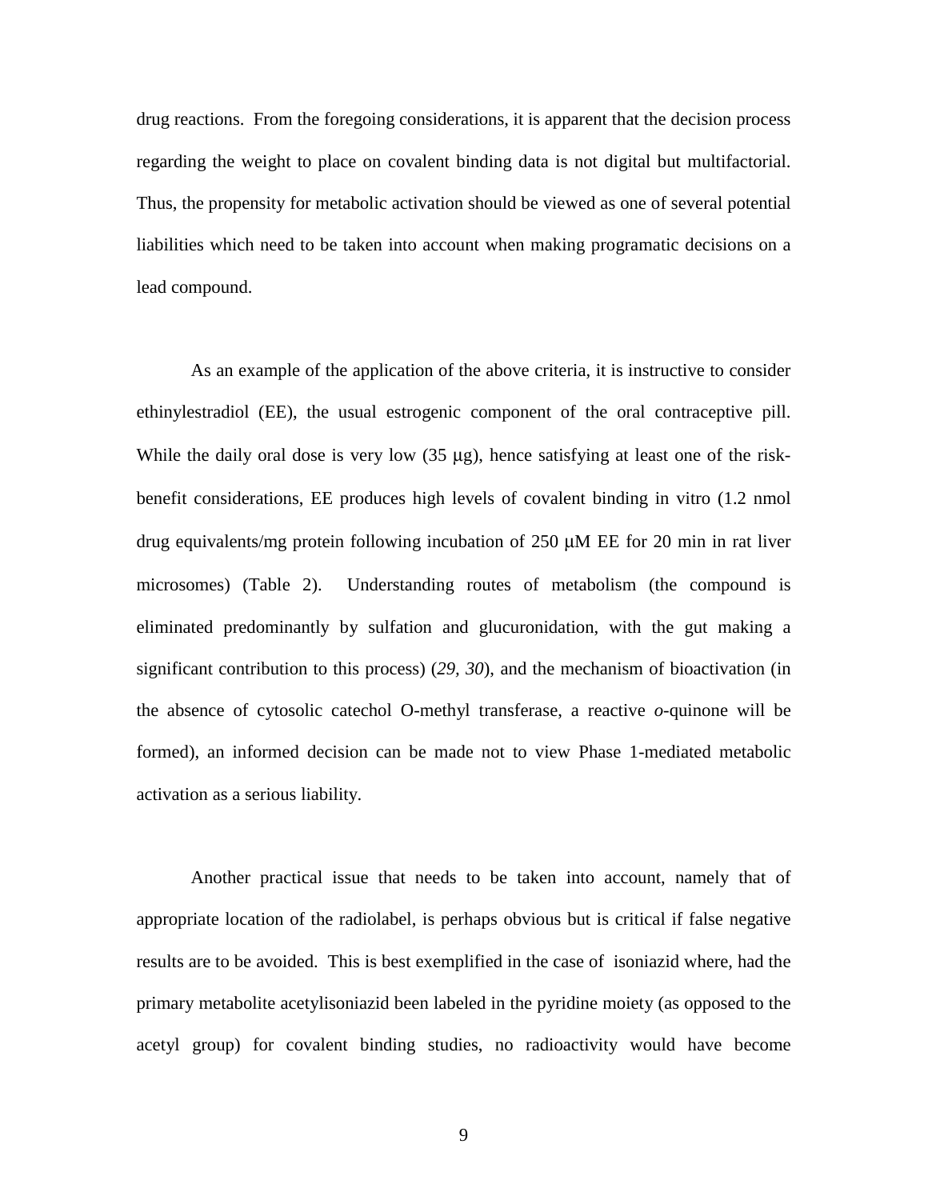drug reactions. From the foregoing considerations, it is apparent that the decision process regarding the weight to place on covalent binding data is not digital but multifactorial. Thus, the propensity for metabolic activation should be viewed as one of several potential liabilities which need to be taken into account when making programatic decisions on a lead compound.

As an example of the application of the above criteria, it is instructive to consider ethinylestradiol (EE), the usual estrogenic component of the oral contraceptive pill. While the daily oral dose is very low (35 μg), hence satisfying at least one of the risk-benefit considerations, EE produces high levels of covalent binding in vitro (1.2 nmol drug equivalents/mg protein following incubation of 250 μM EE for 20 min in rat liver microsomes) (Table 2). Understanding routes of metabolism (the compound is eliminated predominantly by sulfation and glucuronidation, with the gut making a significant contribution to this process) (*29*, *30*), and the mechanism of bioactivation (in the absence of cytosolic catechol O-methyl transferase, a reactive *o*-quinone will be formed), an informed decision can be made not to view Phase 1-mediated metabolic activation as a serious liability.

Another practical issue that needs to be taken into account, namely that of appropriate location of the radiolabel, is perhaps obvious but is critical if false negative results are to be avoided. This is best exemplified in the case of isoniazid where, had the primary metabolite acetylisoniazid been labeled in the pyridine moiety (as opposed to the acetyl group) for covalent binding studies, no radioactivity would have become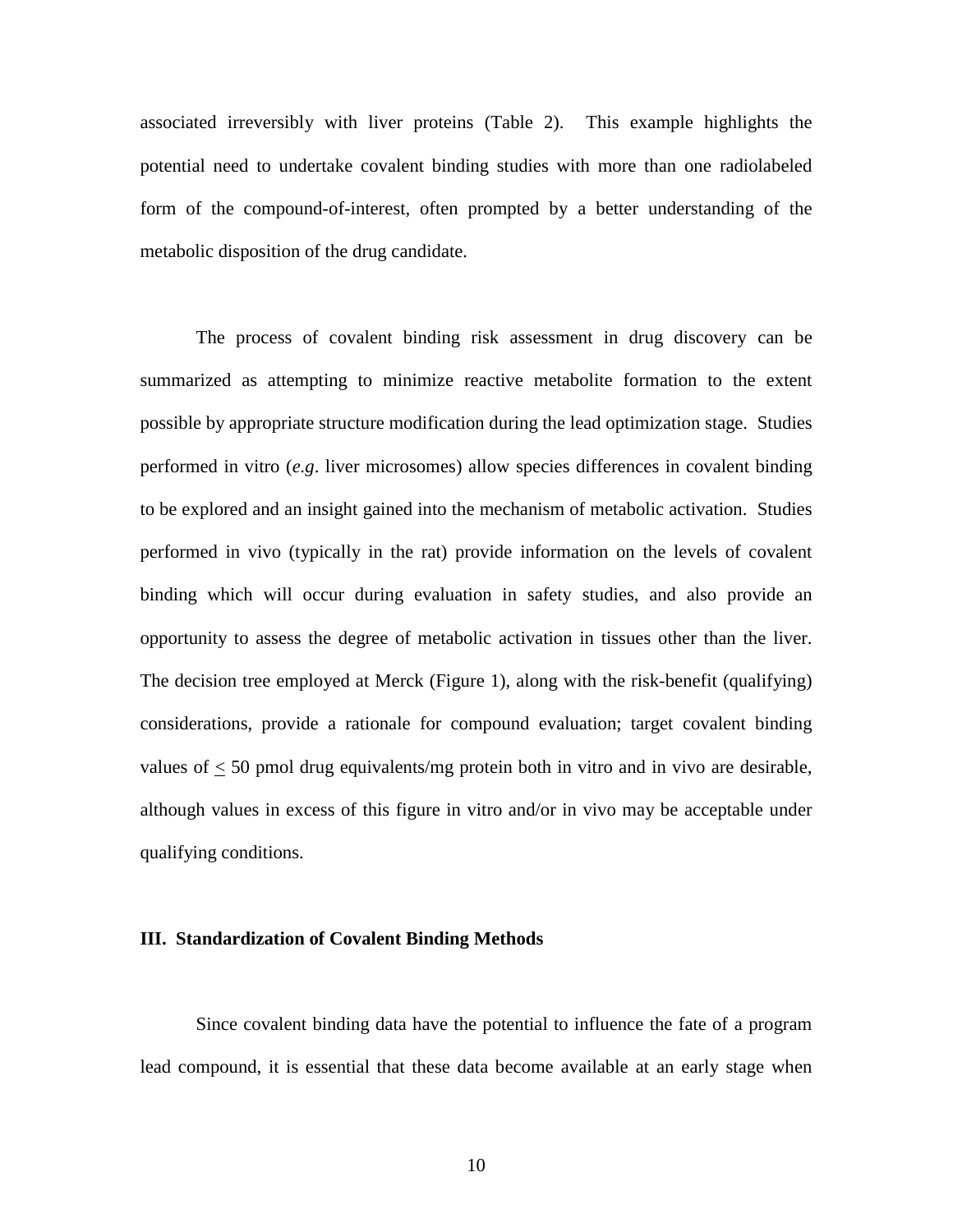associated irreversibly with liver proteins (Table 2). This example highlights the potential need to undertake covalent binding studies with more than one radiolabeled form of the compound-of-interest, often prompted by a better understanding of the metabolic disposition of the drug candidate.

The process of covalent binding risk assessment in drug discovery can be summarized as attempting to minimize reactive metabolite formation to the extent possible by appropriate structure modification during the lead optimization stage. Studies performed in vitro (*e.g*. liver microsomes) allow species differences in covalent binding to be explored and an insight gained into the mechanism of metabolic activation. Studies performed in vivo (typically in the rat) provide information on the levels of covalent binding which will occur during evaluation in safety studies, and also provide an opportunity to assess the degree of metabolic activation in tissues other than the liver. The decision tree employed at Merck (Figure 1), along with the risk-benefit (qualifying) considerations, provide a rationale for compound evaluation; target covalent binding values of $\leq$ 50 pmol drug equivalents/mg protein both in vitro and in vivo are desirable, although values in excess of this figure in vitro and/or in vivo may be acceptable under qualifying conditions.

### III. Standardization of Covalent Binding Methods

Since covalent binding data have the potential to influence the fate of a program lead compound, it is essential that these data become available at an early stage when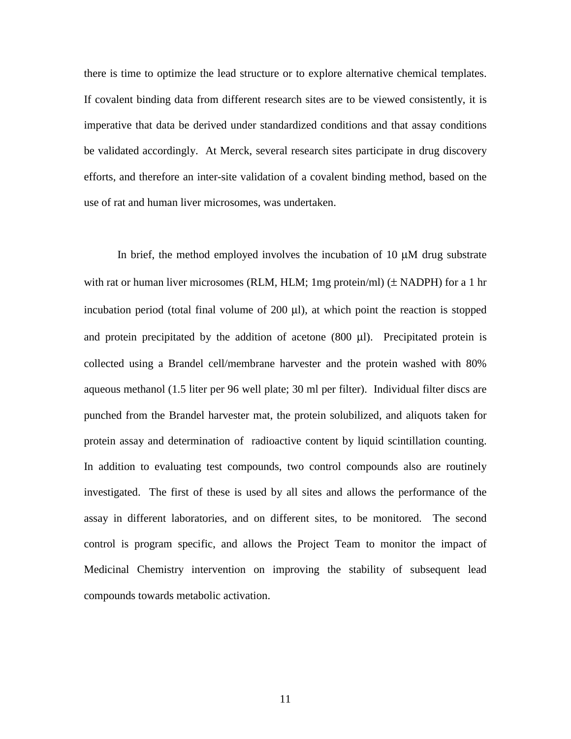there is time to optimize the lead structure or to explore alternative chemical templates. If covalent binding data from different research sites are to be viewed consistently, it is imperative that data be derived under standardized conditions and that assay conditions be validated accordingly. At Merck, several research sites participate in drug discovery efforts, and therefore an inter-site validation of a covalent binding method, based on the use of rat and human liver microsomes, was undertaken.

In brief, the method employed involves the incubation of 10 μM drug substrate with rat or human liver microsomes (RLM, HLM; 1mg protein/ml) (± NADPH) for a 1 hr incubation period (total final volume of 200 μl), at which point the reaction is stopped and protein precipitated by the addition of acetone (800 μl). Precipitated protein is collected using a Brandel cell/membrane harvester and the protein washed with 80% aqueous methanol (1.5 liter per 96 well plate; 30 ml per filter). Individual filter discs are punched from the Brandel harvester mat, the protein solubilized, and aliquots taken for protein assay and determination of radioactive content by liquid scintillation counting. In addition to evaluating test compounds, two control compounds also are routinely investigated. The first of these is used by all sites and allows the performance of the assay in different laboratories, and on different sites, to be monitored. The second control is program specific, and allows the Project Team to monitor the impact of Medicinal Chemistry intervention on improving the stability of subsequent lead compounds towards metabolic activation.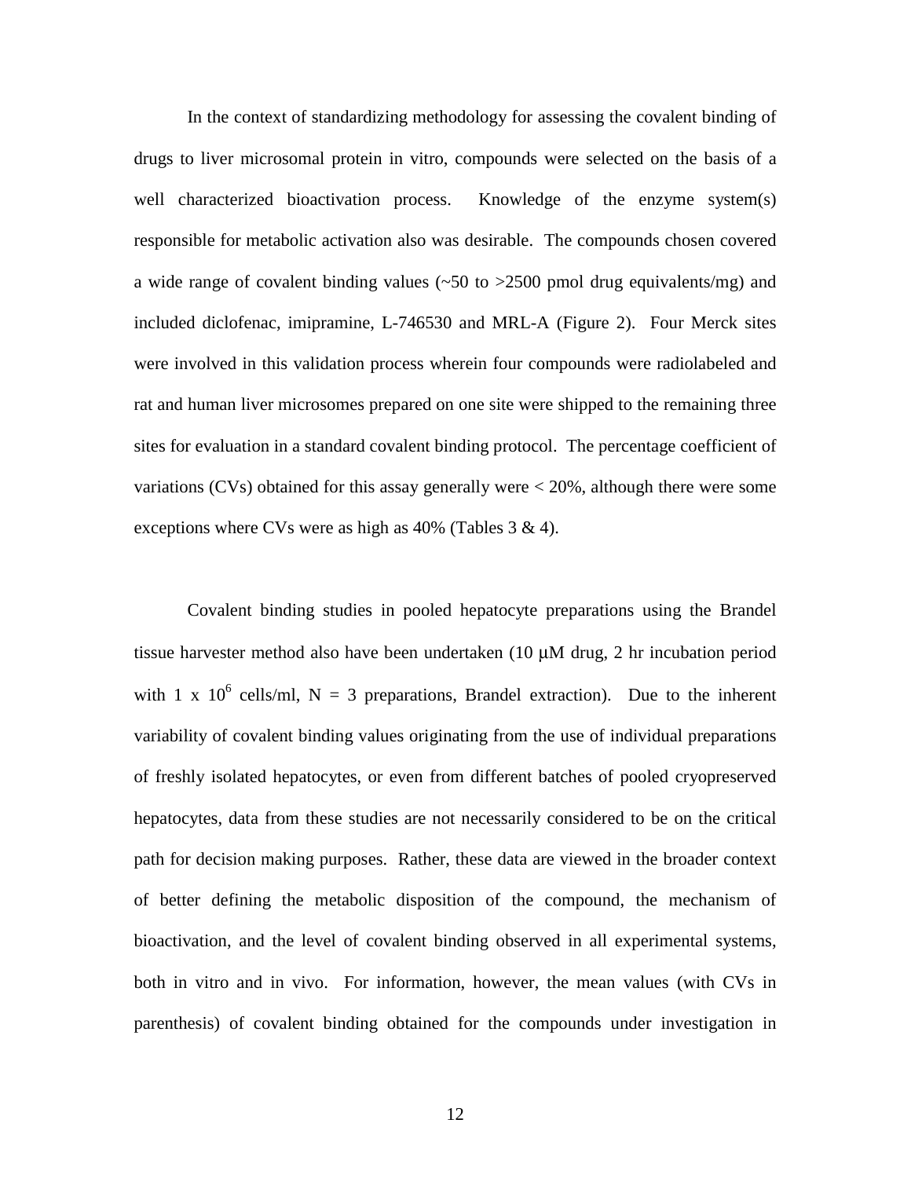In the context of standardizing methodology for assessing the covalent binding of drugs to liver microsomal protein in vitro, compounds were selected on the basis of a well characterized bioactivation process. Knowledge of the enzyme system(s) responsible for metabolic activation also was desirable. The compounds chosen covered a wide range of covalent binding values (~50 to >2500 pmol drug equivalents/mg) and included diclofenac, imipramine, L-746530 and MRL-A (Figure 2). Four Merck sites were involved in this validation process wherein four compounds were radiolabeled and rat and human liver microsomes prepared on one site were shipped to the remaining three sites for evaluation in a standard covalent binding protocol. The percentage coefficient of variations (CVs) obtained for this assay generally were < 20%, although there were some exceptions where CVs were as high as 40% (Tables 3 & 4).

Covalent binding studies in pooled hepatocyte preparations using the Brandel tissue harvester method also have been undertaken (10 μM drug, 2 hr incubation period with 1 x $10^6$ cells/ml, N = 3 preparations, Brandel extraction). Due to the inherent variability of covalent binding values originating from the use of individual preparations of freshly isolated hepatocytes, or even from different batches of pooled cryopreserved hepatocytes, data from these studies are not necessarily considered to be on the critical path for decision making purposes. Rather, these data are viewed in the broader context of better defining the metabolic disposition of the compound, the mechanism of bioactivation, and the level of covalent binding observed in all experimental systems, both in vitro and in vivo. For information, however, the mean values (with CVs in parenthesis) of covalent binding obtained for the compounds under investigation in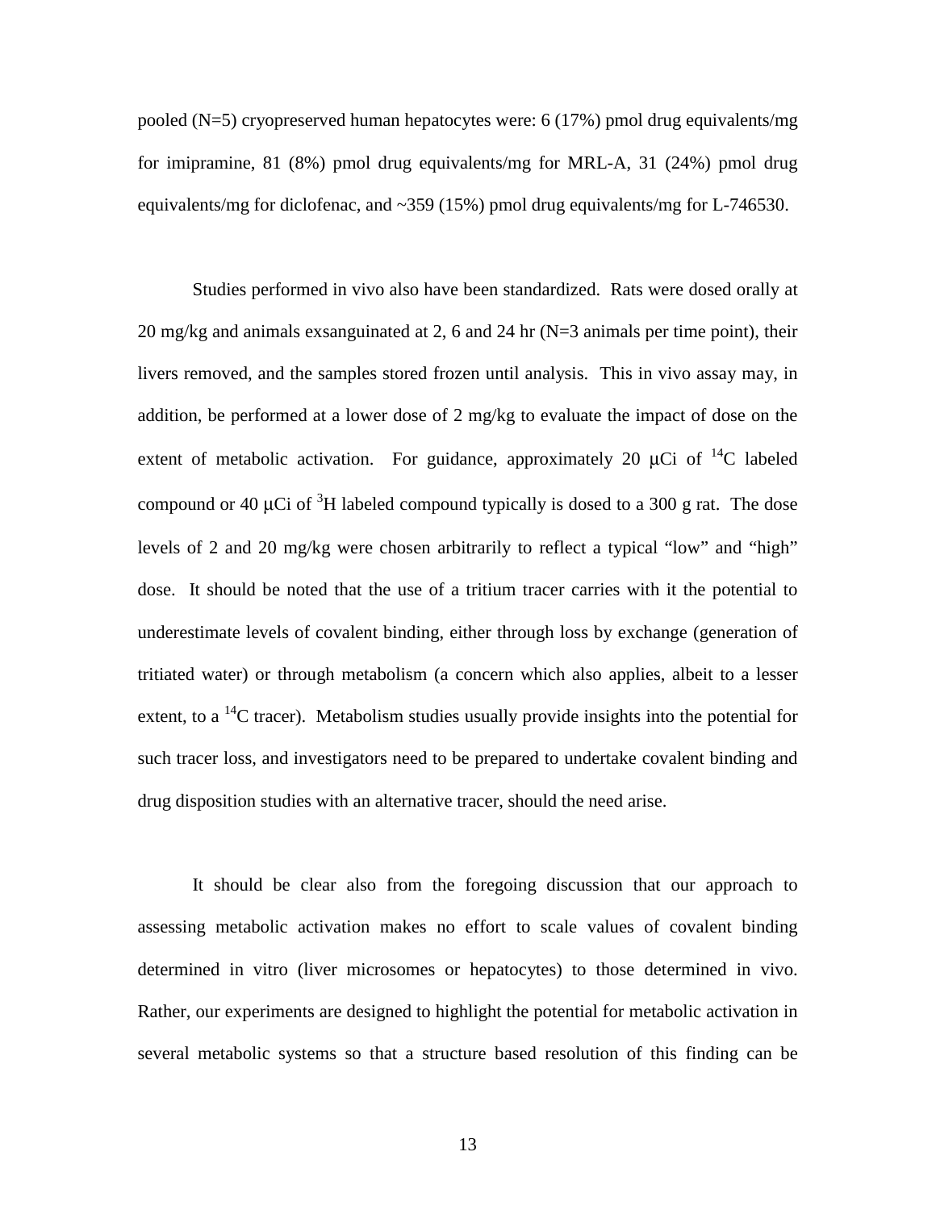pooled (N=5) cryopreserved human hepatocytes were: 6 (17%) pmol drug equivalents/mg for imipramine, 81 (8%) pmol drug equivalents/mg for MRL-A, 31 (24%) pmol drug equivalents/mg for diclofenac, and ~359 (15%) pmol drug equivalents/mg for L-746530.

Studies performed in vivo also have been standardized. Rats were dosed orally at 20 mg/kg and animals exsanguinated at 2, 6 and 24 hr (N=3 animals per time point), their livers removed, and the samples stored frozen until analysis. This in vivo assay may, in addition, be performed at a lower dose of 2 mg/kg to evaluate the impact of dose on the extent of metabolic activation. For guidance, approximately 20 μCi of $^{14}C$ labeled compound or 40 μCi of $^{3}H$ labeled compound typically is dosed to a 300 g rat. The dose levels of 2 and 20 mg/kg were chosen arbitrarily to reflect a typical "low" and "high" dose. It should be noted that the use of a tritium tracer carries with it the potential to underestimate levels of covalent binding, either through loss by exchange (generation of tritiated water) or through metabolism (a concern which also applies, albeit to a lesser extent, to a $^{14}C$ tracer). Metabolism studies usually provide insights into the potential for such tracer loss, and investigators need to be prepared to undertake covalent binding and drug disposition studies with an alternative tracer, should the need arise.

It should be clear also from the foregoing discussion that our approach to assessing metabolic activation makes no effort to scale values of covalent binding determined in vitro (liver microsomes or hepatocytes) to those determined in vivo. Rather, our experiments are designed to highlight the potential for metabolic activation in several metabolic systems so that a structure based resolution of this finding can be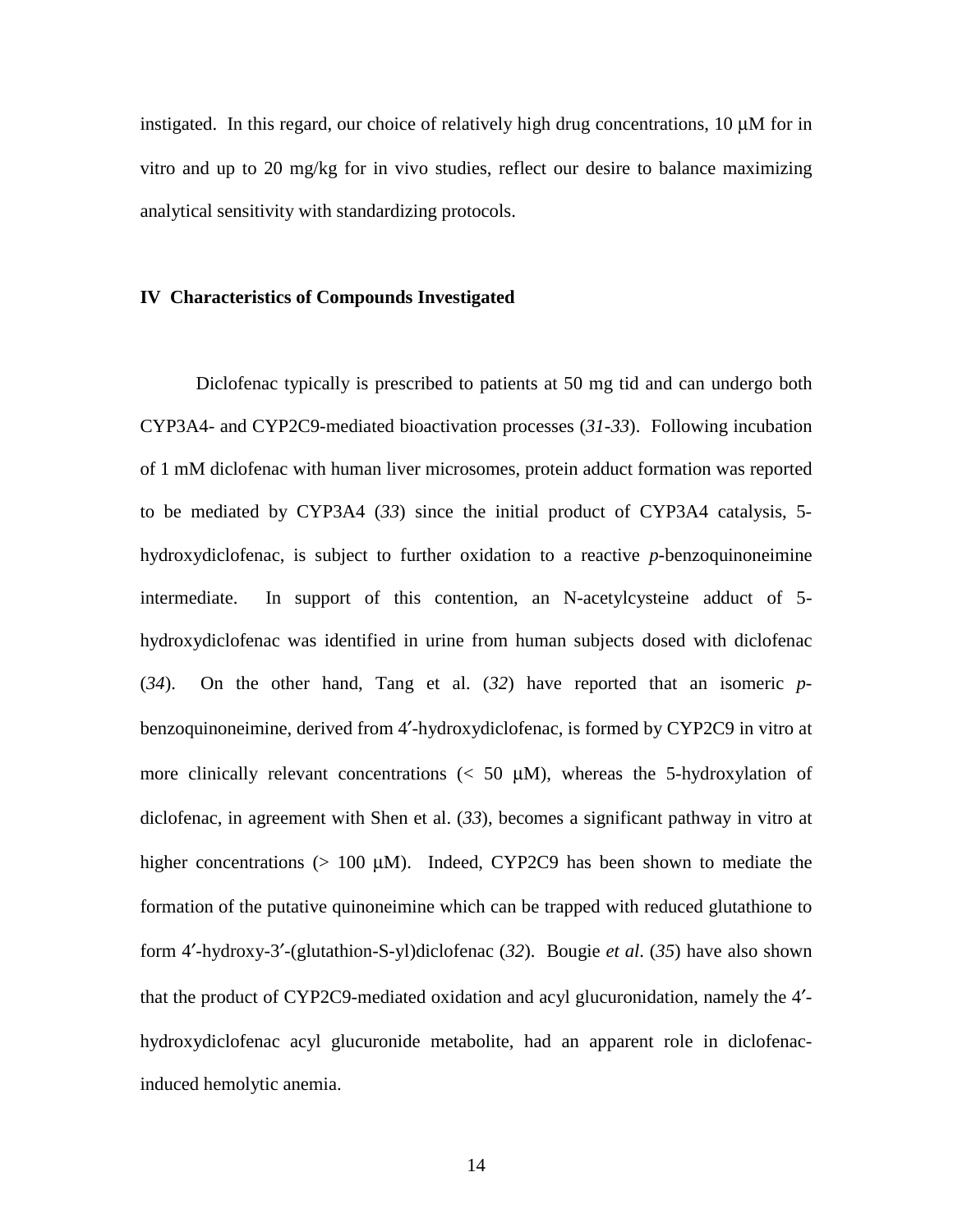instigated. In this regard, our choice of relatively high drug concentrations, 10 μM for in vitro and up to 20 mg/kg for in vivo studies, reflect our desire to balance maximizing analytical sensitivity with standardizing protocols.

## IV Characteristics of Compounds Investigated

Diclofenac typically is prescribed to patients at 50 mg tid and can undergo both CYP3A4- and CYP2C9-mediated bioactivation processes (*31-33*). Following incubation of 1 mM diclofenac with human liver microsomes, protein adduct formation was reported to be mediated by CYP3A4 (*33*) since the initial product of CYP3A4 catalysis, 5-hydroxydiclofenac, is subject to further oxidation to a reactive *p*-benzoquinoneimine intermediate. In support of this contention, an N-acetylcysteine adduct of 5-hydroxydiclofenac was identified in urine from human subjects dosed with diclofenac (*34*). On the other hand, Tang et al. (*32*) have reported that an isomeric *p*-benzoquinoneimine, derived from 4′-hydroxydiclofenac, is formed by CYP2C9 in vitro at more clinically relevant concentrations (< 50 μM), whereas the 5-hydroxylation of diclofenac, in agreement with Shen et al. (*33*), becomes a significant pathway in vitro at higher concentrations (> 100 μM). Indeed, CYP2C9 has been shown to mediate the formation of the putative quinoneimine which can be trapped with reduced glutathione to form 4′-hydroxy-3′-(glutathion-S-yl)diclofenac (*32*). Bougie *et al*. (*35*) have also shown that the product of CYP2C9-mediated oxidation and acyl glucuronidation, namely the 4′-hydroxydiclofenac acyl glucuronide metabolite, had an apparent role in diclofenac-induced hemolytic anemia.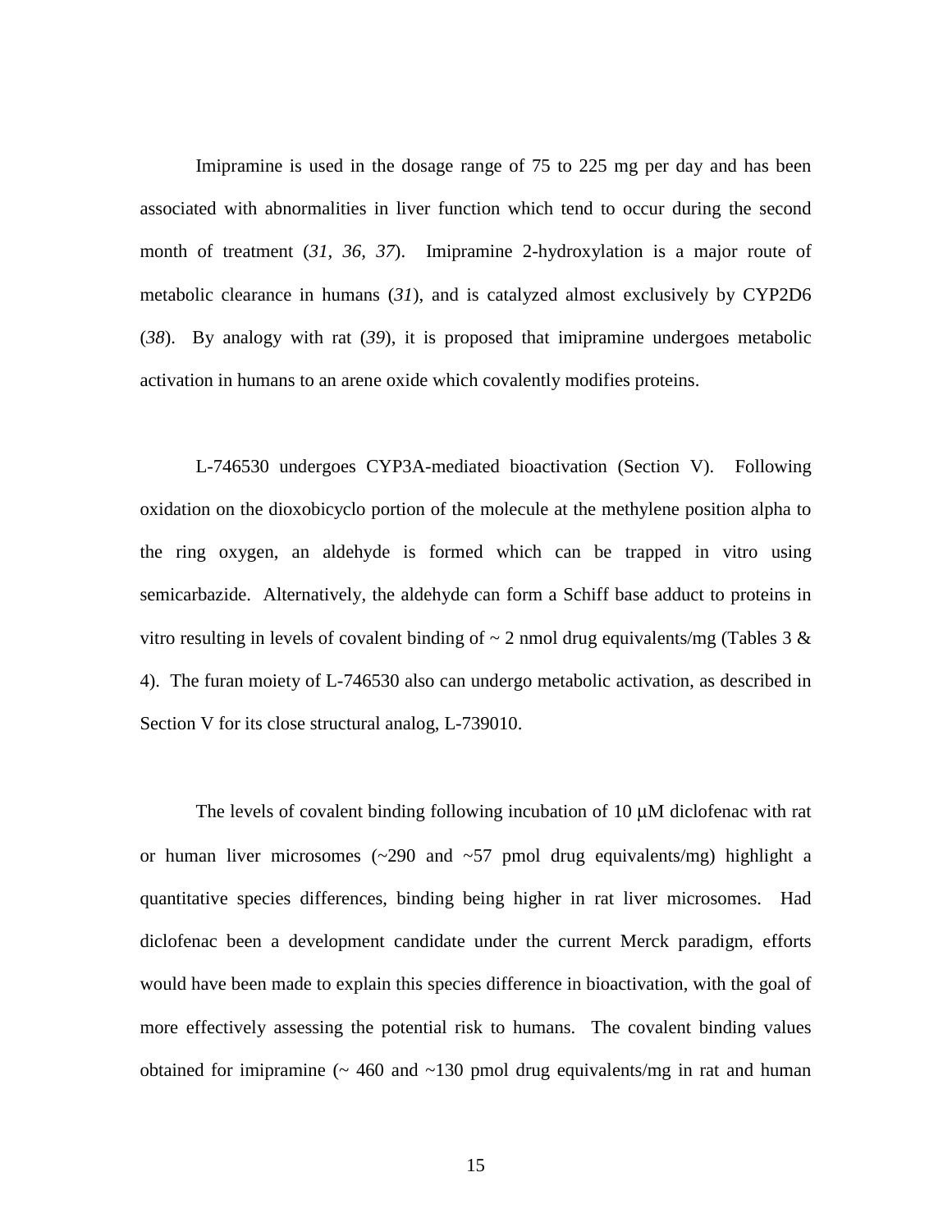Imipramine is used in the dosage range of 75 to 225 mg per day and has been associated with abnormalities in liver function which tend to occur during the second month of treatment (*31, 36, 37*). Imipramine 2-hydroxylation is a major route of metabolic clearance in humans (*31*), and is catalyzed almost exclusively by CYP2D6 (*38*). By analogy with rat (*39*), it is proposed that imipramine undergoes metabolic activation in humans to an arene oxide which covalently modifies proteins.

L-746530 undergoes CYP3A-mediated bioactivation (Section V). Following oxidation on the dioxobicyclo portion of the molecule at the methylene position alpha to the ring oxygen, an aldehyde is formed which can be trapped in vitro using semicarbazide. Alternatively, the aldehyde can form a Schiff base adduct to proteins in vitro resulting in levels of covalent binding of ~ 2 nmol drug equivalents/mg (Tables 3 & 4). The furan moiety of L-746530 also can undergo metabolic activation, as described in Section V for its close structural analog, L-739010.

The levels of covalent binding following incubation of 10 μM diclofenac with rat or human liver microsomes (~290 and ~57 pmol drug equivalents/mg) highlight a quantitative species differences, binding being higher in rat liver microsomes. Had diclofenac been a development candidate under the current Merck paradigm, efforts would have been made to explain this species difference in bioactivation, with the goal of more effectively assessing the potential risk to humans. The covalent binding values obtained for imipramine (~ 460 and ~130 pmol drug equivalents/mg in rat and human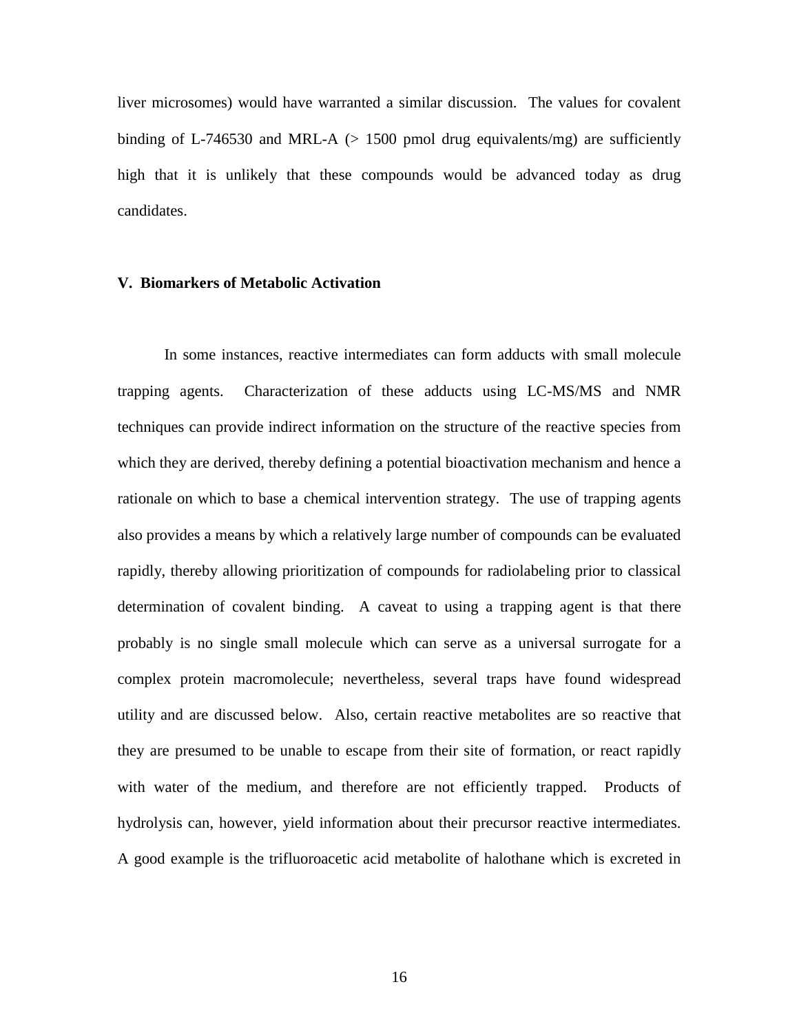liver microsomes) would have warranted a similar discussion. The values for covalent binding of L-746530 and MRL-A (> 1500 pmol drug equivalents/mg) are sufficiently high that it is unlikely that these compounds would be advanced today as drug candidates.

### V. Biomarkers of Metabolic Activation

In some instances, reactive intermediates can form adducts with small molecule trapping agents. Characterization of these adducts using LC-MS/MS and NMR techniques can provide indirect information on the structure of the reactive species from which they are derived, thereby defining a potential bioactivation mechanism and hence a rationale on which to base a chemical intervention strategy. The use of trapping agents also provides a means by which a relatively large number of compounds can be evaluated rapidly, thereby allowing prioritization of compounds for radiolabeling prior to classical determination of covalent binding. A caveat to using a trapping agent is that there probably is no single small molecule which can serve as a universal surrogate for a complex protein macromolecule; nevertheless, several traps have found widespread utility and are discussed below. Also, certain reactive metabolites are so reactive that they are presumed to be unable to escape from their site of formation, or react rapidly with water of the medium, and therefore are not efficiently trapped. Products of hydrolysis can, however, yield information about their precursor reactive intermediates. A good example is the trifluoroacetic acid metabolite of halothane which is excreted in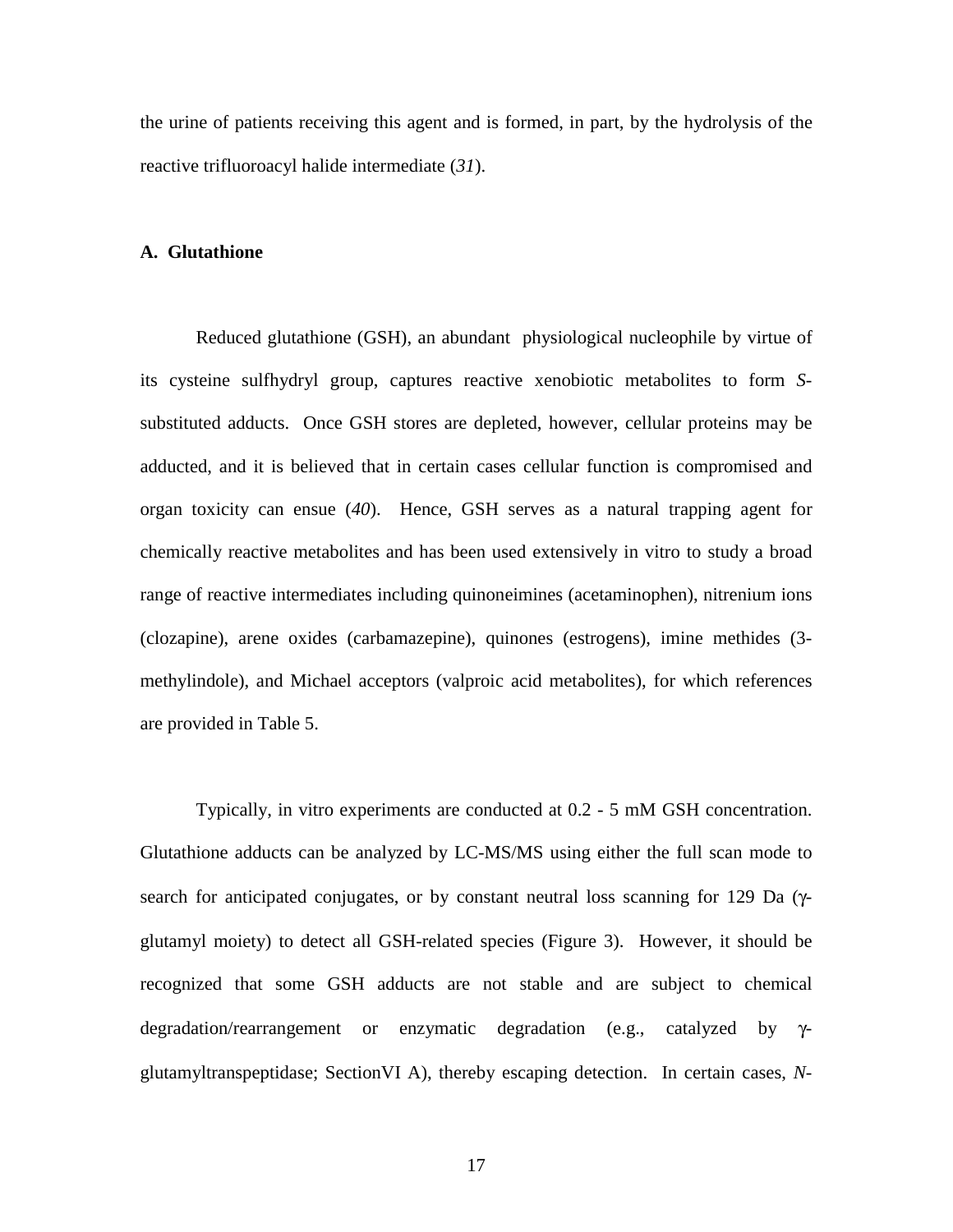the urine of patients receiving this agent and is formed, in part, by the hydrolysis of the reactive trifluoroacyl halide intermediate (*31*).

### A. Glutathione

Reduced glutathione (GSH), an abundant physiological nucleophile by virtue of its cysteine sulfhydryl group, captures reactive xenobiotic metabolites to form *S*-substituted adducts. Once GSH stores are depleted, however, cellular proteins may be adducted, and it is believed that in certain cases cellular function is compromised and organ toxicity can ensue (*40*). Hence, GSH serves as a natural trapping agent for chemically reactive metabolites and has been used extensively in vitro to study a broad range of reactive intermediates including quinoneimines (acetaminophen), nitrenium ions (clozapine), arene oxides (carbamazepine), quinones (estrogens), imine methides (3-methylindole), and Michael acceptors (valproic acid metabolites), for which references are provided in Table 5.

Typically, in vitro experiments are conducted at 0.2 - 5 mM GSH concentration. Glutathione adducts can be analyzed by LC-MS/MS using either the full scan mode to search for anticipated conjugates, or by constant neutral loss scanning for 129 Da ($\gamma$-glutamyl moiety) to detect all GSH-related species (Figure 3). However, it should be recognized that some GSH adducts are not stable and are subject to chemical degradation/rearrangement or enzymatic degradation (e.g., catalyzed by $\gamma$-glutamyltranspeptidase; SectionVI A), thereby escaping detection. In certain cases, *N*-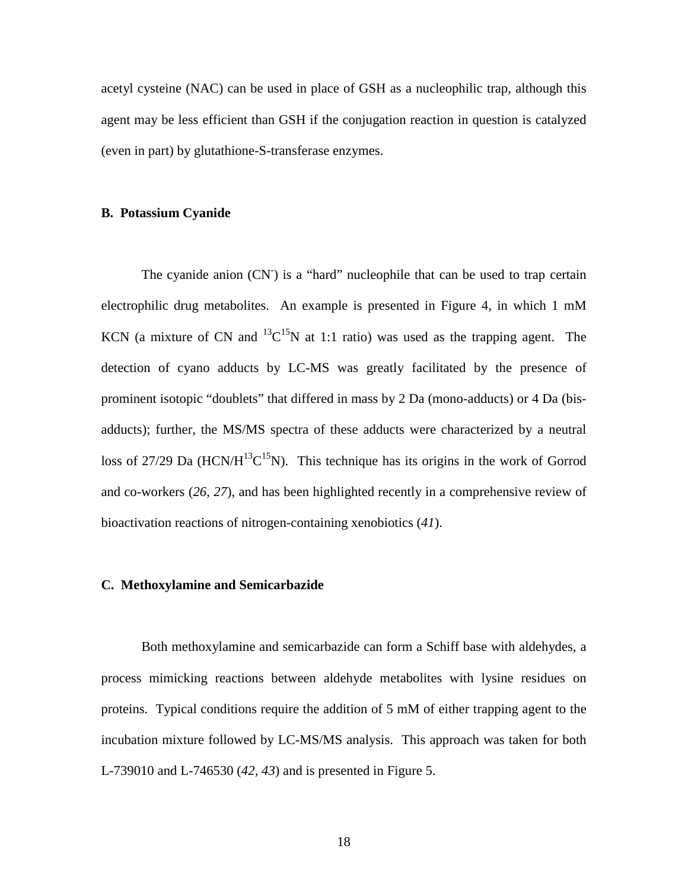acetyl cysteine (NAC) can be used in place of GSH as a nucleophilic trap, although this agent may be less efficient than GSH if the conjugation reaction in question is catalyzed (even in part) by glutathione-S-transferase enzymes.

### B. Potassium Cyanide

The cyanide anion ($CN^-$) is a "hard" nucleophile that can be used to trap certain electrophilic drug metabolites. An example is presented in Figure 4, in which 1 mM KCN (a mixture of CN and $^{13}C^{15}N$ at 1:1 ratio) was used as the trapping agent. The detection of cyano adducts by LC-MS was greatly facilitated by the presence of prominent isotopic "doublets" that differed in mass by 2 Da (mono-adducts) or 4 Da (bis-adducts); further, the MS/MS spectra of these adducts were characterized by a neutral loss of 27/29 Da ($HCN/H^{13}C^{15}N$). This technique has its origins in the work of Gorrod and co-workers (*26, 27*), and has been highlighted recently in a comprehensive review of bioactivation reactions of nitrogen-containing xenobiotics (*41*).

### C. Methoxylamine and Semicarbazide

Both methoxylamine and semicarbazide can form a Schiff base with aldehydes, a process mimicking reactions between aldehyde metabolites with lysine residues on proteins. Typical conditions require the addition of 5 mM of either trapping agent to the incubation mixture followed by LC-MS/MS analysis. This approach was taken for both L-739010 and L-746530 (*42, 43*) and is presented in Figure 5.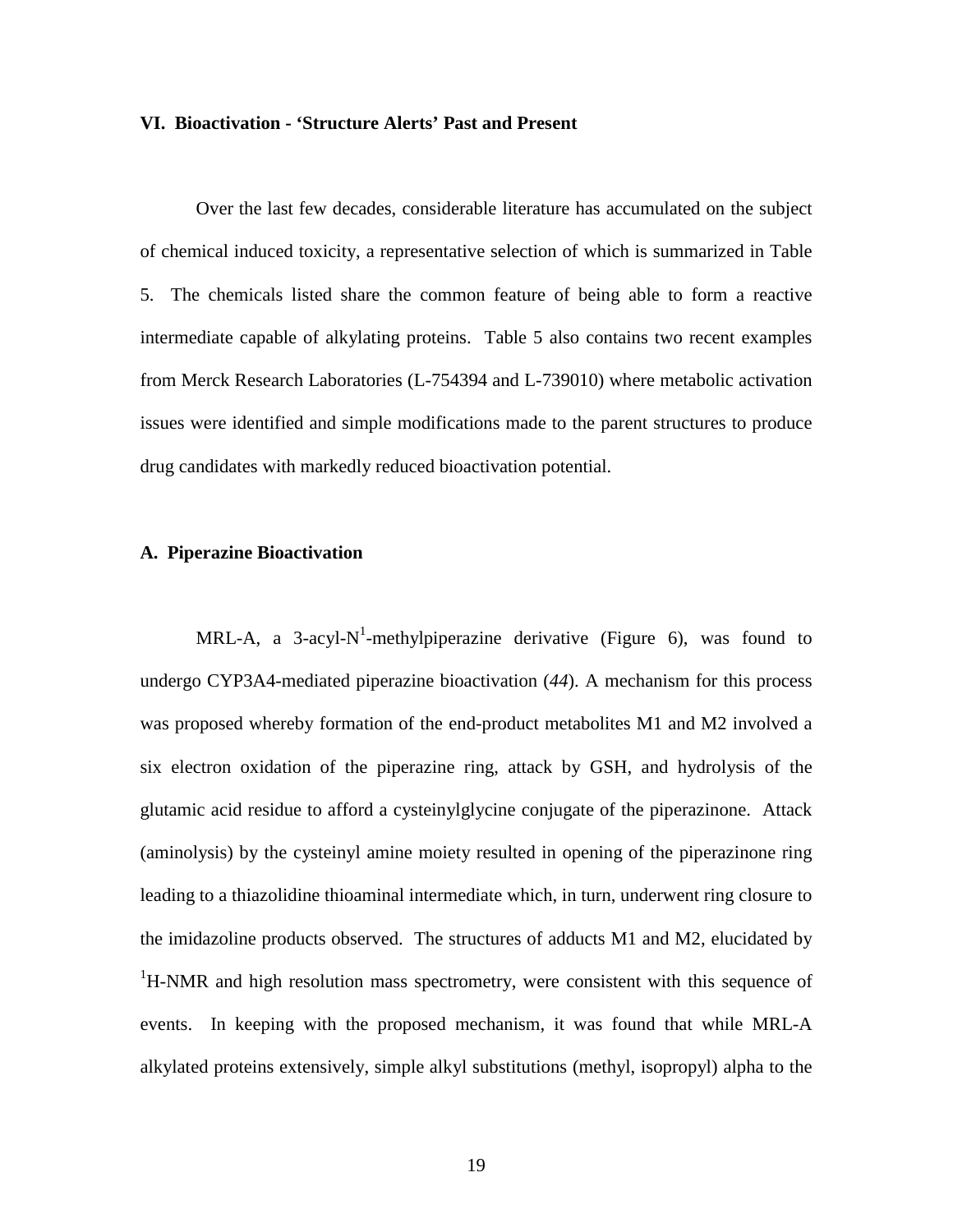## VI. Bioactivation - 'Structure Alerts' Past and Present

Over the last few decades, considerable literature has accumulated on the subject of chemical induced toxicity, a representative selection of which is summarized in Table 5. The chemicals listed share the common feature of being able to form a reactive intermediate capable of alkylating proteins. Table 5 also contains two recent examples from Merck Research Laboratories (L-754394 and L-739010) where metabolic activation issues were identified and simple modifications made to the parent structures to produce drug candidates with markedly reduced bioactivation potential.

### A. Piperazine Bioactivation

MRL-A, a 3-acyl-$N^1$-methylpiperazine derivative (Figure 6), was found to undergo CYP3A4-mediated piperazine bioactivation (*44*). A mechanism for this process was proposed whereby formation of the end-product metabolites M1 and M2 involved a six electron oxidation of the piperazine ring, attack by GSH, and hydrolysis of the glutamic acid residue to afford a cysteinylglycine conjugate of the piperazinone. Attack (aminolysis) by the cysteinyl amine moiety resulted in opening of the piperazinone ring leading to a thiazolidine thioaminal intermediate which, in turn, underwent ring closure to the imidazoline products observed. The structures of adducts M1 and M2, elucidated by $^1$H-NMR and high resolution mass spectrometry, were consistent with this sequence of events. In keeping with the proposed mechanism, it was found that while MRL-A alkylated proteins extensively, simple alkyl substitutions (methyl, isopropyl) alpha to the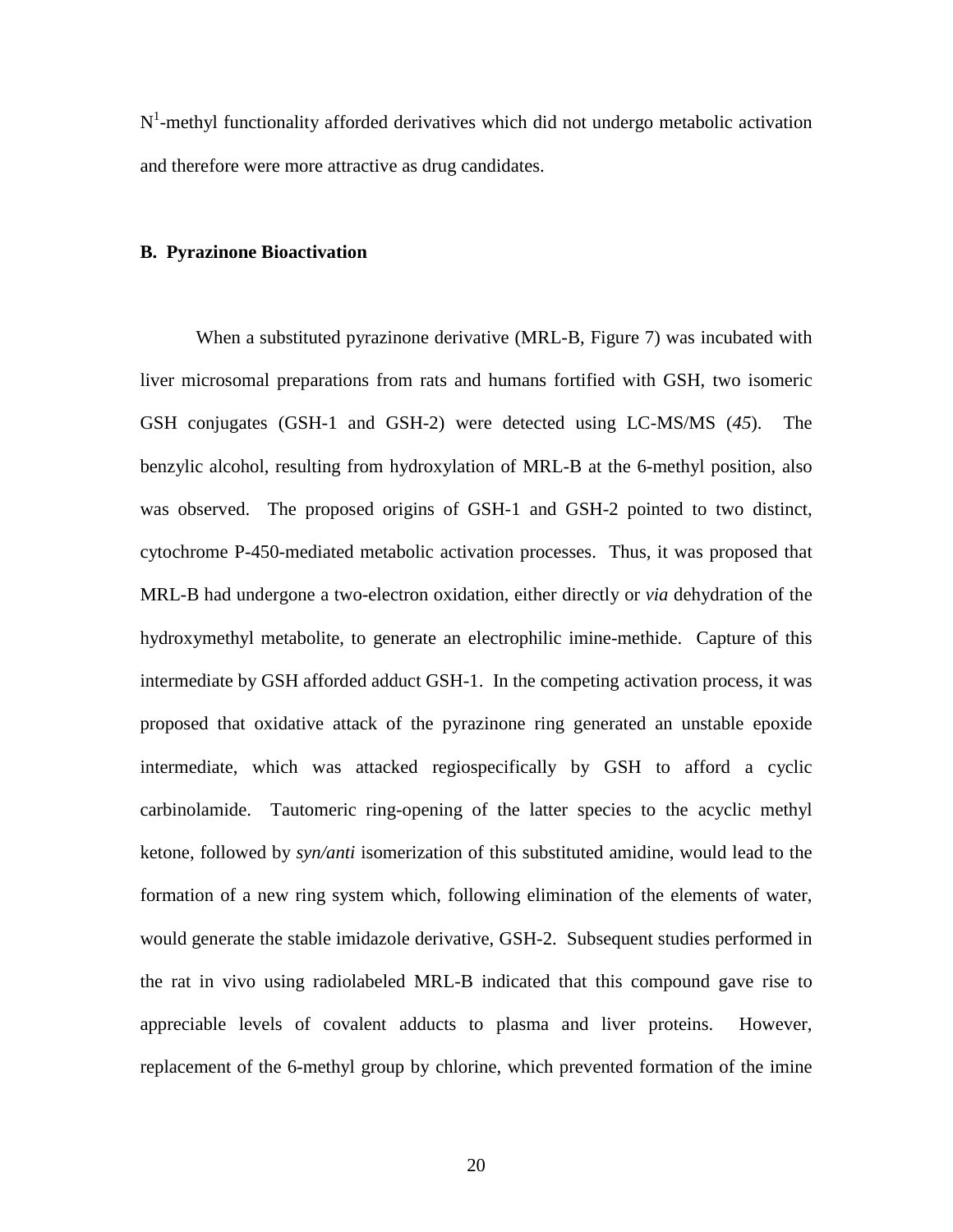N[1]-methyl functionality afforded derivatives which did not undergo metabolic activation and therefore were more attractive as drug candidates.

### B. Pyrazinone Bioactivation

When a substituted pyrazinone derivative (MRL-B, Figure 7) was incubated with liver microsomal preparations from rats and humans fortified with GSH, two isomeric GSH conjugates (GSH-1 and GSH-2) were detected using LC-MS/MS (*45*). The benzylic alcohol, resulting from hydroxylation of MRL-B at the 6-methyl position, also was observed. The proposed origins of GSH-1 and GSH-2 pointed to two distinct, cytochrome P-450-mediated metabolic activation processes. Thus, it was proposed that MRL-B had undergone a two-electron oxidation, either directly or *via* dehydration of the hydroxymethyl metabolite, to generate an electrophilic imine-methide. Capture of this intermediate by GSH afforded adduct GSH-1. In the competing activation process, it was proposed that oxidative attack of the pyrazinone ring generated an unstable epoxide intermediate, which was attacked regiospecifically by GSH to afford a cyclic carbinolamide. Tautomeric ring-opening of the latter species to the acyclic methyl ketone, followed by *syn/anti* isomerization of this substituted amidine, would lead to the formation of a new ring system which, following elimination of the elements of water, would generate the stable imidazole derivative, GSH-2. Subsequent studies performed in the rat in vivo using radiolabeled MRL-B indicated that this compound gave rise to appreciable levels of covalent adducts to plasma and liver proteins. However, replacement of the 6-methyl group by chlorine, which prevented formation of the imine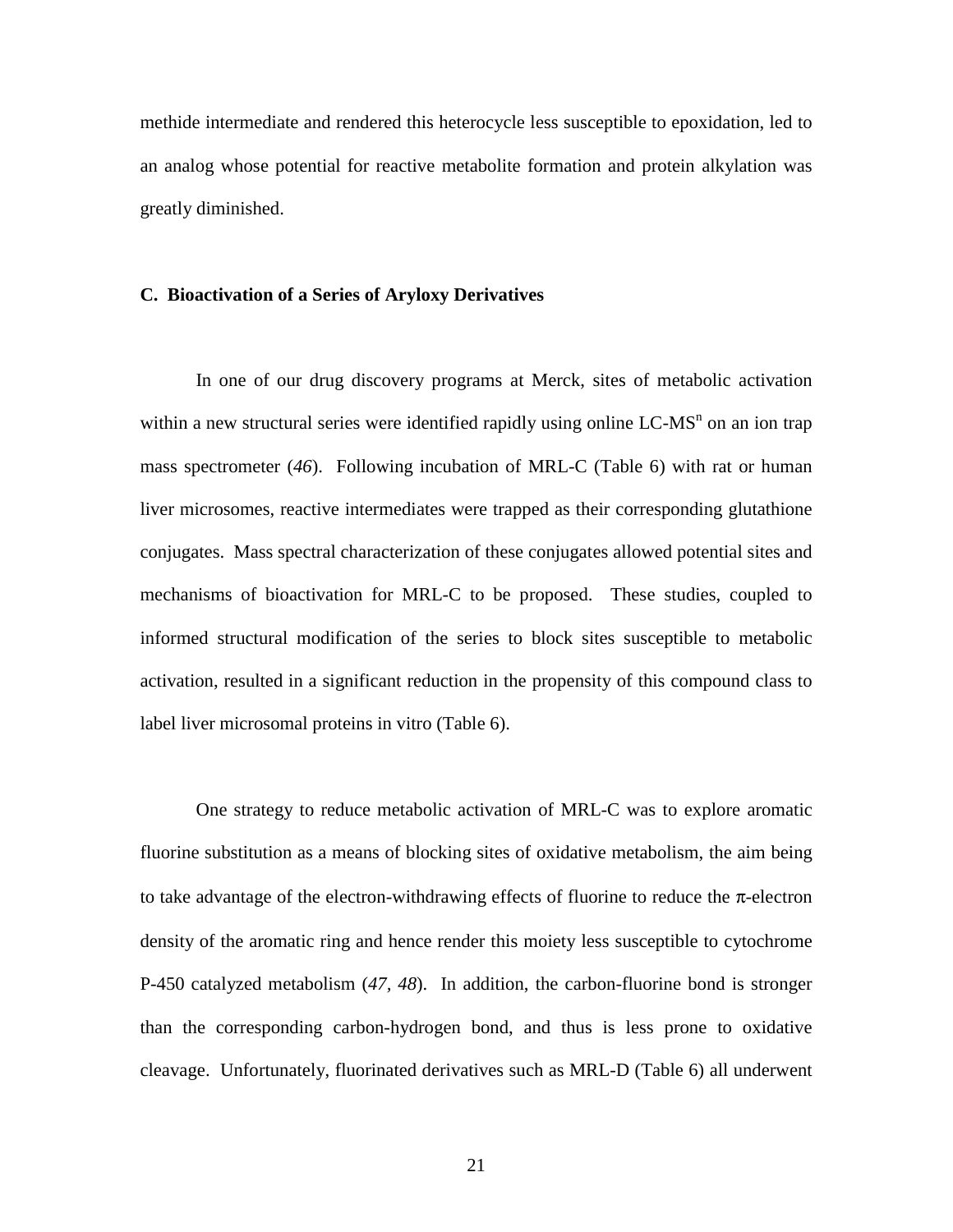methide intermediate and rendered this heterocycle less susceptible to epoxidation, led to an analog whose potential for reactive metabolite formation and protein alkylation was greatly diminished.

### C. Bioactivation of a Series of Aryloxy Derivatives

In one of our drug discovery programs at Merck, sites of metabolic activation within a new structural series were identified rapidly using online LC-MS$^n$ on an ion trap mass spectrometer (*46*). Following incubation of MRL-C (Table 6) with rat or human liver microsomes, reactive intermediates were trapped as their corresponding glutathione conjugates. Mass spectral characterization of these conjugates allowed potential sites and mechanisms of bioactivation for MRL-C to be proposed. These studies, coupled to informed structural modification of the series to block sites susceptible to metabolic activation, resulted in a significant reduction in the propensity of this compound class to label liver microsomal proteins in vitro (Table 6).

One strategy to reduce metabolic activation of MRL-C was to explore aromatic fluorine substitution as a means of blocking sites of oxidative metabolism, the aim being to take advantage of the electron-withdrawing effects of fluorine to reduce the $\pi$-electron density of the aromatic ring and hence render this moiety less susceptible to cytochrome P-450 catalyzed metabolism (*47, 48*). In addition, the carbon-fluorine bond is stronger than the corresponding carbon-hydrogen bond, and thus is less prone to oxidative cleavage. Unfortunately, fluorinated derivatives such as MRL-D (Table 6) all underwent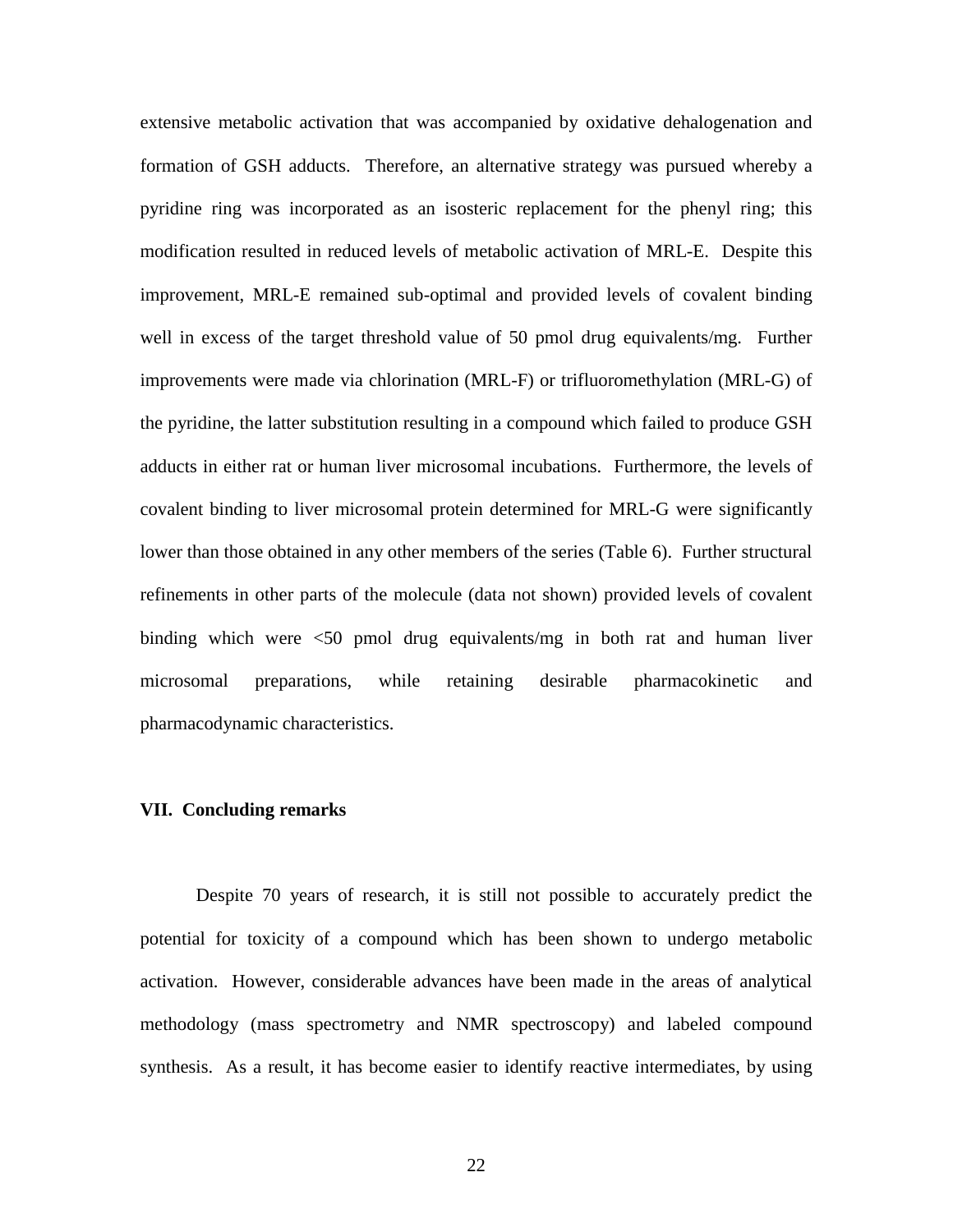extensive metabolic activation that was accompanied by oxidative dehalogenation and formation of GSH adducts. Therefore, an alternative strategy was pursued whereby a pyridine ring was incorporated as an isosteric replacement for the phenyl ring; this modification resulted in reduced levels of metabolic activation of MRL-E. Despite this improvement, MRL-E remained sub-optimal and provided levels of covalent binding well in excess of the target threshold value of 50 pmol drug equivalents/mg. Further improvements were made via chlorination (MRL-F) or trifluoromethylation (MRL-G) of the pyridine, the latter substitution resulting in a compound which failed to produce GSH adducts in either rat or human liver microsomal incubations. Furthermore, the levels of covalent binding to liver microsomal protein determined for MRL-G were significantly lower than those obtained in any other members of the series (Table 6). Further structural refinements in other parts of the molecule (data not shown) provided levels of covalent binding which were <50 pmol drug equivalents/mg in both rat and human liver microsomal preparations, while retaining desirable pharmacokinetic and pharmacodynamic characteristics.

## VII. Concluding remarks

Despite 70 years of research, it is still not possible to accurately predict the potential for toxicity of a compound which has been shown to undergo metabolic activation. However, considerable advances have been made in the areas of analytical methodology (mass spectrometry and NMR spectroscopy) and labeled compound synthesis. As a result, it has become easier to identify reactive intermediates, by using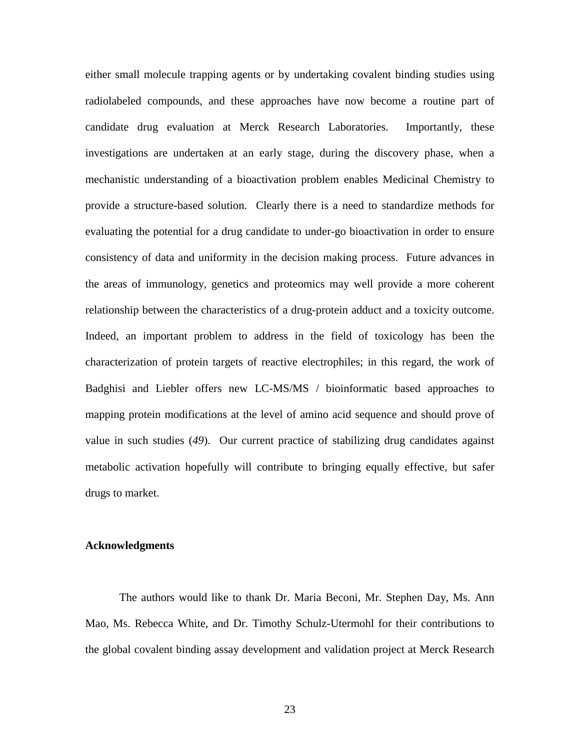either small molecule trapping agents or by undertaking covalent binding studies using radiolabeled compounds, and these approaches have now become a routine part of candidate drug evaluation at Merck Research Laboratories. Importantly, these investigations are undertaken at an early stage, during the discovery phase, when a mechanistic understanding of a bioactivation problem enables Medicinal Chemistry to provide a structure-based solution. Clearly there is a need to standardize methods for evaluating the potential for a drug candidate to under-go bioactivation in order to ensure consistency of data and uniformity in the decision making process. Future advances in the areas of immunology, genetics and proteomics may well provide a more coherent relationship between the characteristics of a drug-protein adduct and a toxicity outcome. Indeed, an important problem to address in the field of toxicology has been the characterization of protein targets of reactive electrophiles; in this regard, the work of Badghisi and Liebler offers new LC-MS/MS / bioinformatic based approaches to mapping protein modifications at the level of amino acid sequence and should prove of value in such studies (*49*). Our current practice of stabilizing drug candidates against metabolic activation hopefully will contribute to bringing equally effective, but safer drugs to market.

## Acknowledgments

The authors would like to thank Dr. Maria Beconi, Mr. Stephen Day, Ms. Ann Mao, Ms. Rebecca White, and Dr. Timothy Schulz-Utermohl for their contributions to the global covalent binding assay development and validation project at Merck Research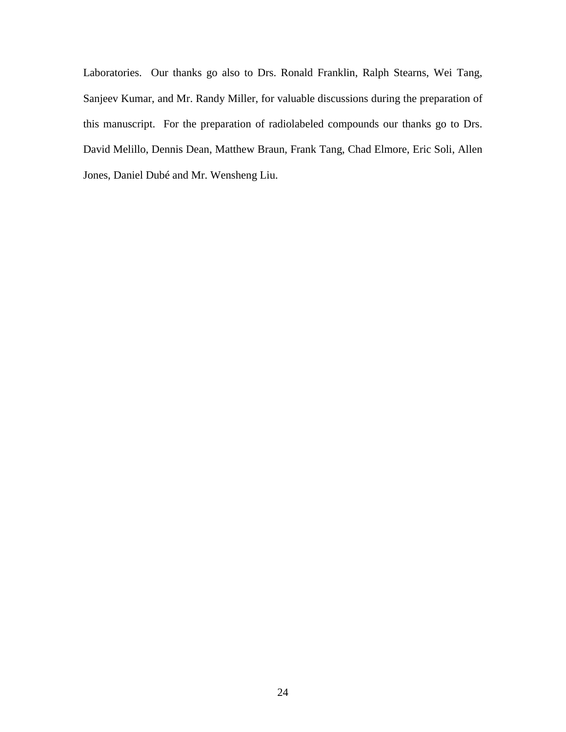Laboratories. Our thanks go also to Drs. Ronald Franklin, Ralph Stearns, Wei Tang, Sanjeev Kumar, and Mr. Randy Miller, for valuable discussions during the preparation of this manuscript. For the preparation of radiolabeled compounds our thanks go to Drs. David Melillo, Dennis Dean, Matthew Braun, Frank Tang, Chad Elmore, Eric Soli, Allen Jones, Daniel Dubé and Mr. Wensheng Liu.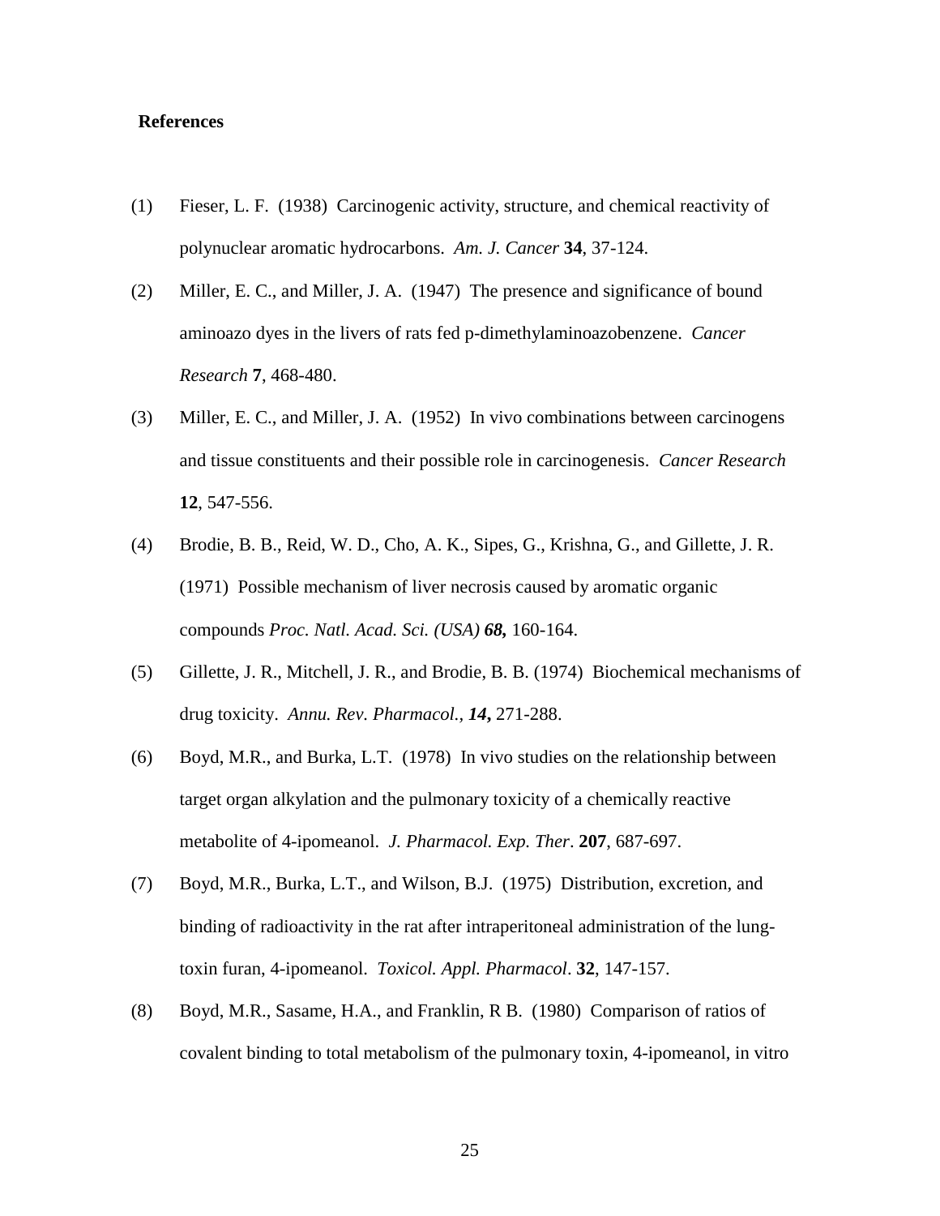**References**

(1) Fieser, L. F. (1938) Carcinogenic activity, structure, and chemical reactivity of polynuclear aromatic hydrocarbons. *Am. J. Cancer* **34**, 37-124.

(2) Miller, E. C., and Miller, J. A. (1947) The presence and significance of bound aminoazo dyes in the livers of rats fed p-dimethylaminoazobenzene. *Cancer Research* **7**, 468-480.

(3) Miller, E. C., and Miller, J. A. (1952) In vivo combinations between carcinogens and tissue constituents and their possible role in carcinogenesis. *Cancer Research* **12**, 547-556.

(4) Brodie, B. B., Reid, W. D., Cho, A. K., Sipes, G., Krishna, G., and Gillette, J. R. (1971) Possible mechanism of liver necrosis caused by aromatic organic compounds *Proc. Natl. Acad. Sci. (USA)* ***68,*** 160-164.

(5) Gillette, J. R., Mitchell, J. R., and Brodie, B. B. (1974) Biochemical mechanisms of drug toxicity. *Annu. Rev. Pharmacol.*, ***14,*** 271-288.

(6) Boyd, M.R., and Burka, L.T. (1978) In vivo studies on the relationship between target organ alkylation and the pulmonary toxicity of a chemically reactive metabolite of 4-ipomeanol. *J. Pharmacol. Exp. Ther*. **207**, 687-697.

(7) Boyd, M.R., Burka, L.T., and Wilson, B.J. (1975) Distribution, excretion, and binding of radioactivity in the rat after intraperitoneal administration of the lung-toxin furan, 4-ipomeanol. *Toxicol. Appl. Pharmacol*. **32**, 147-157.

(8) Boyd, M.R., Sasame, H.A., and Franklin, R B. (1980) Comparison of ratios of covalent binding to total metabolism of the pulmonary toxin, 4-ipomeanol, in vitro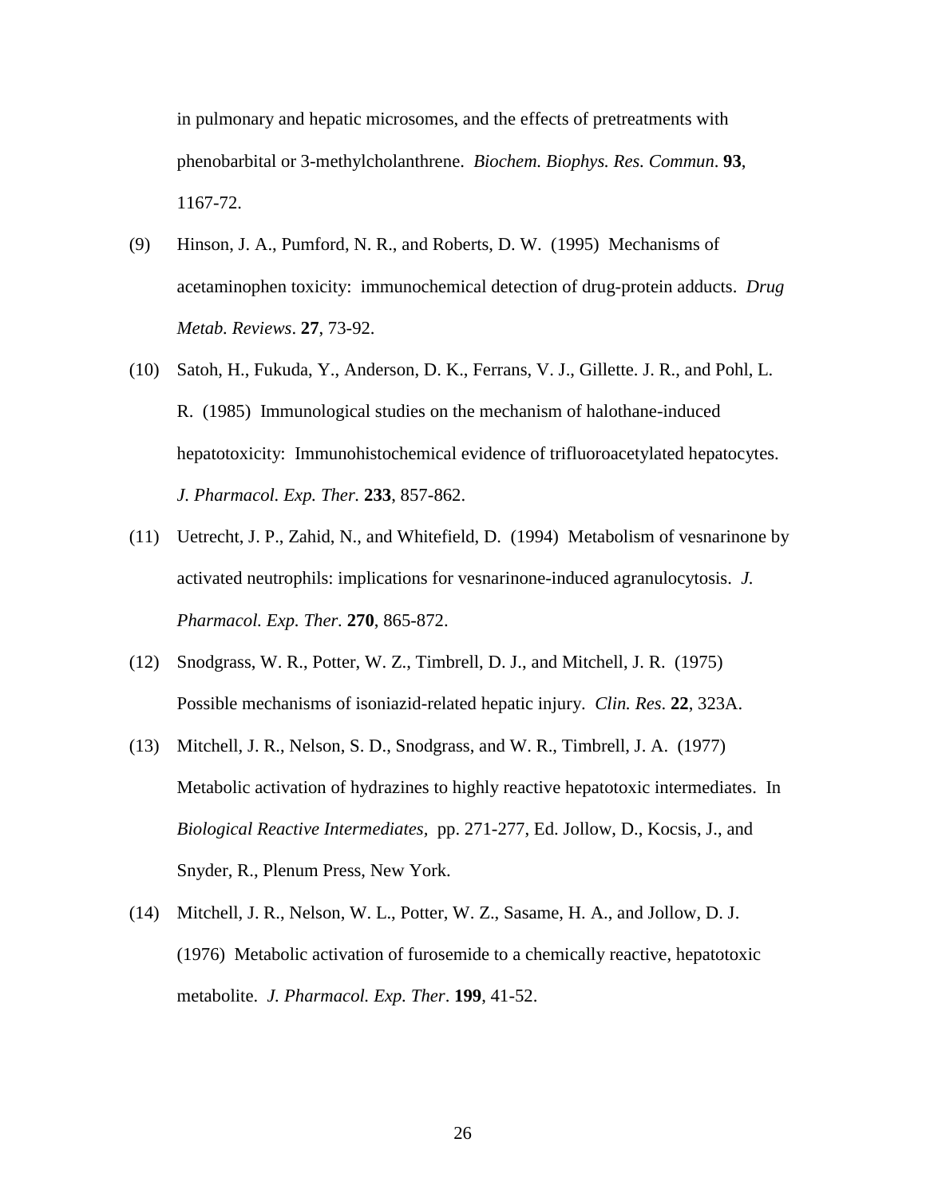in pulmonary and hepatic microsomes, and the effects of pretreatments with phenobarbital or 3-methylcholanthrene. *Biochem. Biophys. Res. Commun*. **93**, 1167-72.

(9) Hinson, J. A., Pumford, N. R., and Roberts, D. W. (1995) Mechanisms of acetaminophen toxicity: immunochemical detection of drug-protein adducts. *Drug Metab. Reviews*. **27**, 73-92.

(10) Satoh, H., Fukuda, Y., Anderson, D. K., Ferrans, V. J., Gillette. J. R., and Pohl, L. R. (1985) Immunological studies on the mechanism of halothane-induced hepatotoxicity: Immunohistochemical evidence of trifluoroacetylated hepatocytes. *J. Pharmacol. Exp. Ther.* **233**, 857-862.

(11) Uetrecht, J. P., Zahid, N., and Whitefield, D. (1994) Metabolism of vesnarinone by activated neutrophils: implications for vesnarinone-induced agranulocytosis. *J. Pharmacol. Exp. Ther.* **270**, 865-872.

(12) Snodgrass, W. R., Potter, W. Z., Timbrell, D. J., and Mitchell, J. R. (1975) Possible mechanisms of isoniazid-related hepatic injury. *Clin. Res.* **22**, 323A.

(13) Mitchell, J. R., Nelson, S. D., Snodgrass, and W. R., Timbrell, J. A. (1977) Metabolic activation of hydrazines to highly reactive hepatotoxic intermediates. In *Biological Reactive Intermediates*, pp. 271-277, Ed. Jollow, D., Kocsis, J., and Snyder, R., Plenum Press, New York.

(14) Mitchell, J. R., Nelson, W. L., Potter, W. Z., Sasame, H. A., and Jollow, D. J. (1976) Metabolic activation of furosemide to a chemically reactive, hepatotoxic metabolite. *J. Pharmacol. Exp. Ther*. **199**, 41-52.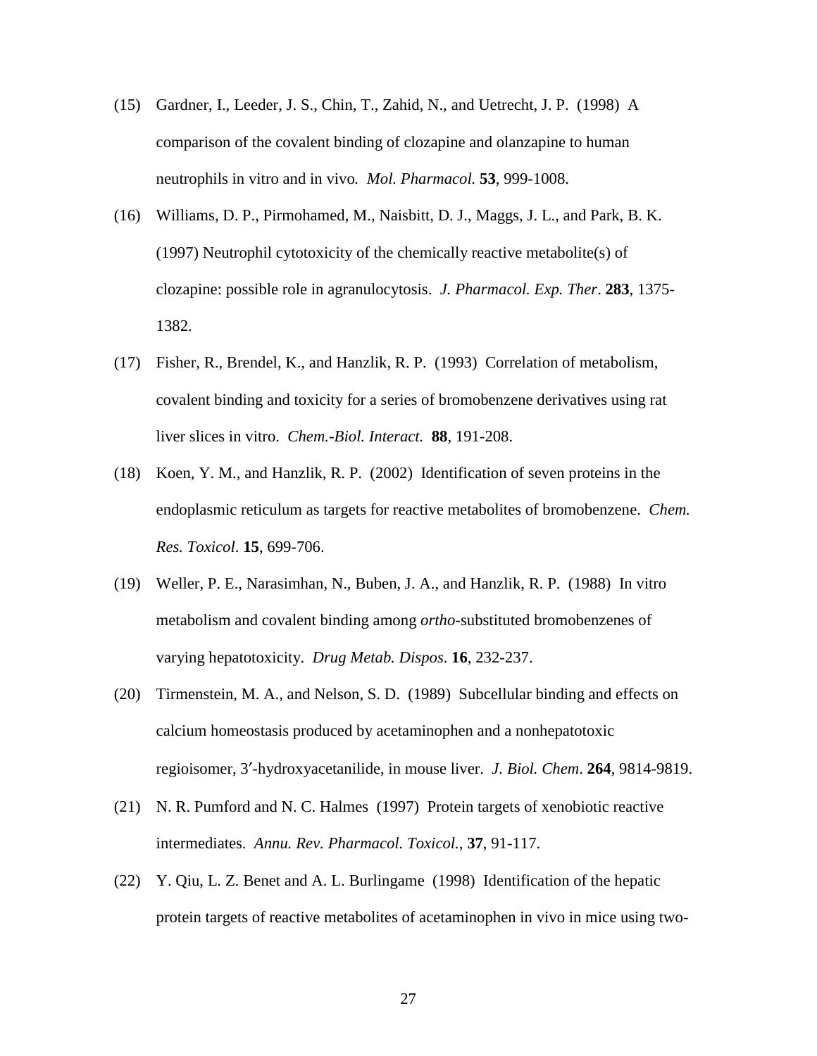(15) Gardner, I., Leeder, J. S., Chin, T., Zahid, N., and Uetrecht, J. P. (1998) A comparison of the covalent binding of clozapine and olanzapine to human neutrophils in vitro and in vivo. *Mol. Pharmacol.* **53**, 999-1008.

(16) Williams, D. P., Pirmohamed, M., Naisbitt, D. J., Maggs, J. L., and Park, B. K. (1997) Neutrophil cytotoxicity of the chemically reactive metabolite(s) of clozapine: possible role in agranulocytosis. *J. Pharmacol. Exp. Ther*. **283**, 1375-1382.

(17) Fisher, R., Brendel, K., and Hanzlik, R. P. (1993) Correlation of metabolism, covalent binding and toxicity for a series of bromobenzene derivatives using rat liver slices in vitro. *Chem.-Biol. Interact.* **88**, 191-208.

(18) Koen, Y. M., and Hanzlik, R. P. (2002) Identification of seven proteins in the endoplasmic reticulum as targets for reactive metabolites of bromobenzene. *Chem. Res. Toxicol*. **15**, 699-706.

(19) Weller, P. E., Narasimhan, N., Buben, J. A., and Hanzlik, R. P. (1988) In vitro metabolism and covalent binding among *ortho*-substituted bromobenzenes of varying hepatotoxicity. *Drug Metab. Dispos*. **16**, 232-237.

(20) Tirmenstein, M. A., and Nelson, S. D. (1989) Subcellular binding and effects on calcium homeostasis produced by acetaminophen and a nonhepatotoxic regioisomer, 3′-hydroxyacetanilide, in mouse liver. *J. Biol. Chem*. **264**, 9814-9819.

(21) N. R. Pumford and N. C. Halmes (1997) Protein targets of xenobiotic reactive intermediates. *Annu. Rev. Pharmacol. Toxicol.*, **37**, 91-117.

(22) Y. Qiu, L. Z. Benet and A. L. Burlingame (1998) Identification of the hepatic protein targets of reactive metabolites of acetaminophen in vivo in mice using two-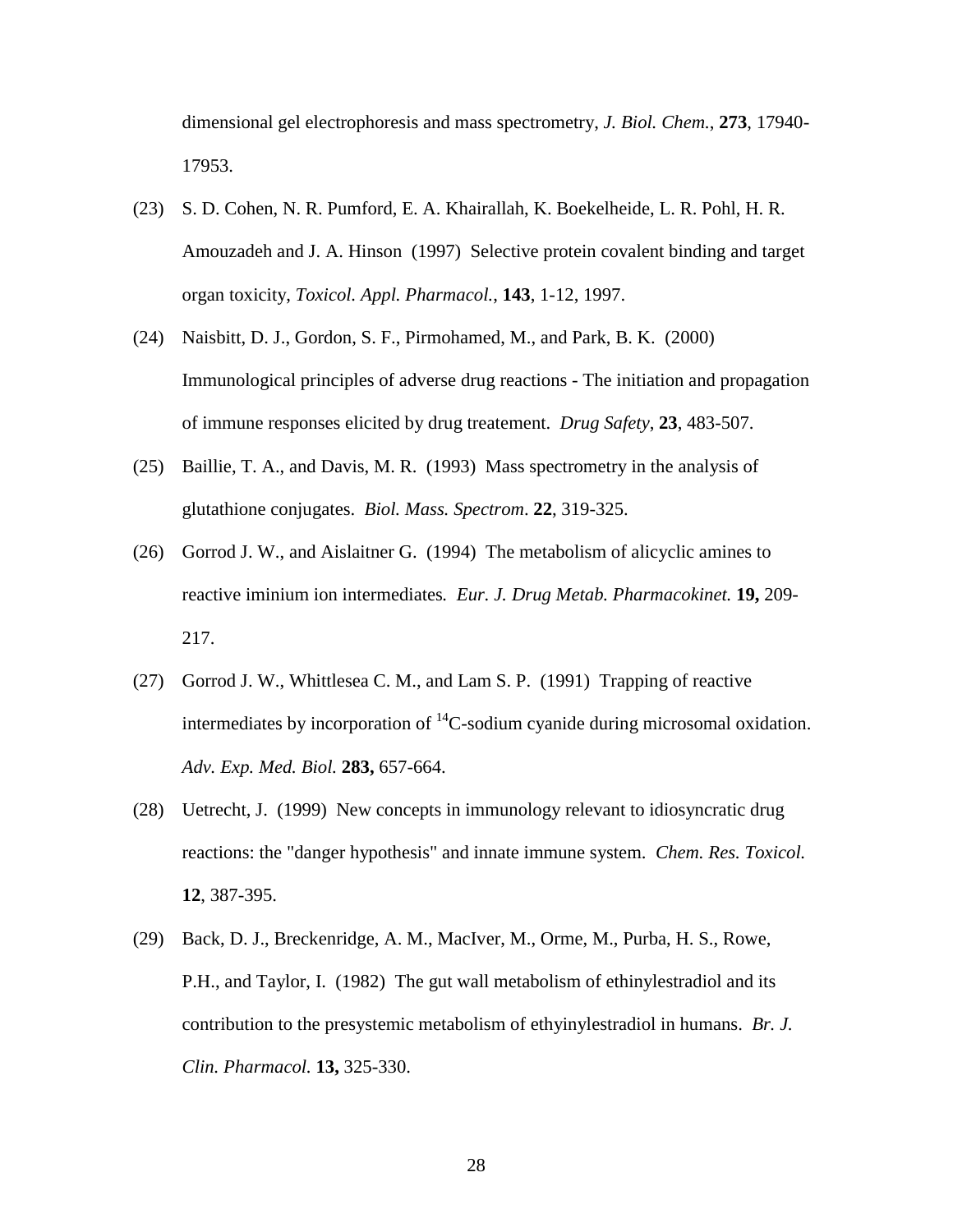dimensional gel electrophoresis and mass spectrometry, *J. Biol. Chem.*, **273**, 17940-17953.

(23) S. D. Cohen, N. R. Pumford, E. A. Khairallah, K. Boekelheide, L. R. Pohl, H. R. Amouzadeh and J. A. Hinson (1997) Selective protein covalent binding and target organ toxicity, *Toxicol. Appl. Pharmacol.*, **143**, 1-12, 1997.

(24) Naisbitt, D. J., Gordon, S. F., Pirmohamed, M., and Park, B. K. (2000) Immunological principles of adverse drug reactions - The initiation and propagation of immune responses elicited by drug treatement. *Drug Safety*, **23**, 483-507.

(25) Baillie, T. A., and Davis, M. R. (1993) Mass spectrometry in the analysis of glutathione conjugates. *Biol. Mass. Spectrom*. **22**, 319-325.

(26) Gorrod J. W., and Aislaitner G. (1994) The metabolism of alicyclic amines to reactive iminium ion intermediates*. Eur. J. Drug Metab. Pharmacokinet.* **19,** 209-217.

(27) Gorrod J. W., Whittlesea C. M., and Lam S. P. (1991) Trapping of reactive intermediates by incorporation of $^{14}$C-sodium cyanide during microsomal oxidation. *Adv. Exp. Med. Biol.* **283,** 657-664.

(28) Uetrecht, J. (1999) New concepts in immunology relevant to idiosyncratic drug reactions: the "danger hypothesis" and innate immune system. *Chem. Res. Toxicol.* **12**, 387-395.

(29) Back, D. J., Breckenridge, A. M., MacIver, M., Orme, M., Purba, H. S., Rowe, P.H., and Taylor, I. (1982) The gut wall metabolism of ethinylestradiol and its contribution to the presystemic metabolism of ethyinylestradiol in humans. *Br. J. Clin. Pharmacol.* **13,** 325-330.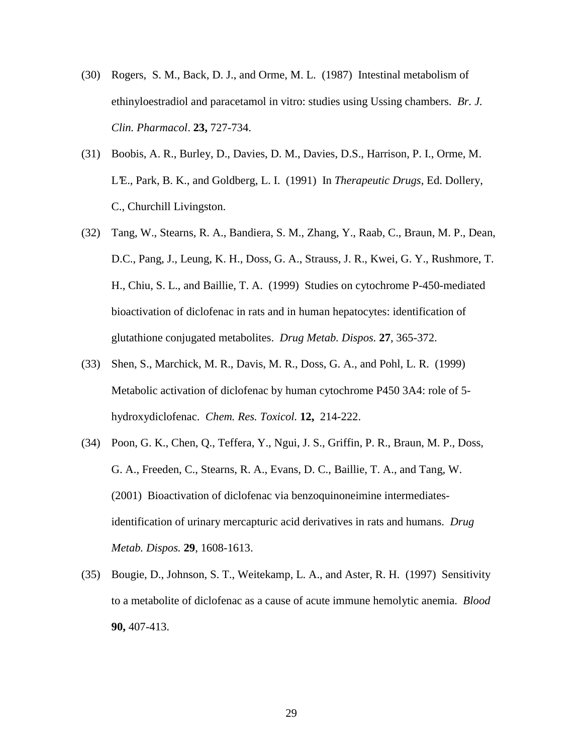(30) Rogers, S. M., Back, D. J., and Orme, M. L. (1987) Intestinal metabolism of ethinyloestradiol and paracetamol in vitro: studies using Ussing chambers. *Br. J. Clin. Pharmacol*. **23,** 727-734.

(31) Boobis, A. R., Burley, D., Davies, D. M., Davies, D.S., Harrison, P. I., Orme, M. L'E., Park, B. K., and Goldberg, L. I. (1991) In *Therapeutic Drugs*, Ed. Dollery, C., Churchill Livingston.

(32) Tang, W., Stearns, R. A., Bandiera, S. M., Zhang, Y., Raab, C., Braun, M. P., Dean, D.C., Pang, J., Leung, K. H., Doss, G. A., Strauss, J. R., Kwei, G. Y., Rushmore, T. H., Chiu, S. L., and Baillie, T. A. (1999) Studies on cytochrome P-450-mediated bioactivation of diclofenac in rats and in human hepatocytes: identification of glutathione conjugated metabolites. *Drug Metab. Dispos.* **27**, 365-372.

(33) Shen, S., Marchick, M. R., Davis, M. R., Doss, G. A., and Pohl, L. R. (1999) Metabolic activation of diclofenac by human cytochrome P450 3A4: role of 5-hydroxydiclofenac. *Chem. Res. Toxicol.* **12,** 214-222.

(34) Poon, G. K., Chen, Q., Teffera, Y., Ngui, J. S., Griffin, P. R., Braun, M. P., Doss, G. A., Freeden, C., Stearns, R. A., Evans, D. C., Baillie, T. A., and Tang, W. (2001) Bioactivation of diclofenac via benzoquinoneimine intermediates-identification of urinary mercapturic acid derivatives in rats and humans. *Drug Metab. Dispos.* **29**, 1608-1613.

(35) Bougie, D., Johnson, S. T., Weitekamp, L. A., and Aster, R. H. (1997) Sensitivity to a metabolite of diclofenac as a cause of acute immune hemolytic anemia. *Blood* **90,** 407-413.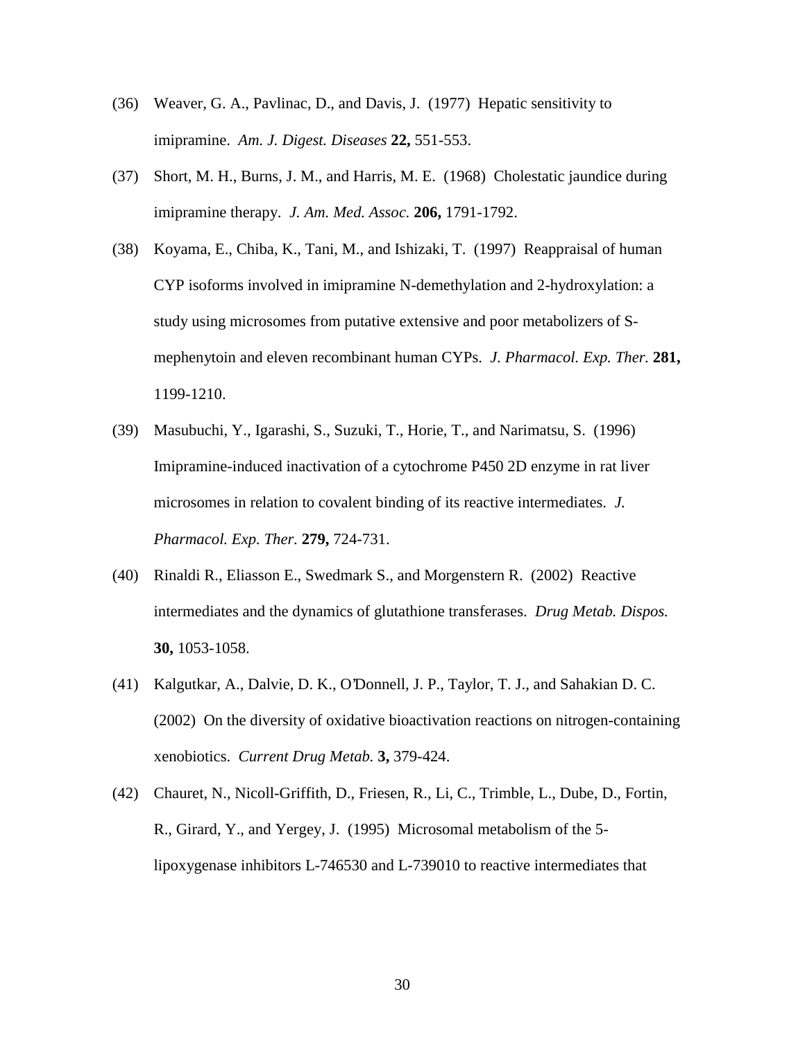(36) Weaver, G. A., Pavlinac, D., and Davis, J. (1977) Hepatic sensitivity to imipramine. *Am. J. Digest. Diseases* **22,** 551-553.

(37) Short, M. H., Burns, J. M., and Harris, M. E. (1968) Cholestatic jaundice during imipramine therapy. *J. Am. Med. Assoc.* **206,** 1791-1792.

(38) Koyama, E., Chiba, K., Tani, M., and Ishizaki, T. (1997) Reappraisal of human CYP isoforms involved in imipramine N-demethylation and 2-hydroxylation: a study using microsomes from putative extensive and poor metabolizers of S-mephenytoin and eleven recombinant human CYPs. *J. Pharmacol. Exp. Ther.* **281,** 1199-1210.

(39) Masubuchi, Y., Igarashi, S., Suzuki, T., Horie, T., and Narimatsu, S. (1996) Imipramine-induced inactivation of a cytochrome P450 2D enzyme in rat liver microsomes in relation to covalent binding of its reactive intermediates. *J. Pharmacol. Exp. Ther.* **279,** 724-731.

(40) Rinaldi R., Eliasson E., Swedmark S., and Morgenstern R. (2002) Reactive intermediates and the dynamics of glutathione transferases. *Drug Metab. Dispos.* **30,** 1053-1058.

(41) Kalgutkar, A., Dalvie, D. K., O'Donnell, J. P., Taylor, T. J., and Sahakian D. C. (2002) On the diversity of oxidative bioactivation reactions on nitrogen-containing xenobiotics. *Current Drug Metab.* **3,** 379-424.

(42) Chauret, N., Nicoll-Griffith, D., Friesen, R., Li, C., Trimble, L., Dube, D., Fortin, R., Girard, Y., and Yergey, J. (1995) Microsomal metabolism of the 5-lipoxygenase inhibitors L-746530 and L-739010 to reactive intermediates that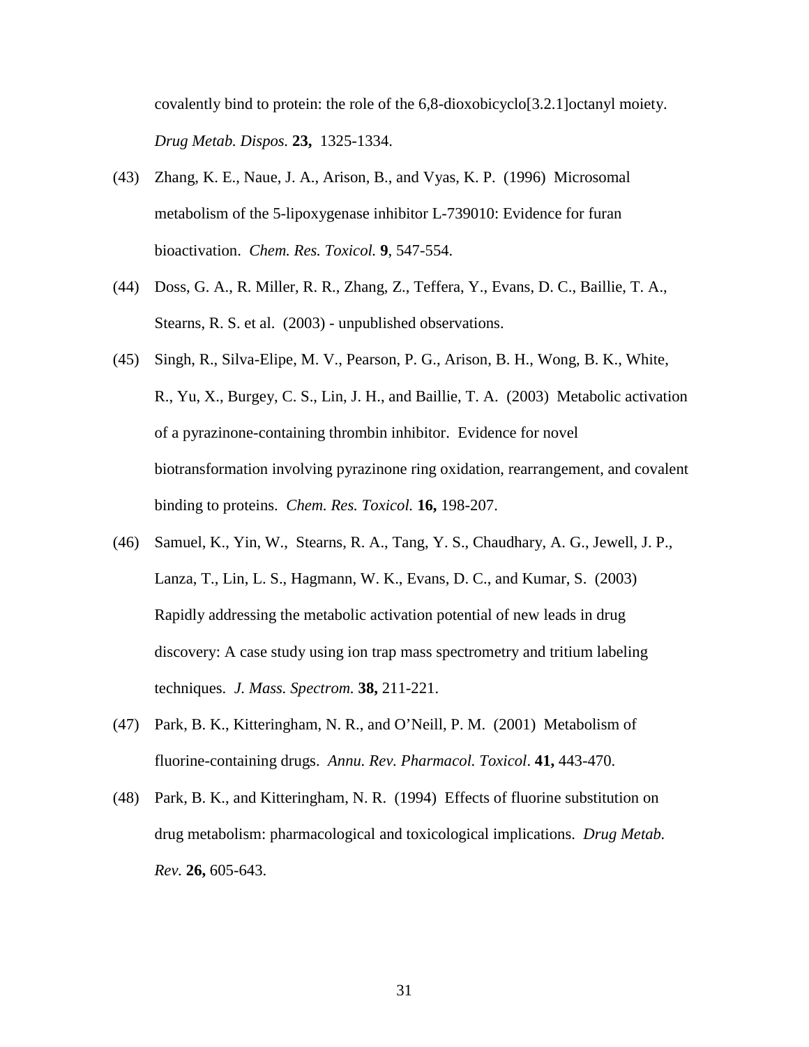covalently bind to protein: the role of the 6,8-dioxobicyclo[3.2.1]octanyl moiety. *Drug Metab. Dispos.* **23,** 1325-1334.

(43) Zhang, K. E., Naue, J. A., Arison, B., and Vyas, K. P. (1996) Microsomal metabolism of the 5-lipoxygenase inhibitor L-739010: Evidence for furan bioactivation. *Chem. Res. Toxicol.* **9**, 547-554.

(44) Doss, G. A., R. Miller, R. R., Zhang, Z., Teffera, Y., Evans, D. C., Baillie, T. A., Stearns, R. S. et al. (2003) - unpublished observations.

(45) Singh, R., Silva-Elipe, M. V., Pearson, P. G., Arison, B. H., Wong, B. K., White, R., Yu, X., Burgey, C. S., Lin, J. H., and Baillie, T. A. (2003) Metabolic activation of a pyrazinone-containing thrombin inhibitor. Evidence for novel biotransformation involving pyrazinone ring oxidation, rearrangement, and covalent binding to proteins. *Chem. Res. Toxicol.* **16,** 198-207.

(46) Samuel, K., Yin, W., Stearns, R. A., Tang, Y. S., Chaudhary, A. G., Jewell, J. P., Lanza, T., Lin, L. S., Hagmann, W. K., Evans, D. C., and Kumar, S. (2003) Rapidly addressing the metabolic activation potential of new leads in drug discovery: A case study using ion trap mass spectrometry and tritium labeling techniques. *J. Mass. Spectrom.* **38,** 211-221.

(47) Park, B. K., Kitteringham, N. R., and O'Neill, P. M. (2001) Metabolism of fluorine-containing drugs. *Annu. Rev. Pharmacol. Toxicol*. **41,** 443-470.

(48) Park, B. K., and Kitteringham, N. R. (1994) Effects of fluorine substitution on drug metabolism: pharmacological and toxicological implications. *Drug Metab. Rev.* **26,** 605-643.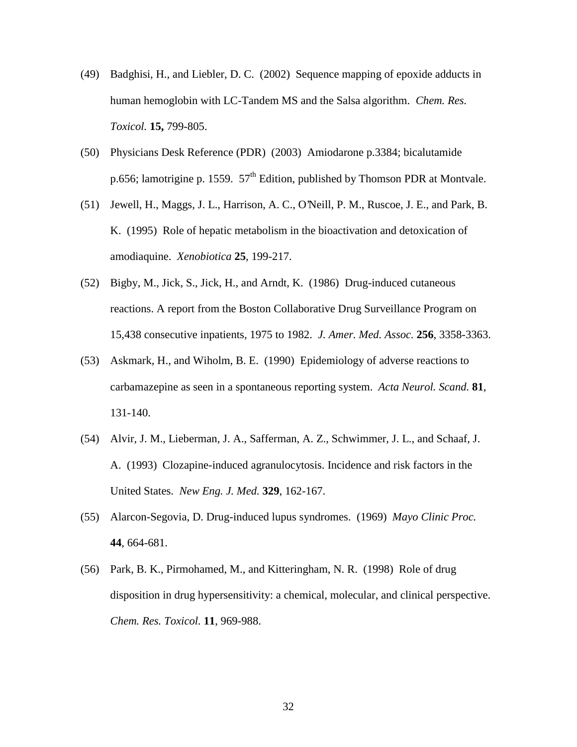(49) Badghisi, H., and Liebler, D. C. (2002) Sequence mapping of epoxide adducts in human hemoglobin with LC-Tandem MS and the Salsa algorithm. *Chem. Res. Toxicol.* **15,** 799-805.

(50) Physicians Desk Reference (PDR) (2003) Amiodarone p.3384; bicalutamide p.656; lamotrigine p. 1559. 57th Edition, published by Thomson PDR at Montvale.

(51) Jewell, H., Maggs, J. L., Harrison, A. C., O'Neill, P. M., Ruscoe, J. E., and Park, B. K. (1995) Role of hepatic metabolism in the bioactivation and detoxication of amodiaquine. *Xenobiotica* **25**, 199-217.

(52) Bigby, M., Jick, S., Jick, H., and Arndt, K. (1986) Drug-induced cutaneous reactions. A report from the Boston Collaborative Drug Surveillance Program on 15,438 consecutive inpatients, 1975 to 1982. *J. Amer. Med. Assoc.* **256**, 3358-3363.

(53) Askmark, H., and Wiholm, B. E. (1990) Epidemiology of adverse reactions to carbamazepine as seen in a spontaneous reporting system. *Acta Neurol. Scand.* **81**, 131-140.

(54) Alvir, J. M., Lieberman, J. A., Safferman, A. Z., Schwimmer, J. L., and Schaaf, J. A. (1993) Clozapine-induced agranulocytosis. Incidence and risk factors in the United States. *New Eng. J. Med.* **329**, 162-167.

(55) Alarcon-Segovia, D. Drug-induced lupus syndromes. (1969) *Mayo Clinic Proc.* **44**, 664-681.

(56) Park, B. K., Pirmohamed, M., and Kitteringham, N. R. (1998) Role of drug disposition in drug hypersensitivity: a chemical, molecular, and clinical perspective. *Chem. Res. Toxicol.* **11**, 969-988.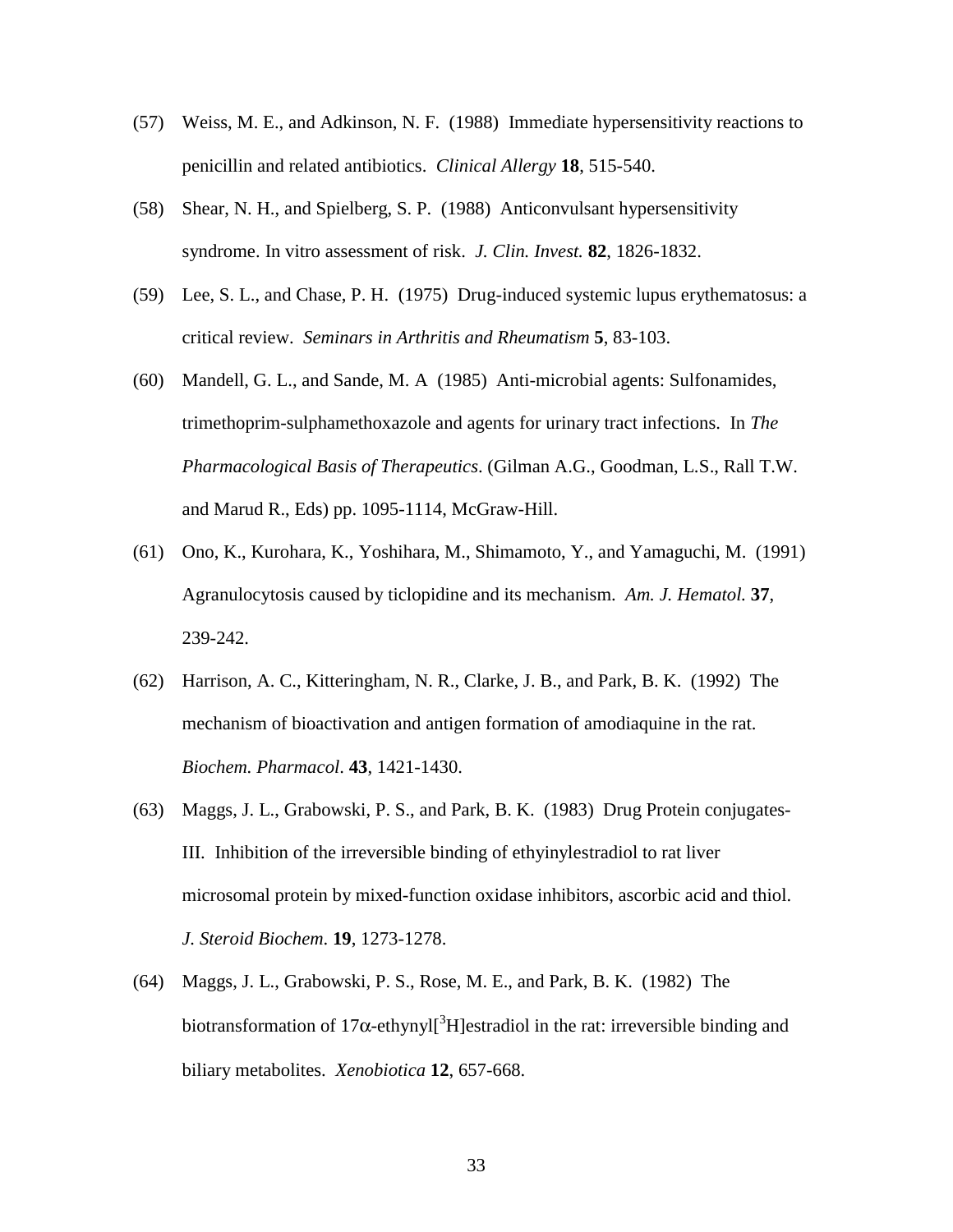(57) Weiss, M. E., and Adkinson, N. F. (1988) Immediate hypersensitivity reactions to penicillin and related antibiotics. *Clinical Allergy* **18**, 515-540.

(58) Shear, N. H., and Spielberg, S. P. (1988) Anticonvulsant hypersensitivity syndrome. In vitro assessment of risk. *J. Clin. Invest.* **82**, 1826-1832.

(59) Lee, S. L., and Chase, P. H. (1975) Drug-induced systemic lupus erythematosus: a critical review. *Seminars in Arthritis and Rheumatism* **5**, 83-103.

(60) Mandell, G. L., and Sande, M. A (1985) Anti-microbial agents: Sulfonamides, trimethoprim-sulphamethoxazole and agents for urinary tract infections. In *The Pharmacological Basis of Therapeutics*. (Gilman A.G., Goodman, L.S., Rall T.W. and Marud R., Eds) pp. 1095-1114, McGraw-Hill.

(61) Ono, K., Kurohara, K., Yoshihara, M., Shimamoto, Y., and Yamaguchi, M. (1991) Agranulocytosis caused by ticlopidine and its mechanism. *Am. J. Hematol.* **37**, 239-242.

(62) Harrison, A. C., Kitteringham, N. R., Clarke, J. B., and Park, B. K. (1992) The mechanism of bioactivation and antigen formation of amodiaquine in the rat. *Biochem. Pharmacol*. **43**, 1421-1430.

(63) Maggs, J. L., Grabowski, P. S., and Park, B. K. (1983) Drug Protein conjugates-III. Inhibition of the irreversible binding of ethyinylestradiol to rat liver microsomal protein by mixed-function oxidase inhibitors, ascorbic acid and thiol. *J. Steroid Biochem.* **19**, 1273-1278.

(64) Maggs, J. L., Grabowski, P. S., Rose, M. E., and Park, B. K. (1982) The biotransformation of 17$\alpha$-ethynyl[$^3$H]estradiol in the rat: irreversible binding and biliary metabolites. *Xenobiotica* **12**, 657-668.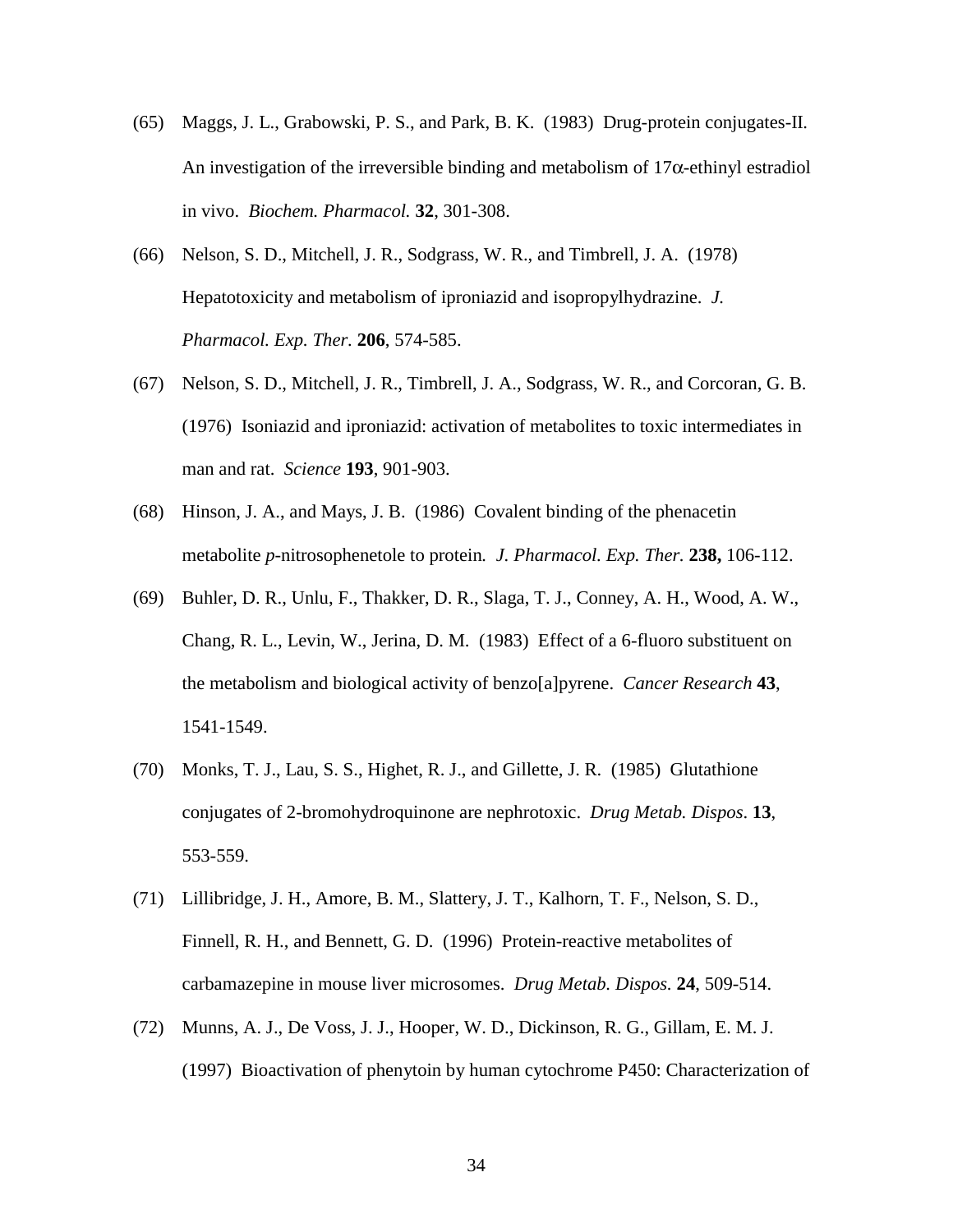(65) Maggs, J. L., Grabowski, P. S., and Park, B. K. (1983) Drug-protein conjugates-II. An investigation of the irreversible binding and metabolism of 17α-ethinyl estradiol in vivo. *Biochem. Pharmacol.* **32**, 301-308.

(66) Nelson, S. D., Mitchell, J. R., Sodgrass, W. R., and Timbrell, J. A. (1978) Hepatotoxicity and metabolism of iproniazid and isopropylhydrazine. *J. Pharmacol. Exp. Ther.* **206**, 574-585.

(67) Nelson, S. D., Mitchell, J. R., Timbrell, J. A., Sodgrass, W. R., and Corcoran, G. B. (1976) Isoniazid and iproniazid: activation of metabolites to toxic intermediates in man and rat. *Science* **193**, 901-903.

(68) Hinson, J. A., and Mays, J. B. (1986) Covalent binding of the phenacetin metabolite *p*-nitrosophenetole to protein. *J. Pharmacol. Exp. Ther.* **238,** 106-112.

(69) Buhler, D. R., Unlu, F., Thakker, D. R., Slaga, T. J., Conney, A. H., Wood, A. W., Chang, R. L., Levin, W., Jerina, D. M. (1983) Effect of a 6-fluoro substituent on the metabolism and biological activity of benzo[a]pyrene. *Cancer Research* **43**, 1541-1549.

(70) Monks, T. J., Lau, S. S., Highet, R. J., and Gillette, J. R. (1985) Glutathione conjugates of 2-bromohydroquinone are nephrotoxic. *Drug Metab. Dispos*. **13**, 553-559.

(71) Lillibridge, J. H., Amore, B. M., Slattery, J. T., Kalhorn, T. F., Nelson, S. D., Finnell, R. H., and Bennett, G. D. (1996) Protein-reactive metabolites of carbamazepine in mouse liver microsomes. *Drug Metab. Dispos.* **24**, 509-514.

(72) Munns, A. J., De Voss, J. J., Hooper, W. D., Dickinson, R. G., Gillam, E. M. J. (1997) Bioactivation of phenytoin by human cytochrome P450: Characterization of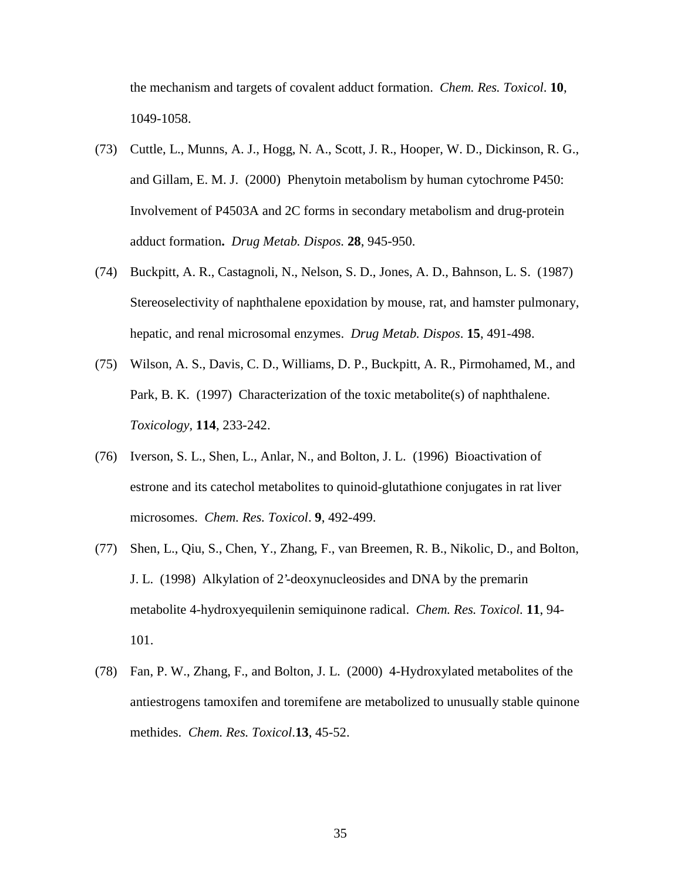the mechanism and targets of covalent adduct formation. *Chem. Res. Toxicol*. **10**, 1049-1058.

(73) Cuttle, L., Munns, A. J., Hogg, N. A., Scott, J. R., Hooper, W. D., Dickinson, R. G., and Gillam, E. M. J. (2000) Phenytoin metabolism by human cytochrome P450: Involvement of P4503A and 2C forms in secondary metabolism and drug-protein adduct formation**.** *Drug Metab. Dispos.* **28**, 945-950.

(74) Buckpitt, A. R., Castagnoli, N., Nelson, S. D., Jones, A. D., Bahnson, L. S. (1987) Stereoselectivity of naphthalene epoxidation by mouse, rat, and hamster pulmonary, hepatic, and renal microsomal enzymes. *Drug Metab. Dispos*. **15**, 491-498.

(75) Wilson, A. S., Davis, C. D., Williams, D. P., Buckpitt, A. R., Pirmohamed, M., and Park, B. K. (1997) Characterization of the toxic metabolite(s) of naphthalene. *Toxicology,* **114**, 233-242.

(76) Iverson, S. L., Shen, L., Anlar, N., and Bolton, J. L. (1996) Bioactivation of estrone and its catechol metabolites to quinoid-glutathione conjugates in rat liver microsomes. *Chem. Res. Toxicol*. **9**, 492-499.

(77) Shen, L., Qiu, S., Chen, Y., Zhang, F., van Breemen, R. B., Nikolic, D., and Bolton, J. L. (1998) Alkylation of 2'-deoxynucleosides and DNA by the premarin metabolite 4-hydroxyequilenin semiquinone radical. *Chem. Res. Toxicol.* **11**, 94-101.

(78) Fan, P. W., Zhang, F., and Bolton, J. L. (2000) 4-Hydroxylated metabolites of the antiestrogens tamoxifen and toremifene are metabolized to unusually stable quinone methides. *Chem. Res. Toxicol*.**13**, 45-52.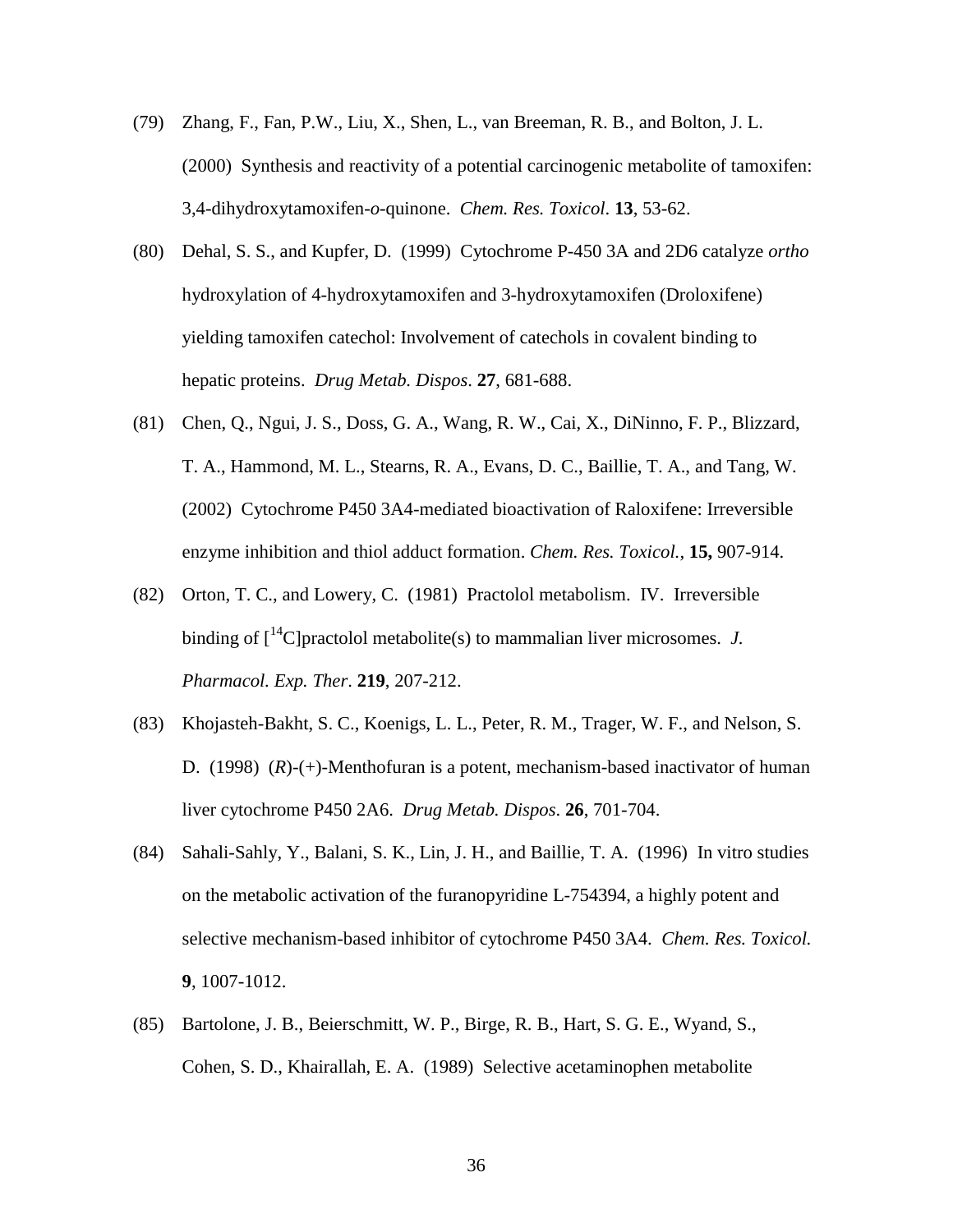(79) Zhang, F., Fan, P.W., Liu, X., Shen, L., van Breeman, R. B., and Bolton, J. L. (2000) Synthesis and reactivity of a potential carcinogenic metabolite of tamoxifen: 3,4-dihydroxytamoxifen-*o*-quinone. *Chem. Res. Toxicol*. **13**, 53-62.

(80) Dehal, S. S., and Kupfer, D. (1999) Cytochrome P-450 3A and 2D6 catalyze *ortho* hydroxylation of 4-hydroxytamoxifen and 3-hydroxytamoxifen (Droloxifene) yielding tamoxifen catechol: Involvement of catechols in covalent binding to hepatic proteins. *Drug Metab. Dispos*. **27**, 681-688.

(81) Chen, Q., Ngui, J. S., Doss, G. A., Wang, R. W., Cai, X., DiNinno, F. P., Blizzard, T. A., Hammond, M. L., Stearns, R. A., Evans, D. C., Baillie, T. A., and Tang, W. (2002) Cytochrome P450 3A4-mediated bioactivation of Raloxifene: Irreversible enzyme inhibition and thiol adduct formation. *Chem. Res. Toxicol.*, **15,** 907-914.

(82) Orton, T. C., and Lowery, C. (1981) Practolol metabolism. IV. Irreversible binding of [$^{14}$C]practolol metabolite(s) to mammalian liver microsomes. *J. Pharmacol. Exp. Ther*. **219**, 207-212.

(83) Khojasteh-Bakht, S. C., Koenigs, L. L., Peter, R. M., Trager, W. F., and Nelson, S. D. (1998) (*R*)-(+)-Menthofuran is a potent, mechanism-based inactivator of human liver cytochrome P450 2A6. *Drug Metab. Dispos*. **26**, 701-704.

(84) Sahali-Sahly, Y., Balani, S. K., Lin, J. H., and Baillie, T. A. (1996) In vitro studies on the metabolic activation of the furanopyridine L-754394, a highly potent and selective mechanism-based inhibitor of cytochrome P450 3A4. *Chem. Res. Toxicol.* **9**, 1007-1012.

(85) Bartolone, J. B., Beierschmitt, W. P., Birge, R. B., Hart, S. G. E., Wyand, S., Cohen, S. D., Khairallah, E. A. (1989) Selective acetaminophen metabolite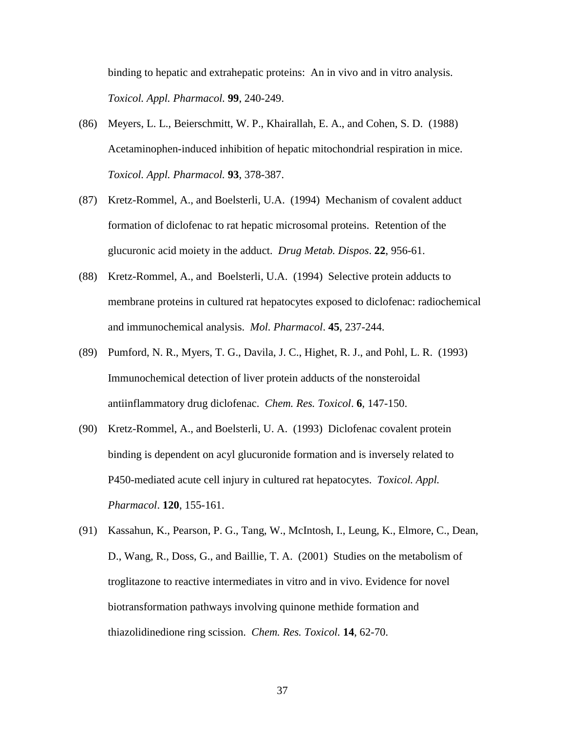binding to hepatic and extrahepatic proteins: An in vivo and in vitro analysis. *Toxicol. Appl. Pharmacol.* **99**, 240-249.

(86) Meyers, L. L., Beierschmitt, W. P., Khairallah, E. A., and Cohen, S. D. (1988) Acetaminophen-induced inhibition of hepatic mitochondrial respiration in mice. *Toxicol. Appl. Pharmacol.* **93**, 378-387.

(87) Kretz-Rommel, A., and Boelsterli, U.A. (1994) Mechanism of covalent adduct formation of diclofenac to rat hepatic microsomal proteins. Retention of the glucuronic acid moiety in the adduct. *Drug Metab. Dispos*. **22**, 956-61.

(88) Kretz-Rommel, A., and Boelsterli, U.A. (1994) Selective protein adducts to membrane proteins in cultured rat hepatocytes exposed to diclofenac: radiochemical and immunochemical analysis. *Mol. Pharmacol*. **45**, 237-244.

(89) Pumford, N. R., Myers, T. G., Davila, J. C., Highet, R. J., and Pohl, L. R. (1993) Immunochemical detection of liver protein adducts of the nonsteroidal antiinflammatory drug diclofenac. *Chem. Res. Toxicol*. **6**, 147-150.

(90) Kretz-Rommel, A., and Boelsterli, U. A. (1993) Diclofenac covalent protein binding is dependent on acyl glucuronide formation and is inversely related to P450-mediated acute cell injury in cultured rat hepatocytes. *Toxicol. Appl. Pharmacol*. **120**, 155-161.

(91) Kassahun, K., Pearson, P. G., Tang, W., McIntosh, I., Leung, K., Elmore, C., Dean, D., Wang, R., Doss, G., and Baillie, T. A. (2001) Studies on the metabolism of troglitazone to reactive intermediates in vitro and in vivo. Evidence for novel biotransformation pathways involving quinone methide formation and thiazolidinedione ring scission. *Chem. Res. Toxicol.* **14**, 62-70.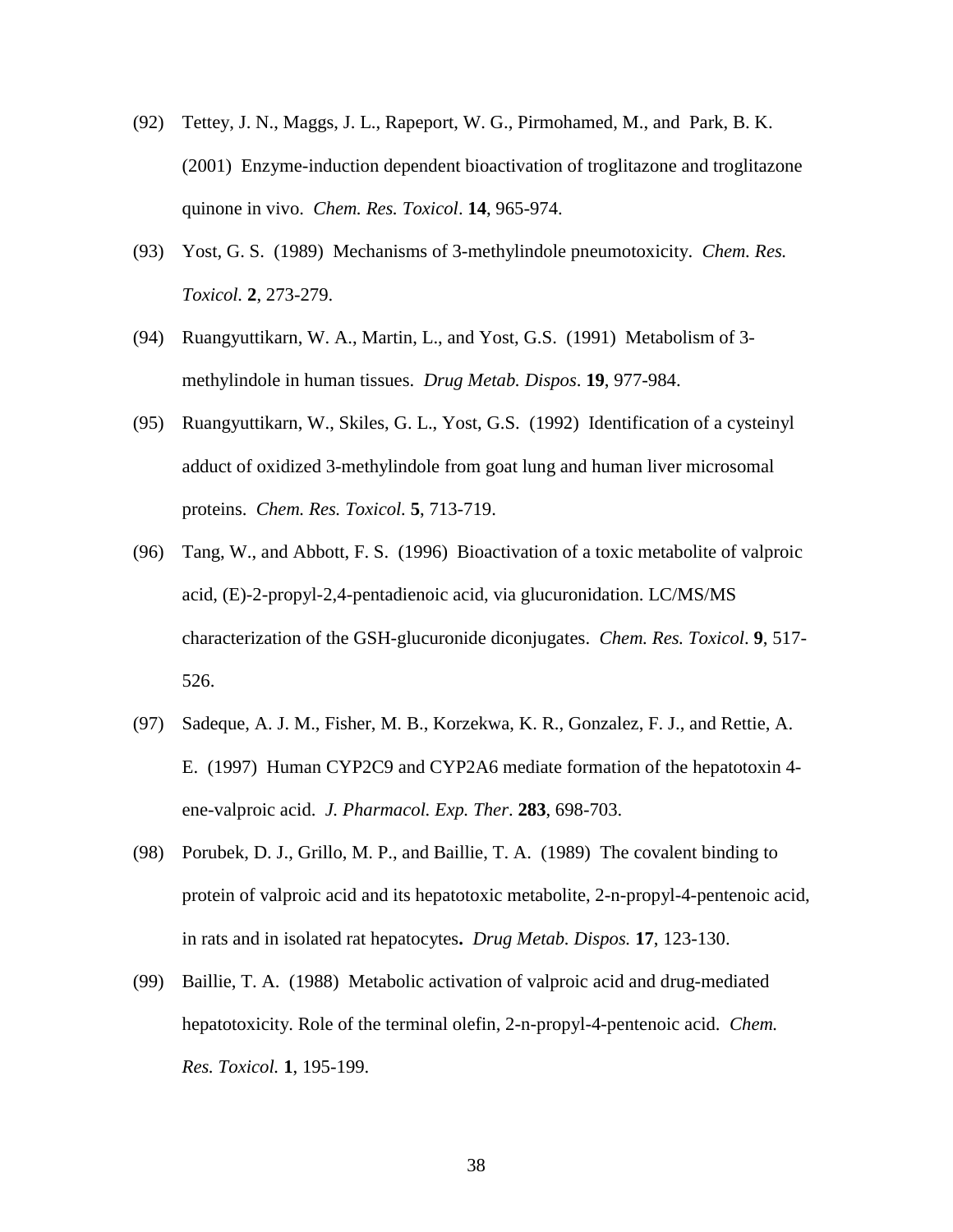(92) Tettey, J. N., Maggs, J. L., Rapeport, W. G., Pirmohamed, M., and Park, B. K. (2001) Enzyme-induction dependent bioactivation of troglitazone and troglitazone quinone in vivo. *Chem. Res. Toxicol*. **14**, 965-974.

(93) Yost, G. S. (1989) Mechanisms of 3-methylindole pneumotoxicity. *Chem. Res. Toxicol.* **2**, 273-279.

(94) Ruangyuttikarn, W. A., Martin, L., and Yost, G.S. (1991) Metabolism of 3-methylindole in human tissues. *Drug Metab. Dispos*. **19**, 977-984.

(95) Ruangyuttikarn, W., Skiles, G. L., Yost, G.S. (1992) Identification of a cysteinyl adduct of oxidized 3-methylindole from goat lung and human liver microsomal proteins. *Chem. Res. Toxicol.* **5**, 713-719.

(96) Tang, W., and Abbott, F. S. (1996) Bioactivation of a toxic metabolite of valproic acid, (E)-2-propyl-2,4-pentadienoic acid, via glucuronidation. LC/MS/MS characterization of the GSH-glucuronide diconjugates. *Chem. Res. Toxicol*. **9**, 517-526.

(97) Sadeque, A. J. M., Fisher, M. B., Korzekwa, K. R., Gonzalez, F. J., and Rettie, A. E. (1997) Human CYP2C9 and CYP2A6 mediate formation of the hepatotoxin 4-ene-valproic acid. *J. Pharmacol. Exp. Ther*. **283**, 698-703.

(98) Porubek, D. J., Grillo, M. P., and Baillie, T. A. (1989) The covalent binding to protein of valproic acid and its hepatotoxic metabolite, 2-n-propyl-4-pentenoic acid, in rats and in isolated rat hepatocytes**.** *Drug Metab. Dispos.* **17**, 123-130.

(99) Baillie, T. A. (1988) Metabolic activation of valproic acid and drug-mediated hepatotoxicity. Role of the terminal olefin, 2-n-propyl-4-pentenoic acid. *Chem. Res. Toxicol.* **1**, 195-199.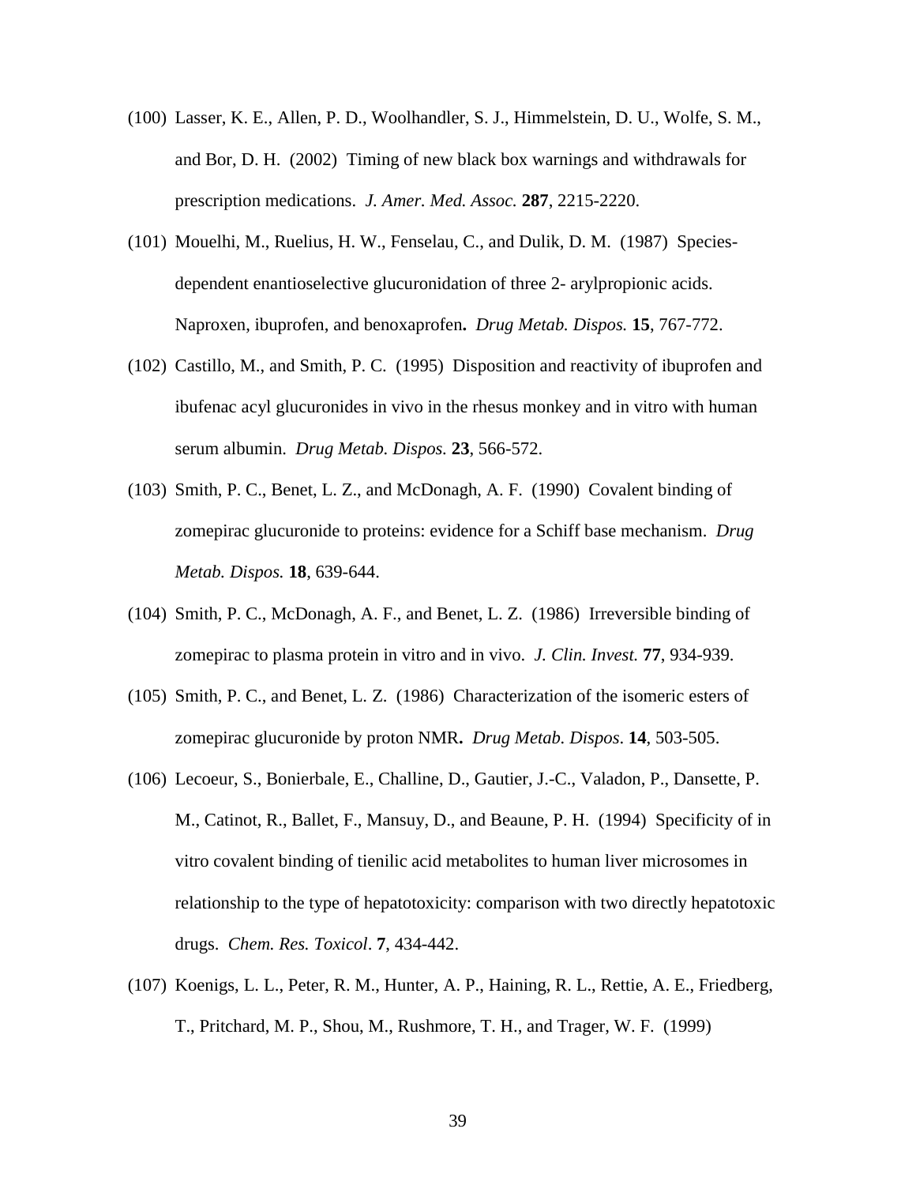(100) Lasser, K. E., Allen, P. D., Woolhandler, S. J., Himmelstein, D. U., Wolfe, S. M., and Bor, D. H. (2002) Timing of new black box warnings and withdrawals for prescription medications. *J. Amer. Med. Assoc.* **287**, 2215-2220.

(101) Mouelhi, M., Ruelius, H. W., Fenselau, C., and Dulik, D. M. (1987) Species-dependent enantioselective glucuronidation of three 2- arylpropionic acids. Naproxen, ibuprofen, and benoxaprofen**.** *Drug Metab. Dispos.* **15**, 767-772.

(102) Castillo, M., and Smith, P. C. (1995) Disposition and reactivity of ibuprofen and ibufenac acyl glucuronides in vivo in the rhesus monkey and in vitro with human serum albumin. *Drug Metab. Dispos.* **23**, 566-572.

(103) Smith, P. C., Benet, L. Z., and McDonagh, A. F. (1990) Covalent binding of zomepirac glucuronide to proteins: evidence for a Schiff base mechanism. *Drug Metab. Dispos.* **18**, 639-644.

(104) Smith, P. C., McDonagh, A. F., and Benet, L. Z. (1986) Irreversible binding of zomepirac to plasma protein in vitro and in vivo. *J. Clin. Invest.* **77**, 934-939.

(105) Smith, P. C., and Benet, L. Z. (1986) Characterization of the isomeric esters of zomepirac glucuronide by proton NMR**.** *Drug Metab. Dispos*. **14**, 503-505.

(106) Lecoeur, S., Bonierbale, E., Challine, D., Gautier, J.-C., Valadon, P., Dansette, P. M., Catinot, R., Ballet, F., Mansuy, D., and Beaune, P. H. (1994) Specificity of in vitro covalent binding of tienilic acid metabolites to human liver microsomes in relationship to the type of hepatotoxicity: comparison with two directly hepatotoxic drugs. *Chem. Res. Toxicol*. **7**, 434-442.

(107) Koenigs, L. L., Peter, R. M., Hunter, A. P., Haining, R. L., Rettie, A. E., Friedberg, T., Pritchard, M. P., Shou, M., Rushmore, T. H., and Trager, W. F. (1999)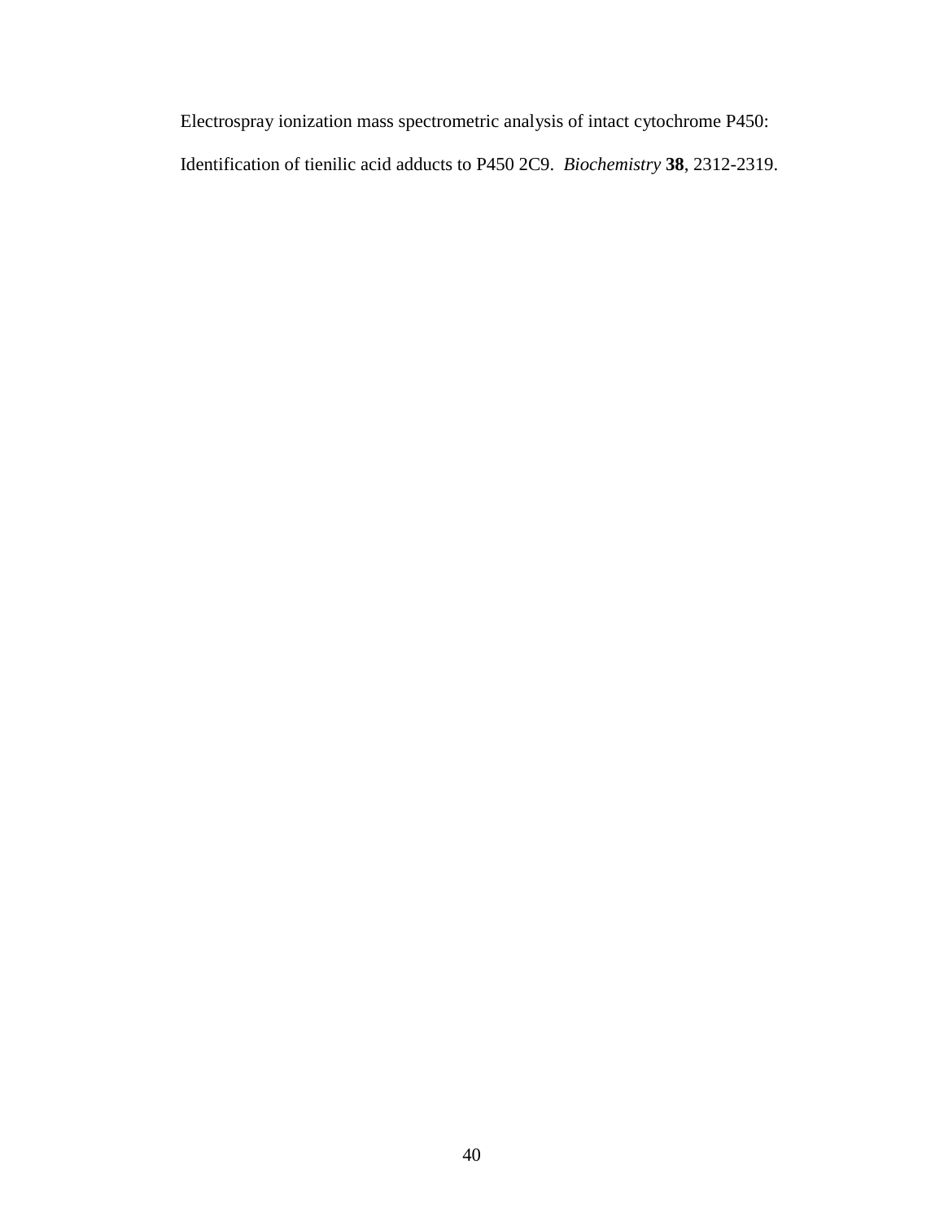Electrospray ionization mass spectrometric analysis of intact cytochrome P450: Identification of tienilic acid adducts to P450 2C9. *Biochemistry* **38**, 2312-2319.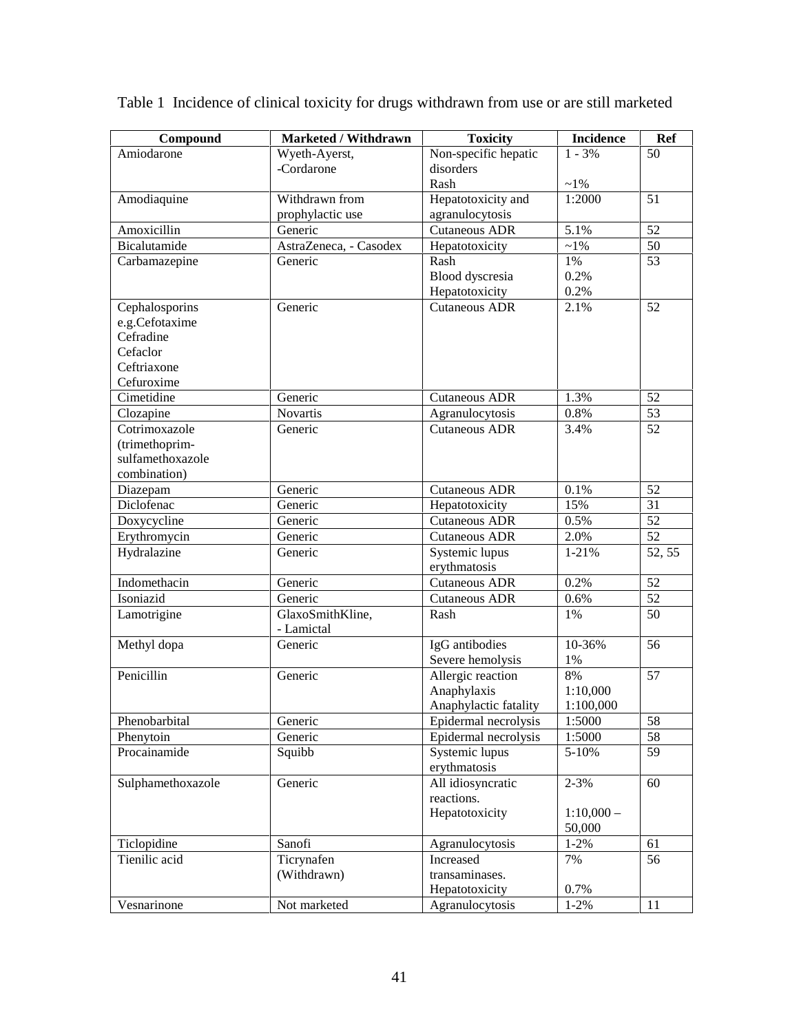Table 1 Incidence of clinical toxicity for drugs withdrawn from use or are still marketed

| Compound | Marketed / Withdrawn | Toxicity | Incidence | Ref |
|---|---|---|---|---|
| Amiodarone | Wyeth-Ayerst, -Cordarone | Non-specific hepatic disorders<br>Rash | 1 - 3%<br>~1% | 50 |
| Amodiaquine | Withdrawn from prophylactic use | Hepatotoxicity and agranulocytosis | 1:2000 | 51 |
| Amoxicillin | Generic | Cutaneous ADR | 5.1% | 52 |
| Bicalutamide | AstraZeneca, - Casodex | Hepatotoxicity | ~1% | 50 |
| Carbamazepine | Generic | Rash<br>Blood dyscresia<br>Hepatotoxicity | 1%<br>0.2%<br>0.2% | 53 |
| Cephalosporins e.g.Cefotaxime Cefradine Cefaclor Ceftriaxone Cefuroxime | Generic | Cutaneous ADR | 2.1% | 52 |
| Cimetidine | Generic | Cutaneous ADR | 1.3% | 52 |
| Clozapine | Novartis | Agranulocytosis | 0.8% | 53 |
| Cotrimoxazole (trimethoprim-sulfamethoxazole combination) | Generic | Cutaneous ADR | 3.4% | 52 |
| Diazepam | Generic | Cutaneous ADR | 0.1% | 52 |
| Diclofenac | Generic | Hepatotoxicity | 15% | 31 |
| Doxycycline | Generic | Cutaneous ADR | 0.5% | 52 |
| Erythromycin | Generic | Cutaneous ADR | 2.0% | 52 |
| Hydralazine | Generic | Systemic lupus erythmatosis | 1-21% | 52, 55 |
| Indomethacin | Generic | Cutaneous ADR | 0.2% | 52 |
| Isoniazid | Generic | Cutaneous ADR | 0.6% | 52 |
| Lamotrigine | GlaxoSmithKline, - Lamictal | Rash | 1% | 50 |
| Methyl dopa | Generic | IgG antibodies<br>Severe hemolysis | 10-36%<br>1% | 56 |
| Penicillin | Generic | Allergic reaction<br>Anaphylaxis<br>Anaphylactic fatality | 8%<br>1:10,000<br>1:100,000 | 57 |
| Phenobarbital | Generic | Epidermal necrolysis | 1:5000 | 58 |
| Phenytoin | Generic | Epidermal necrolysis | 1:5000 | 58 |
| Procainamide | Squibb | Systemic lupus erythmatosis | 5-10% | 59 |
| Sulphamethoxazole | Generic | All idiosyncratic reactions.<br>Hepatotoxicity | 2-3%<br>1:10,000 – 50,000 | 60 |
| Ticlopidine | Sanofi | Agranulocytosis | 1-2% | 61 |
| Tienilic acid | Ticrynafen (Withdrawn) | Increased transaminases.<br>Hepatotoxicity | 7%<br>0.7% | 56 |
| Vesnarinone | Not marketed | Agranulocytosis | 1-2% | 11 |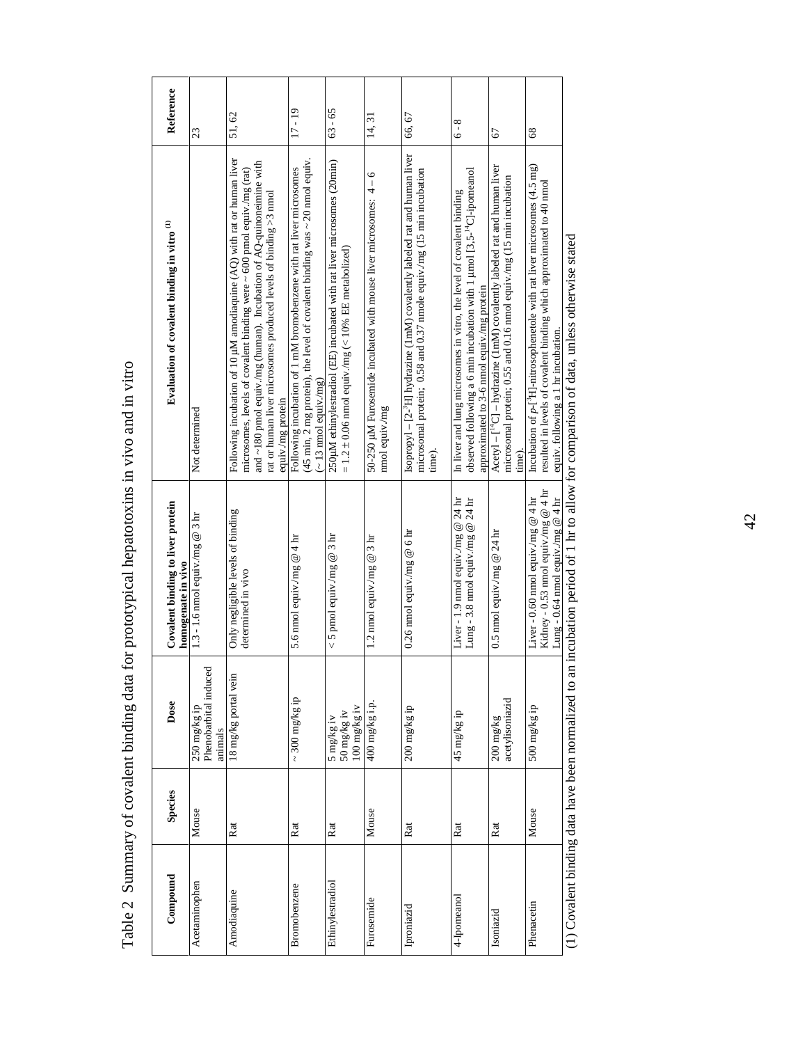Table 2 Summary of covalent binding data for prototypical hepatotoxins in vivo and in vitro

| Compound | Species | Dose | Covalent binding to liver protein homogenate in vivo | Evaluation of covalent binding in vitro [(1)] | Reference |
|---|---|---|---|---|---|
| Acetaminophen | Mouse | 250 mg/kg ip Phenobarbital induced animals | 1.3 - 1.6 nmol equiv./mg @ 3 hr | Not determined | 23 |
| Amodiaquine | Rat | 18 mg/kg portal vein | Only negligible levels of binding determined in vivo | Following incubation of 10 μM amodiaquine (AQ) with rat or human liver microsomes, levels of covalent binding were ~ 600 pmol equiv./mg (rat) and ~180 pmol equiv./mg (human). Incubation of AQ-quinoneimine with rat or human liver microsomes produced levels of binding >3 nmol equiv./mg protein | 51, 62 |
| Bromobenzene | Rat | ~ 300 mg/kg ip | 5.6 nmol equiv./mg @ 4 hr | Following incubation of 1 mM bromobenzene with rat liver microsomes (45 min, 2 mg protein), the level of covalent binding was ~ 20 nmol equiv. (~ 13 nmol equiv./mg) | 17 - 19 |
| Ethinylestradiol | Rat | 5 mg/kg iv<br>50 mg/kg iv<br>100 mg/kg iv | < 5 pmol equiv./mg @ 3 hr | 250μM ethinylestradiol (EE) incubated with rat liver microsomes (20min) = 1.2 ± 0.06 nmol equiv./mg (< 10% EE metabolized) | 63 - 65 |
| Furosemide | Mouse | 400 mg/kg i.p. | 1.2 nmol equiv./mg @ 3 hr | 50-250 μM Furosemide incubated with mouse liver microsomes: 4 – 6 nmol equiv./mg | 14, 31 |
| Iproniazid | Rat | 200 mg/kg ip | 0.26 nmol equiv./mg @ 6 hr | Isopropyl – [2-$^{3}$H] hydrazine (1mM) covalently labeled rat and human liver microsomal protein; 0.58 and 0.37 nmole equiv./mg (15 min incubation time). | 66, 67 |
| 4-Ipomeanol | Rat | 45 mg/kg ip | Liver - 1.9 nmol equiv./mg @ 24 hr<br>Lung - 3.8 nmol equiv./mg @ 24 hr | In liver and lung microsomes in vitro, the level of covalent binding observed following a 6 min incubation with 1 μmol [3,5-$^{14}$C]-ipomeanol approximated to 3-6 nmol equiv./mg protein | 6 - 8 |
| Isoniazid | Rat | 200 mg/kg acetylisoniazid | 0.5 nmol equiv./mg @ 24 hr | Acetyl – [$^{14}$C] – hydrazine (1mM) covalently labeled rat and human liver microsomal protein; 0.55 and 0.16 nmol equiv./mg (15 min incubation time). | 67 |
| Phenacetin | Mouse | 500 mg/kg ip | Liver - 0.60 nmol equiv./mg @ 4 hr<br>Kidney - 0.53 nmol equiv./mg @ 4 hr<br>Lung - 0.64 nmol equiv./mg @ 4 hr | Incubation of *p*-[$^{3}$H]-nitrosophenetole with rat liver microsomes (4.5 mg) resulted in levels of covalent binding which approximated to 40 nmol equiv. following a 1 hr incubation. | 68 |

(1) Covalent binding data have been normalized to an incubation period of 1 hr to allow for comparison of data, unless otherwise stated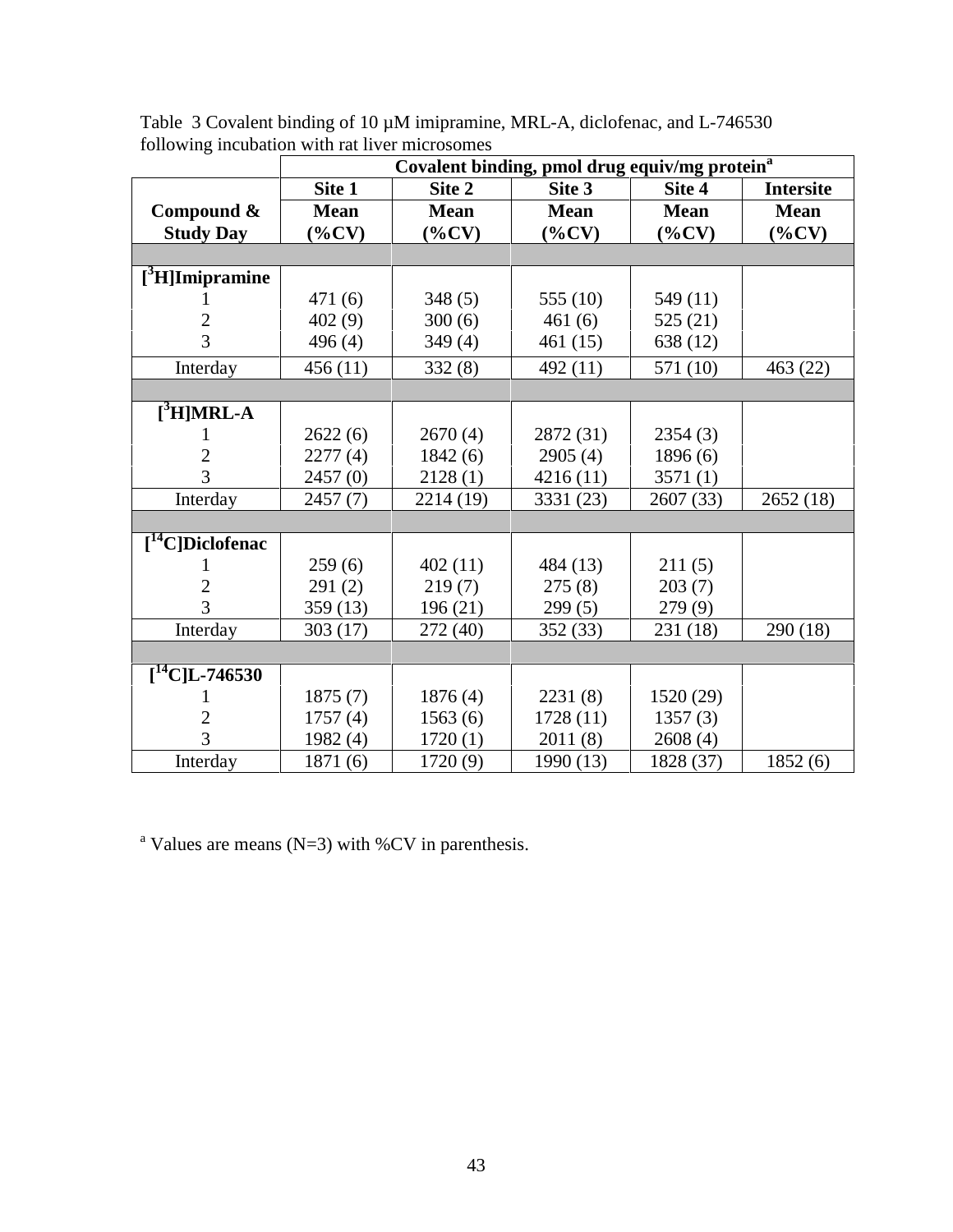Table 3 Covalent binding of 10 µM imipramine, MRL-A, diclofenac, and L-746530 following incubation with rat liver microsomes

| | Covalent binding, pmol drug equiv/mg protein[a] | | | | |
|---|---|---|---|---|---|
| | Site 1 | Site 2 | Site 3 | Site 4 | Intersite |
| **Compound & Study Day** | **Mean (%CV)** | **Mean (%CV)** | **Mean (%CV)** | **Mean (%CV)** | **Mean (%CV)** |
| **[$^3$H]Imipramine** | | | | | |
| 1 | 471 (6) | 348 (5) | 555 (10) | 549 (11) | |
| 2 | 402 (9) | 300 (6) | 461 (6) | 525 (21) | |
| 3 | 496 (4) | 349 (4) | 461 (15) | 638 (12) | |
| Interday | 456 (11) | 332 (8) | 492 (11) | 571 (10) | 463 (22) |
| **[$^3$H]MRL-A** | | | | | |
| 1 | 2622 (6) | 2670 (4) | 2872 (31) | 2354 (3) | |
| 2 | 2277 (4) | 1842 (6) | 2905 (4) | 1896 (6) | |
| 3 | 2457 (0) | 2128 (1) | 4216 (11) | 3571 (1) | |
| Interday | 2457 (7) | 2214 (19) | 3331 (23) | 2607 (33) | 2652 (18) |
| **[$^{14}$C]Diclofenac** | | | | | |
| 1 | 259 (6) | 402 (11) | 484 (13) | 211 (5) | |
| 2 | 291 (2) | 219 (7) | 275 (8) | 203 (7) | |
| 3 | 359 (13) | 196 (21) | 299 (5) | 279 (9) | |
| Interday | 303 (17) | 272 (40) | 352 (33) | 231 (18) | 290 (18) |
| **[$^{14}$C]L-746530** | | | | | |
| 1 | 1875 (7) | 1876 (4) | 2231 (8) | 1520 (29) | |
| 2 | 1757 (4) | 1563 (6) | 1728 (11) | 1357 (3) | |
| 3 | 1982 (4) | 1720 (1) | 2011 (8) | 2608 (4) | |
| Interday | 1871 (6) | 1720 (9) | 1990 (13) | 1828 (37) | 1852 (6) |

[a] Values are means (N=3) with %CV in parenthesis.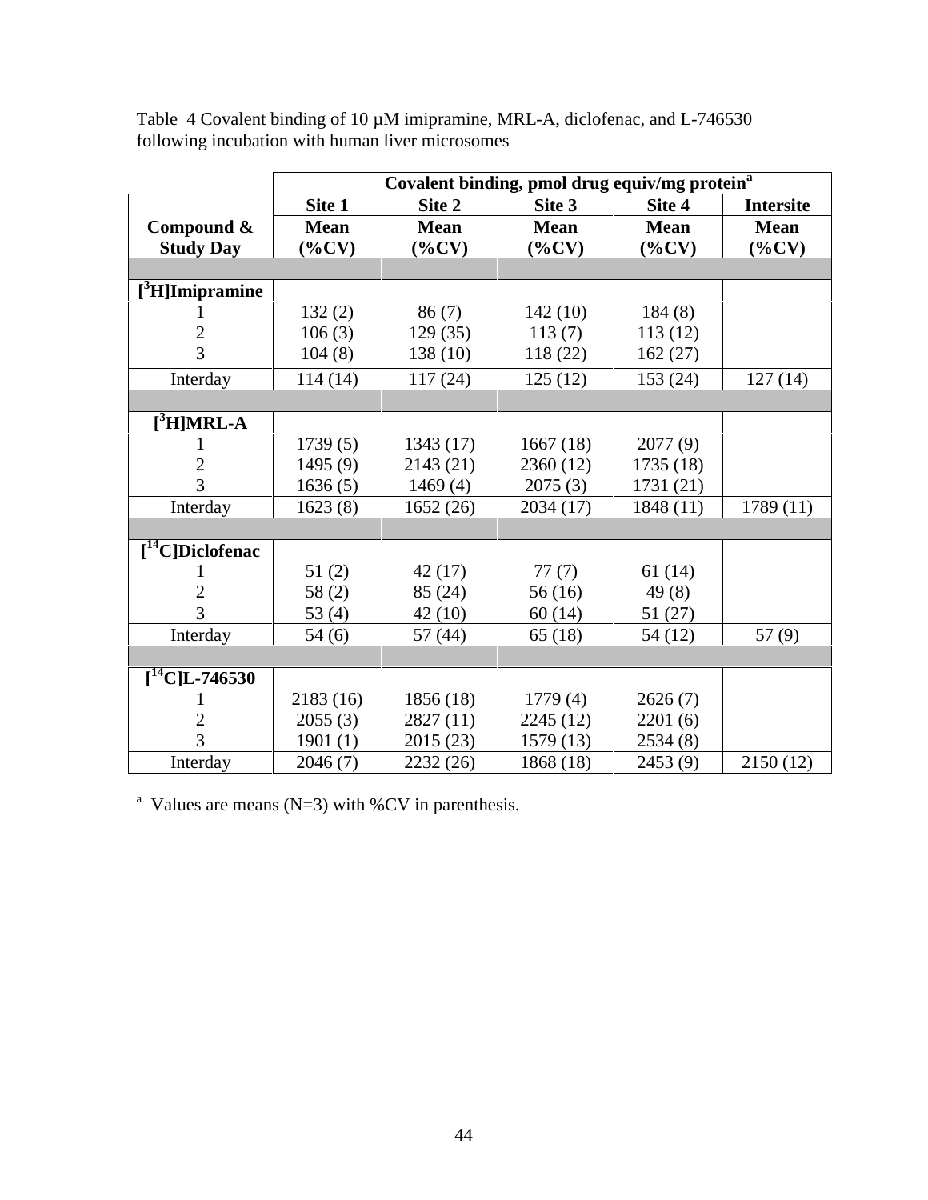Table 4 Covalent binding of 10 µM imipramine, MRL-A, diclofenac, and L-746530 following incubation with human liver microsomes

| | Covalent binding, pmol drug equiv/mg protein[a] | | | | |
|---|---|---|---|---|---|
| | Site 1 | Site 2 | Site 3 | Site 4 | Intersite |
| **Compound & Study Day** | **Mean (%CV)** | **Mean (%CV)** | **Mean (%CV)** | **Mean (%CV)** | **Mean (%CV)** |
| **[$^{3}$H]Imipramine** | | | | | |
| 1 | 132 (2) | 86 (7) | 142 (10) | 184 (8) | |
| 2 | 106 (3) | 129 (35) | 113 (7) | 113 (12) | |
| 3 | 104 (8) | 138 (10) | 118 (22) | 162 (27) | |
| Interday | 114 (14) | 117 (24) | 125 (12) | 153 (24) | 127 (14) |
| **[$^{3}$H]MRL-A** | | | | | |
| 1 | 1739 (5) | 1343 (17) | 1667 (18) | 2077 (9) | |
| 2 | 1495 (9) | 2143 (21) | 2360 (12) | 1735 (18) | |
| 3 | 1636 (5) | 1469 (4) | 2075 (3) | 1731 (21) | |
| Interday | 1623 (8) | 1652 (26) | 2034 (17) | 1848 (11) | 1789 (11) |
| **[$^{14}$C]Diclofenac** | | | | | |
| 1 | 51 (2) | 42 (17) | 77 (7) | 61 (14) | |
| 2 | 58 (2) | 85 (24) | 56 (16) | 49 (8) | |
| 3 | 53 (4) | 42 (10) | 60 (14) | 51 (27) | |
| Interday | 54 (6) | 57 (44) | 65 (18) | 54 (12) | 57 (9) |
| **[$^{14}$C]L-746530** | | | | | |
| 1 | 2183 (16) | 1856 (18) | 1779 (4) | 2626 (7) | |
| 2 | 2055 (3) | 2827 (11) | 2245 (12) | 2201 (6) | |
| 3 | 1901 (1) | 2015 (23) | 1579 (13) | 2534 (8) | |
| Interday | 2046 (7) | 2232 (26) | 1868 (18) | 2453 (9) | 2150 (12) |

[a] Values are means (N=3) with %CV in parenthesis.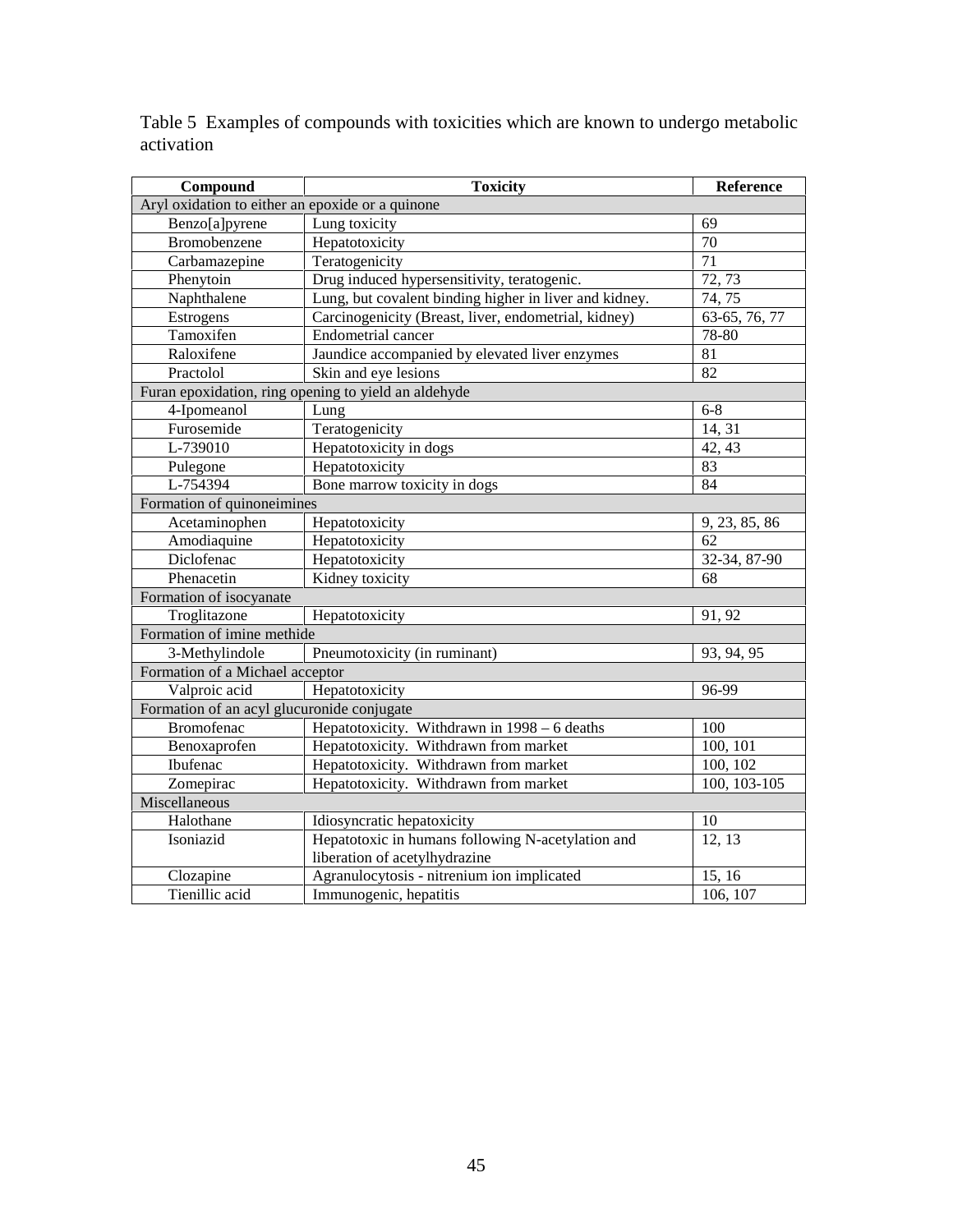Table 5  Examples of compounds with toxicities which are known to undergo metabolic activation

| Compound | Toxicity | Reference |
|---|---|---|
| Aryl oxidation to either an epoxide or a quinone | | |
| Benzo[a]pyrene | Lung toxicity | 69 |
| Bromobenzene | Hepatotoxicity | 70 |
| Carbamazepine | Teratogenicity | 71 |
| Phenytoin | Drug induced hypersensitivity, teratogenic. | 72, 73 |
| Naphthalene | Lung, but covalent binding higher in liver and kidney. | 74, 75 |
| Estrogens | Carcinogenicity (Breast, liver, endometrial, kidney) | 63-65, 76, 77 |
| Tamoxifen | Endometrial cancer | 78-80 |
| Raloxifene | Jaundice accompanied by elevated liver enzymes | 81 |
| Practolol | Skin and eye lesions | 82 |
| Furan epoxidation, ring opening to yield an aldehyde | | |
| 4-Ipomeanol | Lung | 6-8 |
| Furosemide | Teratogenicity | 14, 31 |
| L-739010 | Hepatotoxicity in dogs | 42, 43 |
| Pulegone | Hepatotoxicity | 83 |
| L-754394 | Bone marrow toxicity in dogs | 84 |
| Formation of quinoneimines | | |
| Acetaminophen | Hepatotoxicity | 9, 23, 85, 86 |
| Amodiaquine | Hepatotoxicity | 62 |
| Diclofenac | Hepatotoxicity | 32-34, 87-90 |
| Phenacetin | Kidney toxicity | 68 |
| Formation of isocyanate | | |
| Troglitazone | Hepatotoxicity | 91, 92 |
| Formation of imine methide | | |
| 3-Methylindole | Pneumotoxicity (in ruminant) | 93, 94, 95 |
| Formation of a Michael acceptor | | |
| Valproic acid | Hepatotoxicity | 96-99 |
| Formation of an acyl glucuronide conjugate | | |
| Bromofenac | Hepatotoxicity.  Withdrawn in 1998 – 6 deaths | 100 |
| Benoxaprofen | Hepatotoxicity.  Withdrawn from market | 100, 101 |
| Ibufenac | Hepatotoxicity.  Withdrawn from market | 100, 102 |
| Zomepirac | Hepatotoxicity.  Withdrawn from market | 100, 103-105 |
| Miscellaneous | | |
| Halothane | Idiosyncratic hepatoxicity | 10 |
| Isoniazid | Hepatotoxic in humans following N-acetylation and liberation of acetylhydrazine | 12, 13 |
| Clozapine | Agranulocytosis - nitrenium ion implicated | 15, 16 |
| Tienillic acid | Immunogenic, hepatitis | 106, 107 |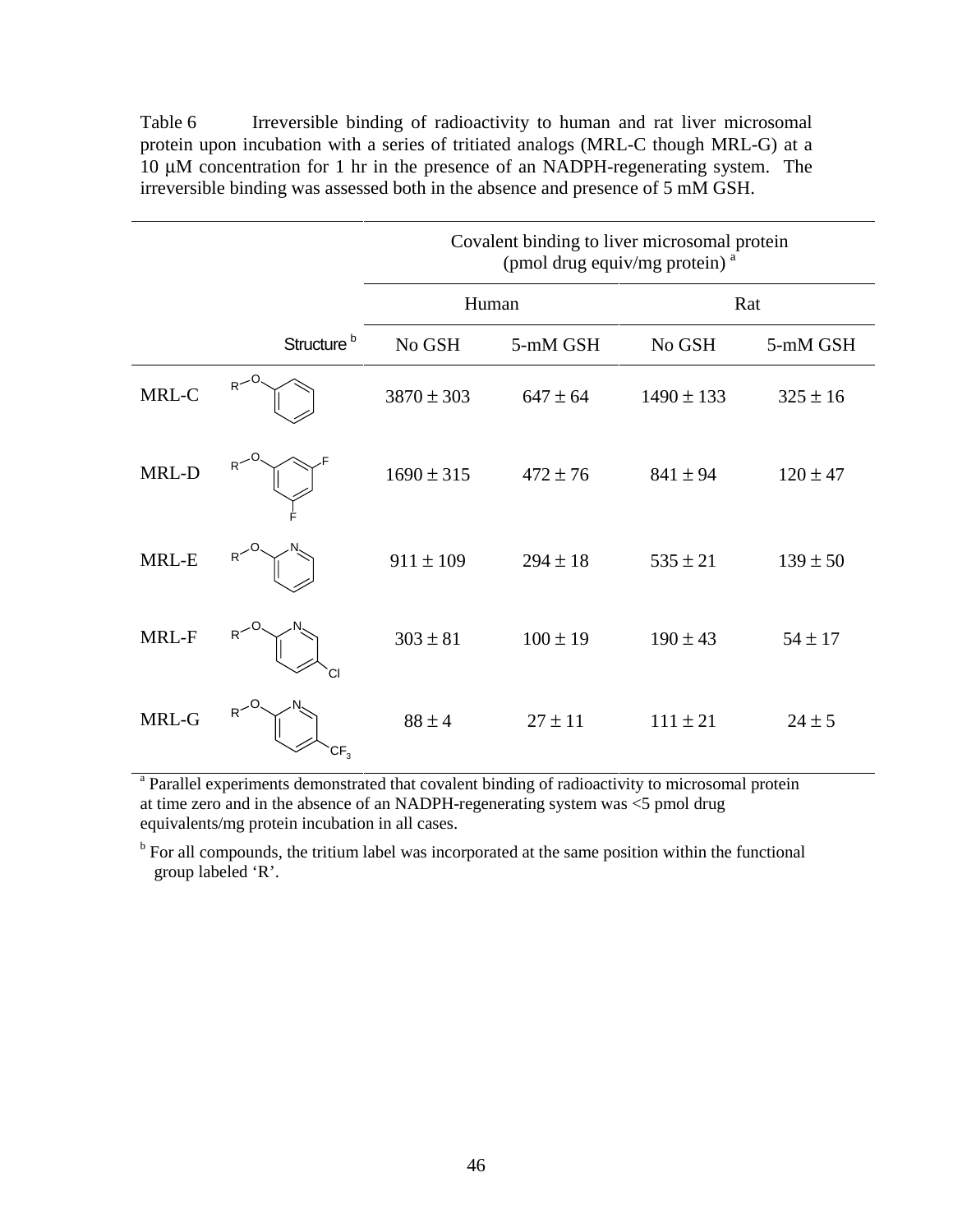Table 6 Irreversible binding of radioactivity to human and rat liver microsomal protein upon incubation with a series of tritiated analogs (MRL-C though MRL-G) at a 10 μM concentration for 1 hr in the presence of an NADPH-regenerating system. The irreversible binding was assessed both in the absence and presence of 5 mM GSH.

| | | Covalent binding to liver microsomal protein (pmol drug equiv/mg protein) [a] | | | |
|---|---|---|---|---|---|
| | | Human | | Rat | |
| | Structure [b] | No GSH | 5-mM GSH | No GSH | 5-mM GSH |
| MRL-C | R–O–phenyl | 3870 ± 303 | 647 ± 64 | 1490 ± 133 | 325 ± 16 |
| MRL-D | R–O–(3,5-difluorophenyl) | 1690 ± 315 | 472 ± 76 | 841 ± 94 | 120 ± 47 |
| MRL-E | R–O–(2-pyridyl) | 911 ± 109 | 294 ± 18 | 535 ± 21 | 139 ± 50 |
| MRL-F | R–O–(5-chloro-2-pyridyl) | 303 ± 81 | 100 ± 19 | 190 ± 43 | 54 ± 17 |
| MRL-G | R–O–(5-$CF_3$-2-pyridyl) | 88 ± 4 | 27 ± 11 | 111 ± 21 | 24 ± 5 |

[a] Parallel experiments demonstrated that covalent binding of radioactivity to microsomal protein at time zero and in the absence of an NADPH-regenerating system was <5 pmol drug equivalents/mg protein incubation in all cases.

[b] For all compounds, the tritium label was incorporated at the same position within the functional group labeled 'R'.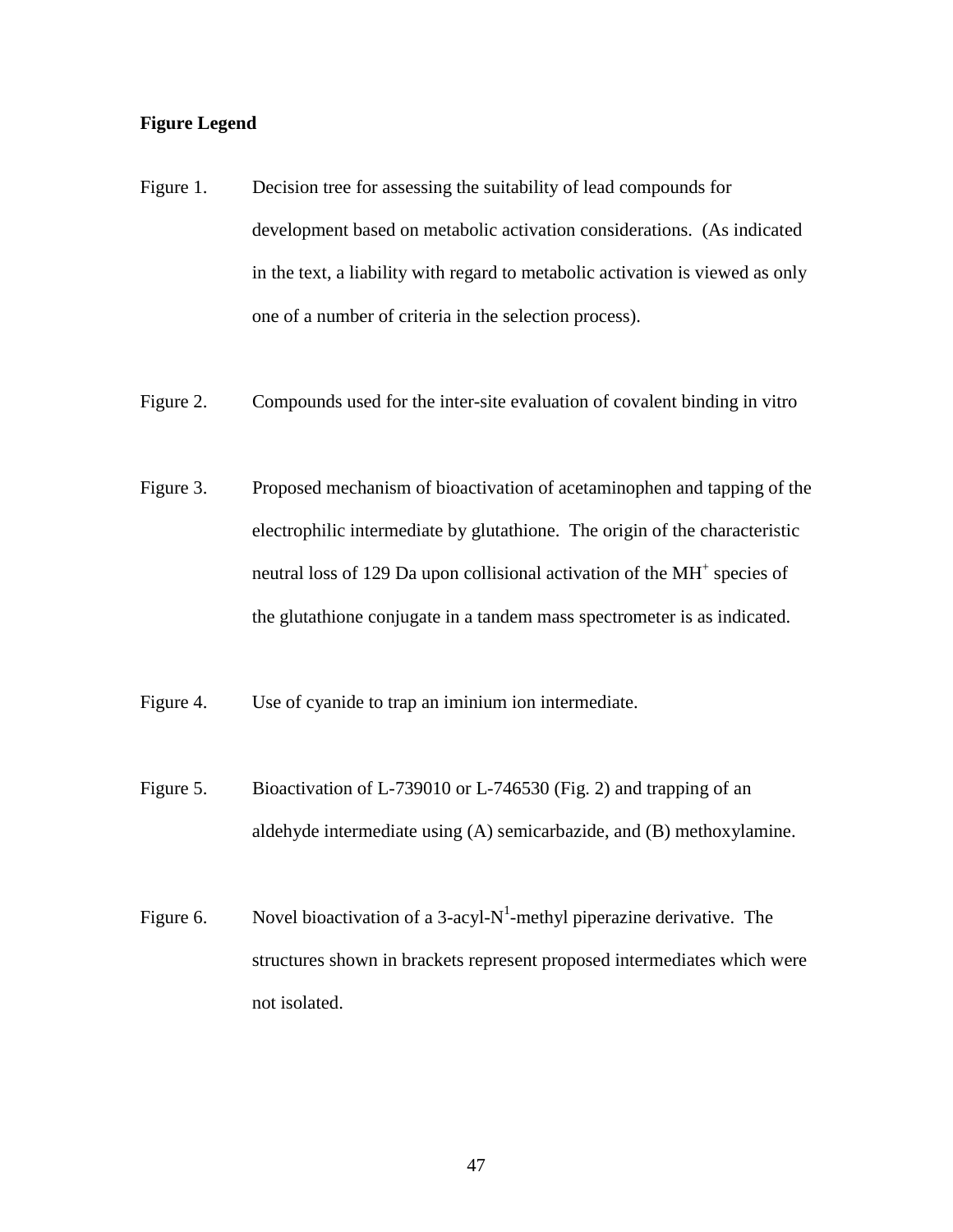**Figure Legend**

Figure 1. Decision tree for assessing the suitability of lead compounds for development based on metabolic activation considerations. (As indicated in the text, a liability with regard to metabolic activation is viewed as only one of a number of criteria in the selection process).

Figure 2. Compounds used for the inter-site evaluation of covalent binding in vitro

Figure 3. Proposed mechanism of bioactivation of acetaminophen and tapping of the electrophilic intermediate by glutathione. The origin of the characteristic neutral loss of 129 Da upon collisional activation of the $MH^+$ species of the glutathione conjugate in a tandem mass spectrometer is as indicated.

Figure 4. Use of cyanide to trap an iminium ion intermediate.

Figure 5. Bioactivation of L-739010 or L-746530 (Fig. 2) and trapping of an aldehyde intermediate using (A) semicarbazide, and (B) methoxylamine.

Figure 6. Novel bioactivation of a 3-acyl-$N^1$-methyl piperazine derivative. The structures shown in brackets represent proposed intermediates which were not isolated.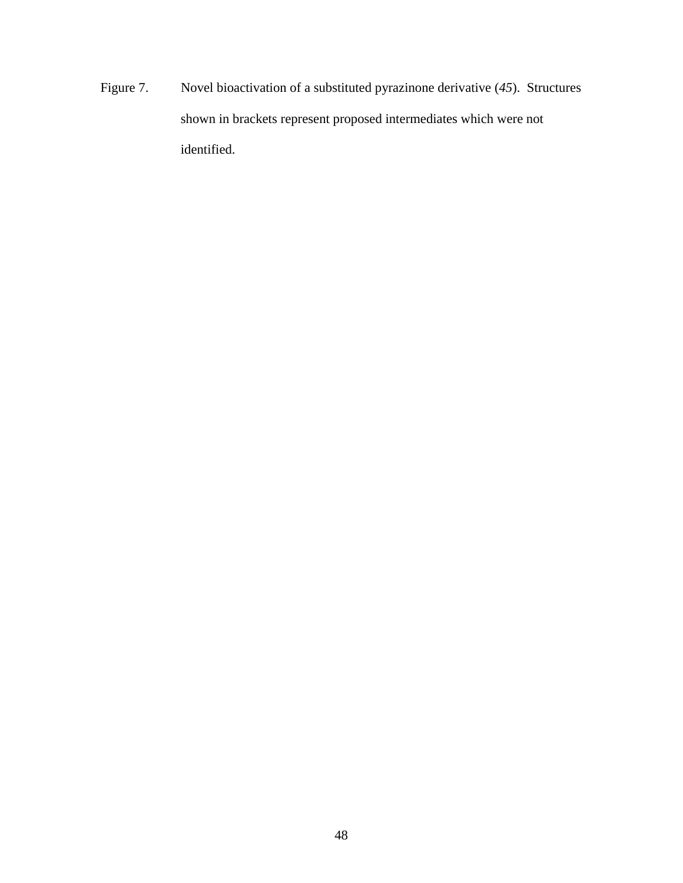Figure 7. Novel bioactivation of a substituted pyrazinone derivative (*45*). Structures shown in brackets represent proposed intermediates which were not identified.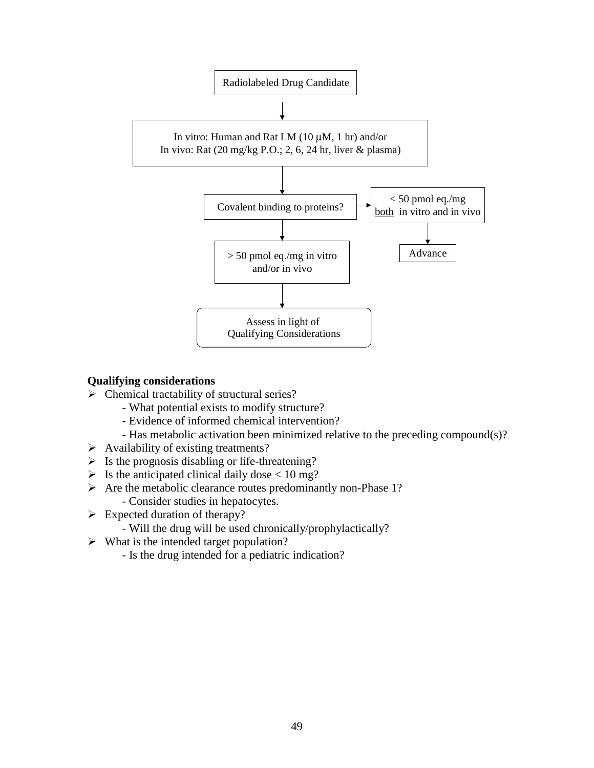Radiolabeled Drug Candidate

↓

In vitro: Human and Rat LM (10 μM, 1 hr) and/or
In vivo: Rat (20 mg/kg P.O.; 2, 6, 24 hr, liver & plasma)

↓

Covalent binding to proteins? → < 50 pmol eq./mg both in vitro and in vivo → Advance

↓

> 50 pmol eq./mg in vitro and/or in vivo

↓

Assess in light of Qualifying Considerations

**Qualifying considerations**

- Chemical tractability of structural series?
  - What potential exists to modify structure?
  - Evidence of informed chemical intervention?
  - Has metabolic activation been minimized relative to the preceding compound(s)?
- Availability of existing treatments?
- Is the prognosis disabling or life-threatening?
- Is the anticipated clinical daily dose < 10 mg?
- Are the metabolic clearance routes predominantly non-Phase 1?
  - Consider studies in hepatocytes.
- Expected duration of therapy?
  - Will the drug will be used chronically/prophylactically?
- What is the intended target population?
  - Is the drug intended for a pediatric indication?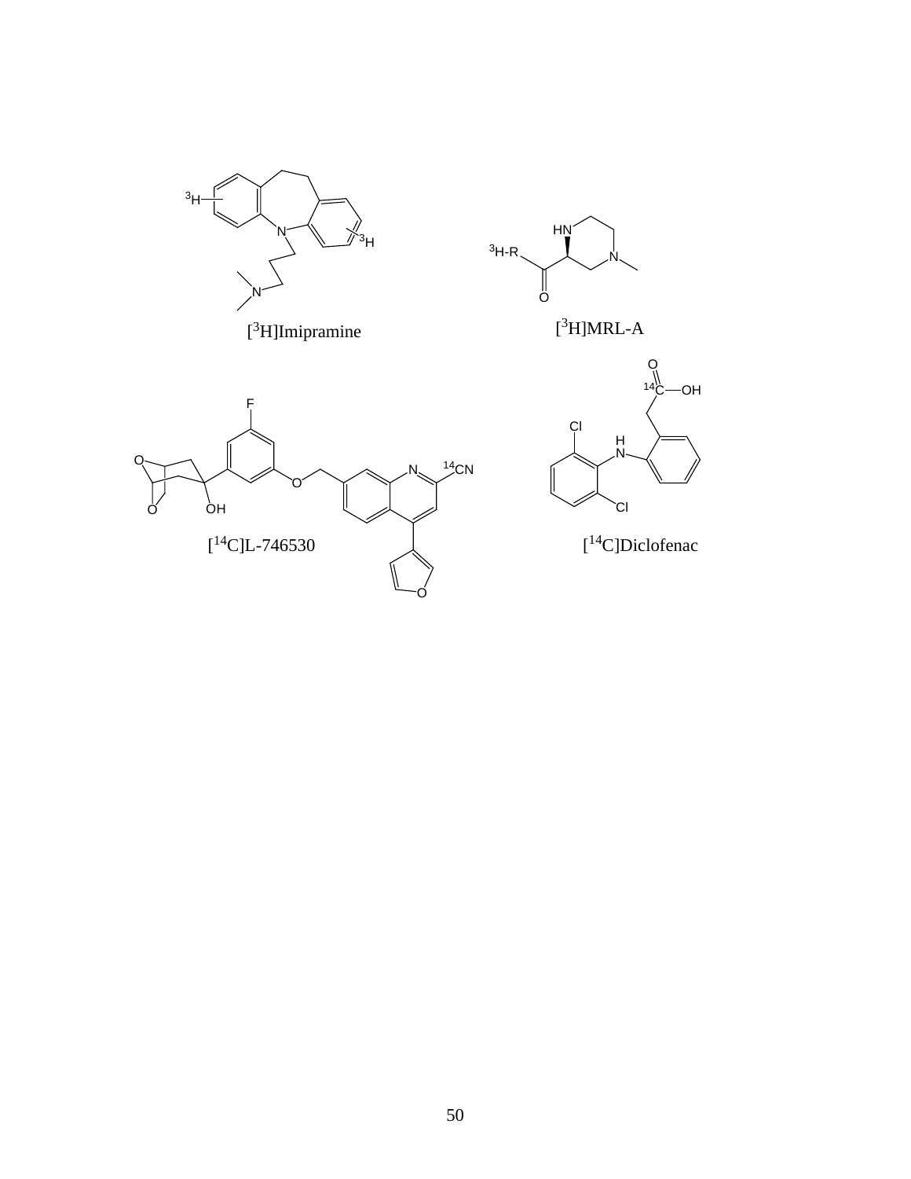$[^3H]$Imipramine

$[^3H]$MRL-A

$[^{14}C]$L-746530

$[^{14}C]$Diclofenac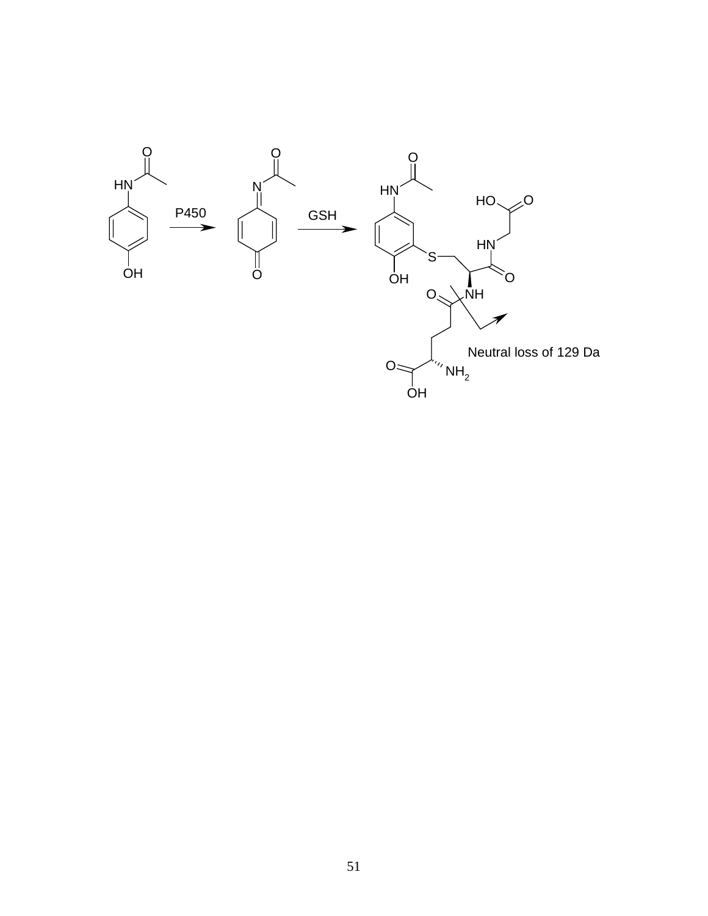P450

GSH

Neutral loss of 129 Da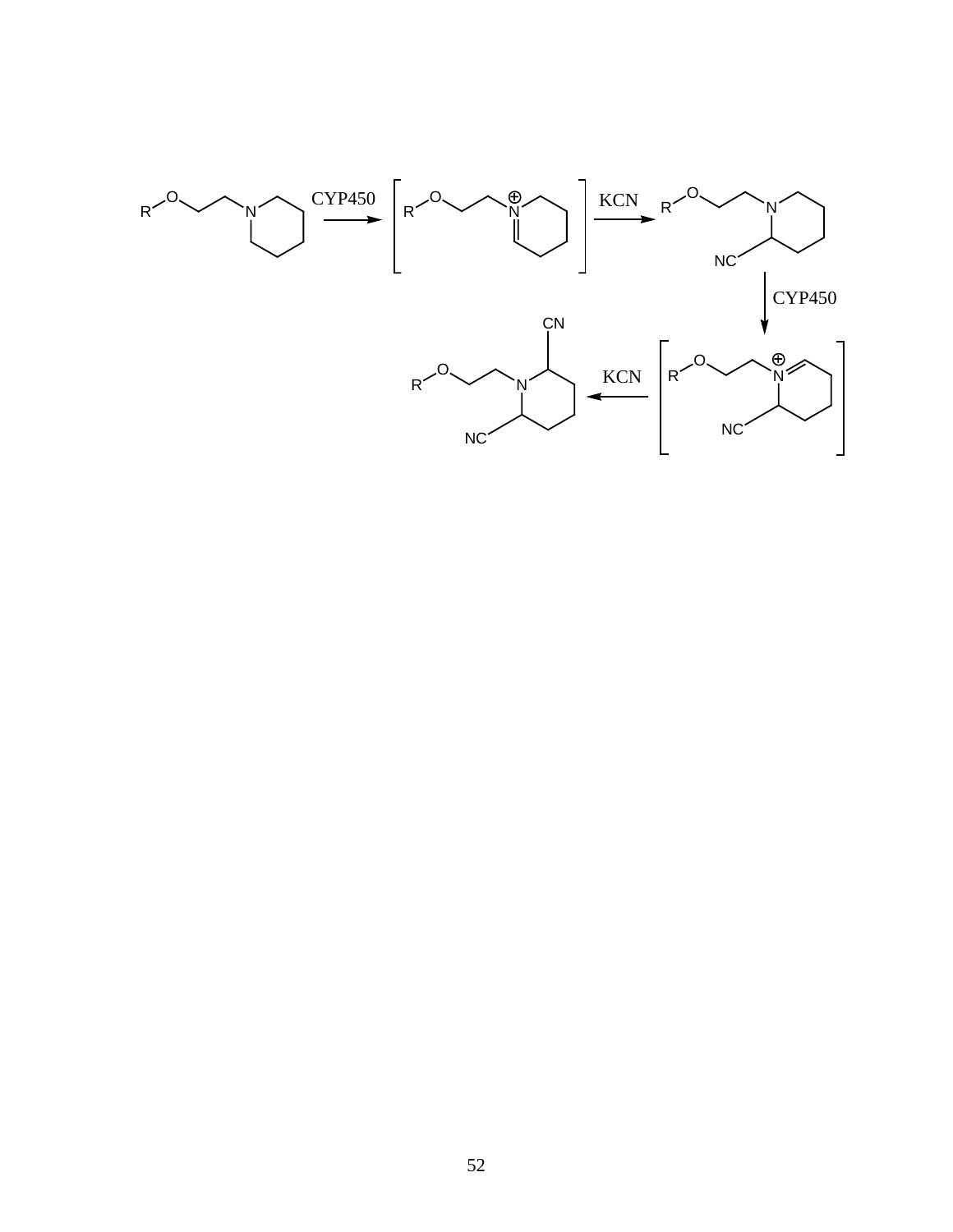CYP450 → KCN → CYP450 → KCN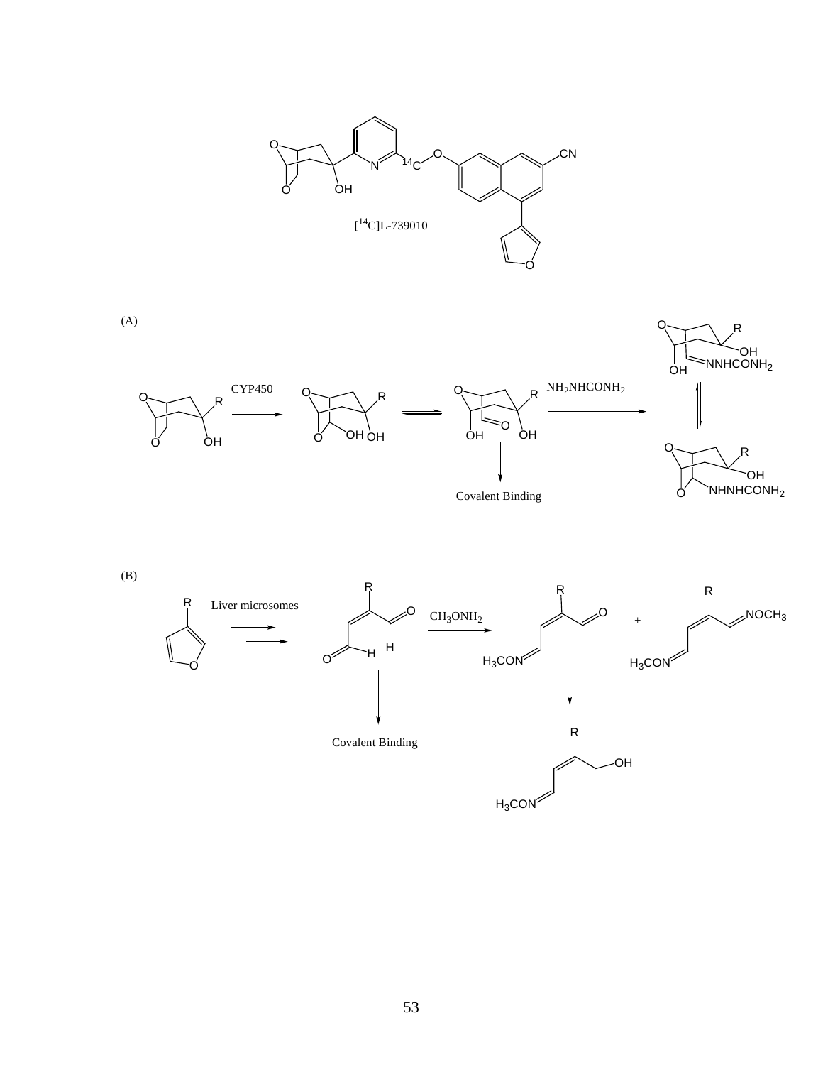$[^{14}C]$L-739010

(A)

CYP450

$NH_2NHCONH_2$

Covalent Binding

(B)

Liver microsomes

$CH_3ONH_2$

Covalent Binding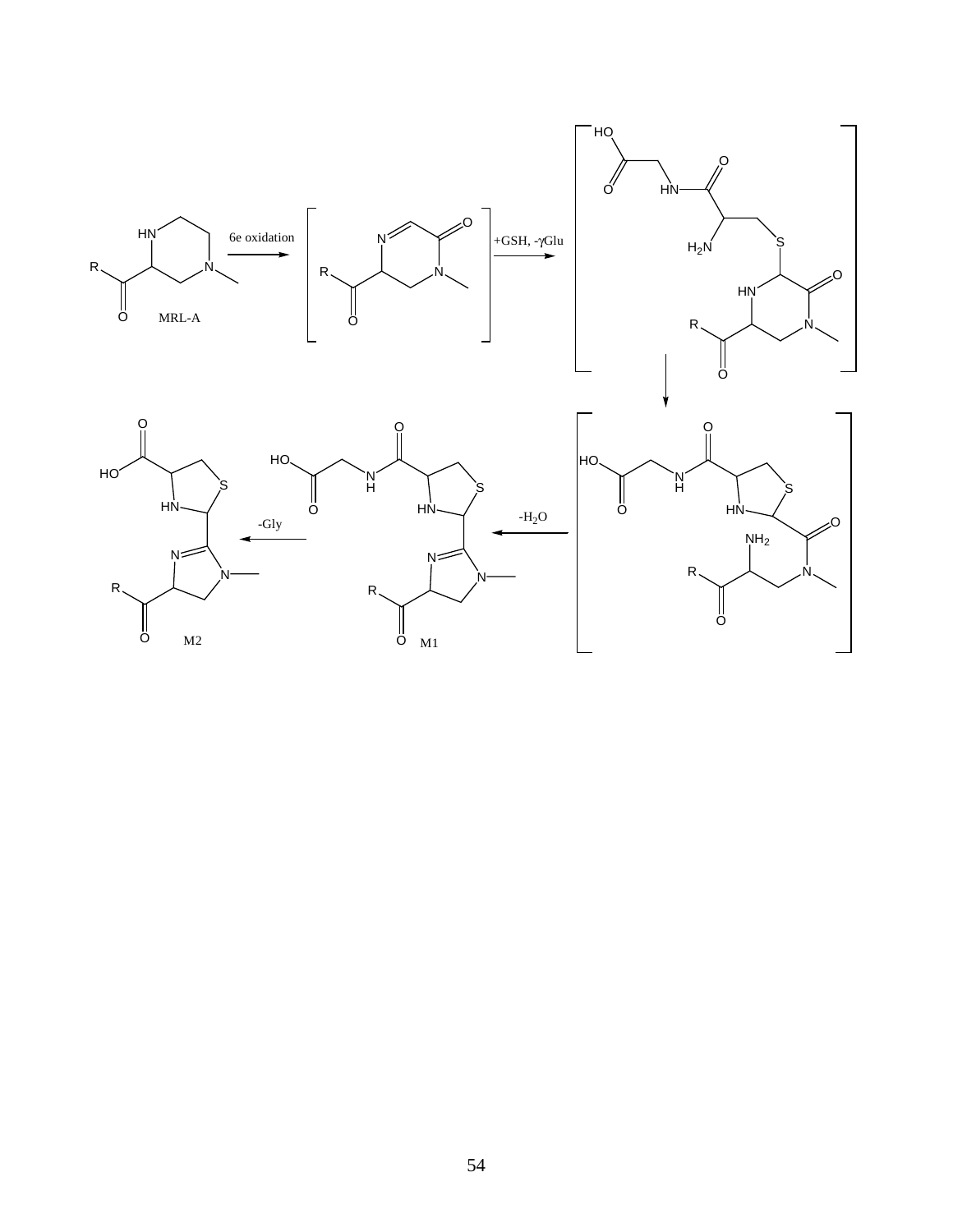MRL-A

6e oxidation

+GSH, -γGlu

$-H_2O$

-Gly

M1

M2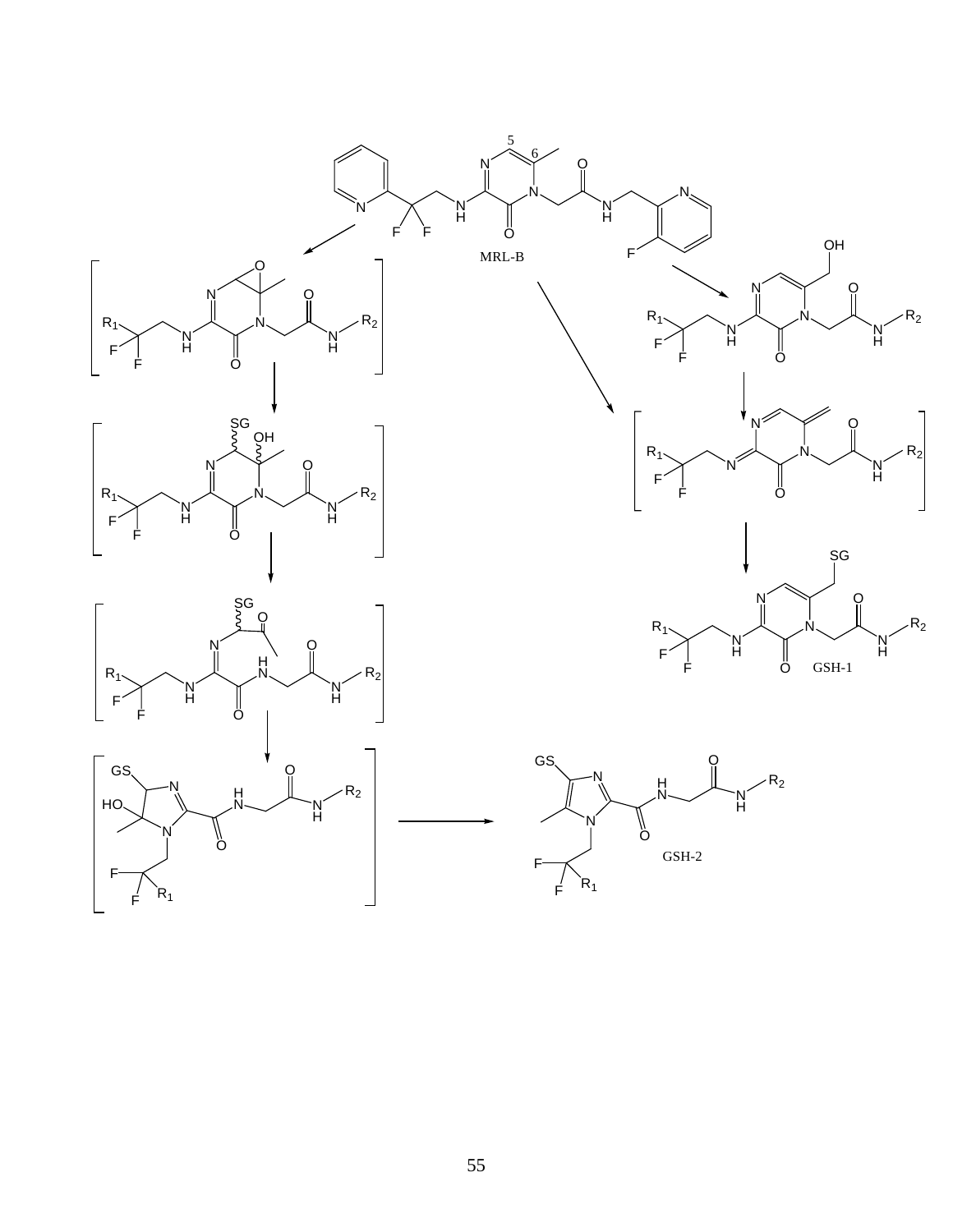MRL-B

GSH-1

GSH-2